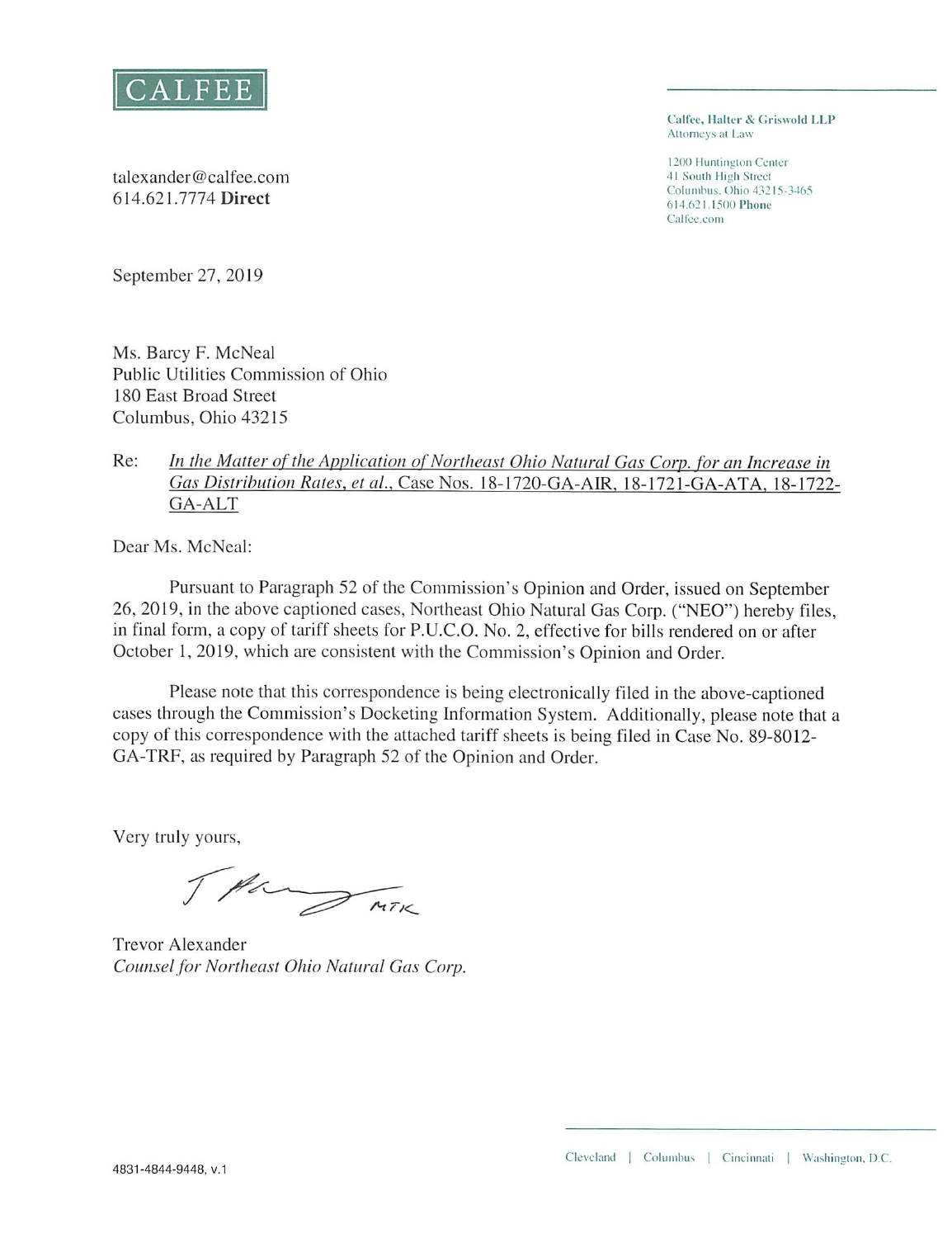CALFEE

Calfee, Halter & Griswold LLP
Attorneys at Law

1200 Huntington Center
41 South High Street
Columbus, Ohio 43215-3465
614.621.1500 **Phone**
Calfee.com

talexander@calfee.com
614.621.7774 **Direct**

September 27, 2019

Ms. Barcy F. McNeal
Public Utilities Commission of Ohio
180 East Broad Street
Columbus, Ohio 43215

Re: *In the Matter of the Application of Northeast Ohio Natural Gas Corp. for an Increase in Gas Distribution Rates, et al.*, Case Nos. 18-1720-GA-AIR, 18-1721-GA-ATA, 18-1722-GA-ALT

Dear Ms. McNeal:

Pursuant to Paragraph 52 of the Commission's Opinion and Order, issued on September 26, 2019, in the above captioned cases, Northeast Ohio Natural Gas Corp. ("NEO") hereby files, in final form, a copy of tariff sheets for P.U.C.O. No. 2, effective for bills rendered on or after October 1, 2019, which are consistent with the Commission's Opinion and Order.

Please note that this correspondence is being electronically filed in the above-captioned cases through the Commission's Docketing Information System. Additionally, please note that a copy of this correspondence with the attached tariff sheets is being filed in Case No. 89-8012-GA-TRF, as required by Paragraph 52 of the Opinion and Order.

Very truly yours,

T Alexander MTK

Trevor Alexander
*Counsel for Northeast Ohio Natural Gas Corp.*

4831-4844-9448, v.1

Cleveland | Columbus | Cincinnati | Washington, D.C.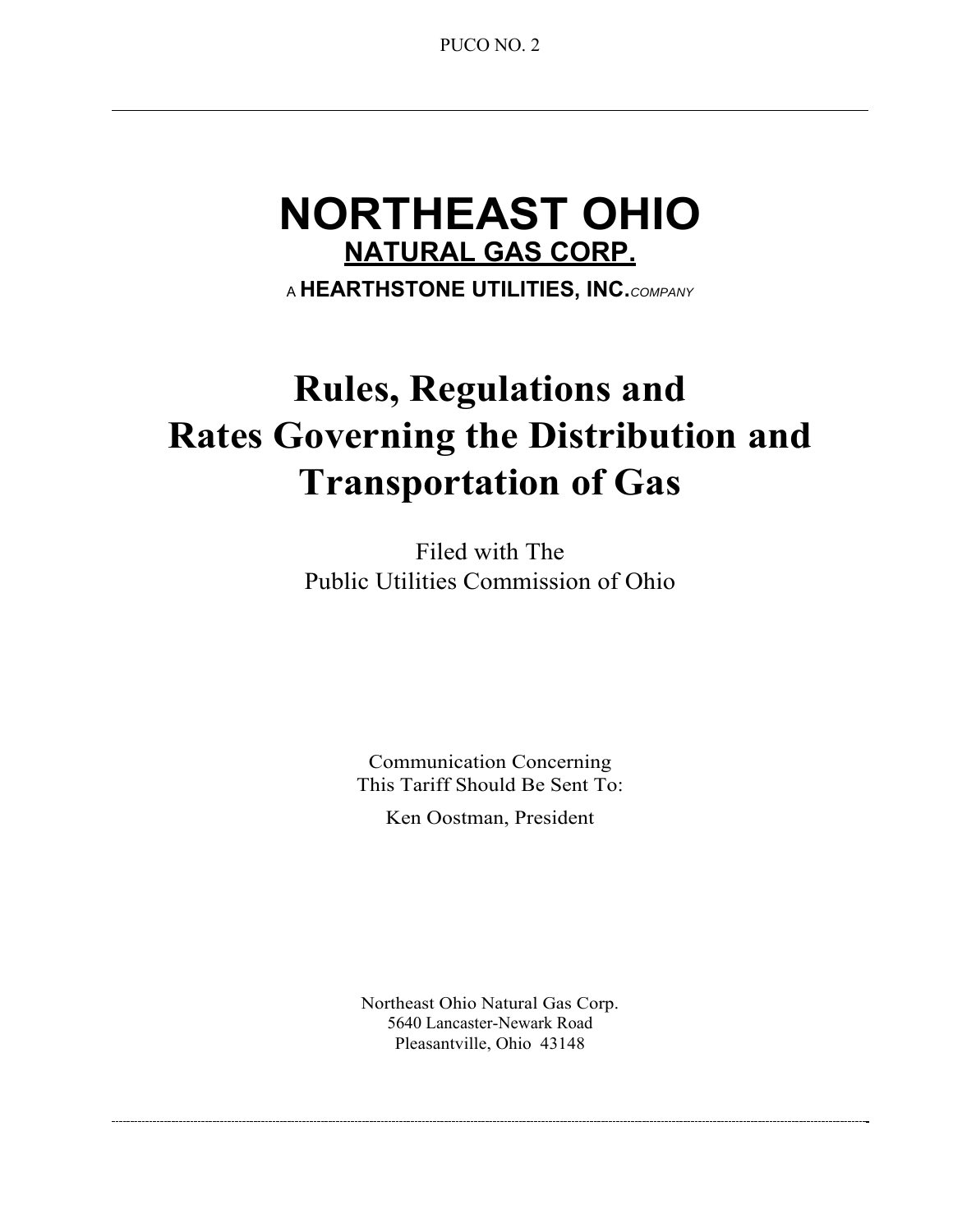PUCO NO. 2

# NORTHEAST OHIO

## NATURAL GAS CORP.

A **HEARTHSTONE UTILITIES, INC.** *COMPANY*

# Rules, Regulations and Rates Governing the Distribution and Transportation of Gas

Filed with The
Public Utilities Commission of Ohio

Communication Concerning
This Tariff Should Be Sent To:

Ken Oostman, President

Northeast Ohio Natural Gas Corp.
5640 Lancaster-Newark Road
Pleasantville, Ohio 43148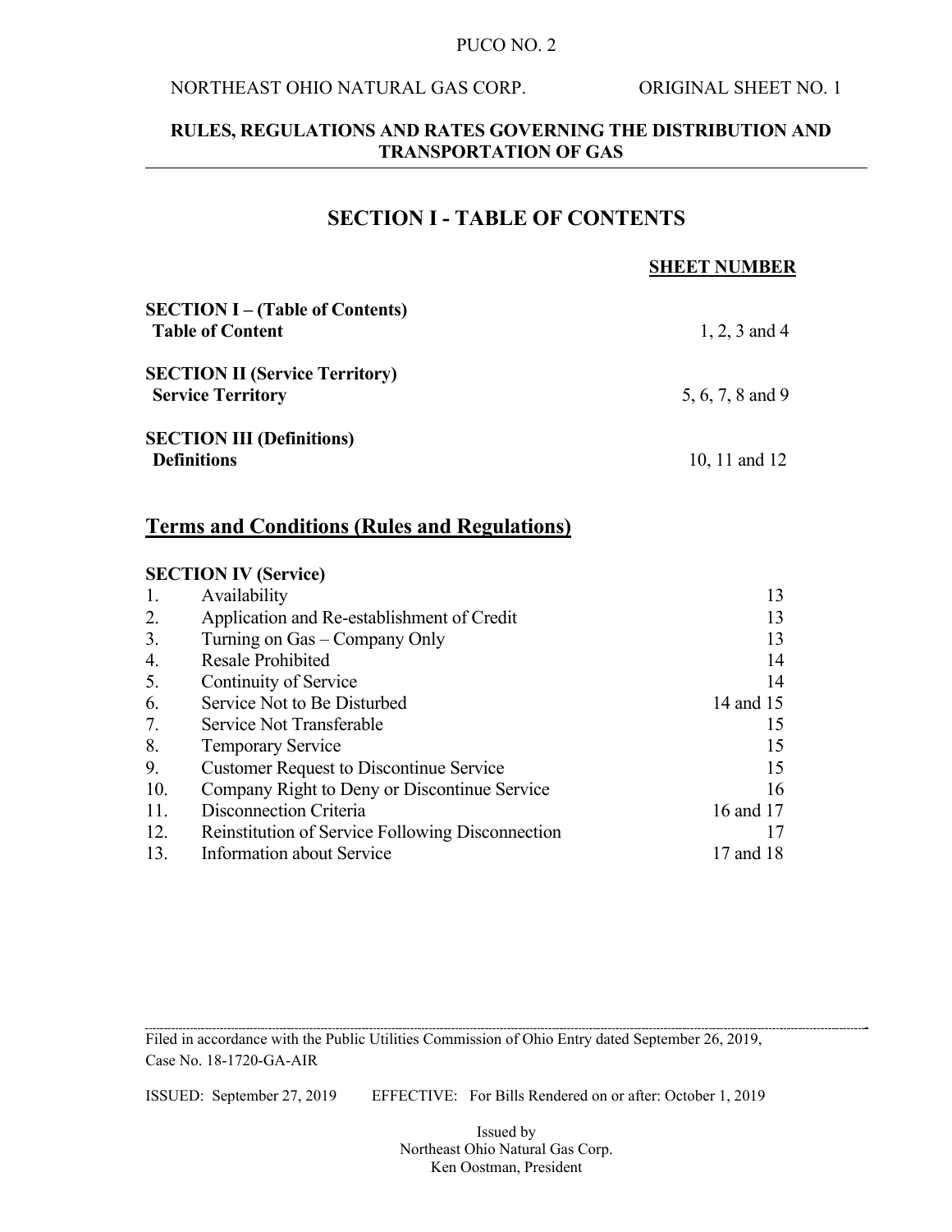# SECTION I - TABLE OF CONTENTS

| | SHEET NUMBER |
|---|---|
| **SECTION I – (Table of Contents)**<br>**Table of Content** | 1, 2, 3 and 4 |
| **SECTION II (Service Territory)**<br>**Service Territory** | 5, 6, 7, 8 and 9 |
| **SECTION III (Definitions)**<br>**Definitions** | 10, 11 and 12 |

## Terms and Conditions (Rules and Regulations)

**SECTION IV (Service)**

| | | |
|---|---|---|
| 1. | Availability | 13 |
| 2. | Application and Re-establishment of Credit | 13 |
| 3. | Turning on Gas – Company Only | 13 |
| 4. | Resale Prohibited | 14 |
| 5. | Continuity of Service | 14 |
| 6. | Service Not to Be Disturbed | 14 and 15 |
| 7. | Service Not Transferable | 15 |
| 8. | Temporary Service | 15 |
| 9. | Customer Request to Discontinue Service | 15 |
| 10. | Company Right to Deny or Discontinue Service | 16 |
| 11. | Disconnection Criteria | 16 and 17 |
| 12. | Reinstitution of Service Following Disconnection | 17 |
| 13. | Information about Service | 17 and 18 |

Filed in accordance with the Public Utilities Commission of Ohio Entry dated September 26, 2019, Case No. 18-1720-GA-AIR

ISSUED: September 27, 2019 EFFECTIVE: For Bills Rendered on or after: October 1, 2019

Issued by
Northeast Ohio Natural Gas Corp.
Ken Oostman, President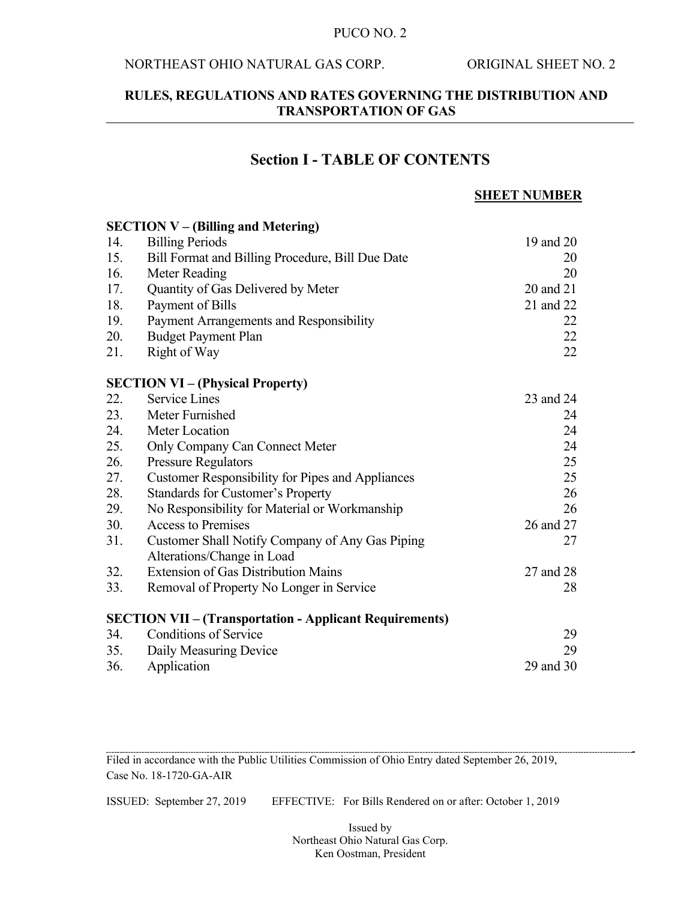## RULES, REGULATIONS AND RATES GOVERNING THE DISTRIBUTION AND TRANSPORTATION OF GAS

# Section I - TABLE OF CONTENTS

| | | SHEET NUMBER |
|---|---|---|
| **SECTION V – (Billing and Metering)** | | |
| 14. | Billing Periods | 19 and 20 |
| 15. | Bill Format and Billing Procedure, Bill Due Date | 20 |
| 16. | Meter Reading | 20 |
| 17. | Quantity of Gas Delivered by Meter | 20 and 21 |
| 18. | Payment of Bills | 21 and 22 |
| 19. | Payment Arrangements and Responsibility | 22 |
| 20. | Budget Payment Plan | 22 |
| 21. | Right of Way | 22 |
| **SECTION VI – (Physical Property)** | | |
| 22. | Service Lines | 23 and 24 |
| 23. | Meter Furnished | 24 |
| 24. | Meter Location | 24 |
| 25. | Only Company Can Connect Meter | 24 |
| 26. | Pressure Regulators | 25 |
| 27. | Customer Responsibility for Pipes and Appliances | 25 |
| 28. | Standards for Customer's Property | 26 |
| 29. | No Responsibility for Material or Workmanship | 26 |
| 30. | Access to Premises | 26 and 27 |
| 31. | Customer Shall Notify Company of Any Gas Piping Alterations/Change in Load | 27 |
| 32. | Extension of Gas Distribution Mains | 27 and 28 |
| 33. | Removal of Property No Longer in Service | 28 |
| **SECTION VII – (Transportation - Applicant Requirements)** | | |
| 34. | Conditions of Service | 29 |
| 35. | Daily Measuring Device | 29 |
| 36. | Application | 29 and 30 |

Filed in accordance with the Public Utilities Commission of Ohio Entry dated September 26, 2019, Case No. 18-1720-GA-AIR

ISSUED: September 27, 2019 EFFECTIVE: For Bills Rendered on or after: October 1, 2019

Issued by
Northeast Ohio Natural Gas Corp.
Ken Oostman, President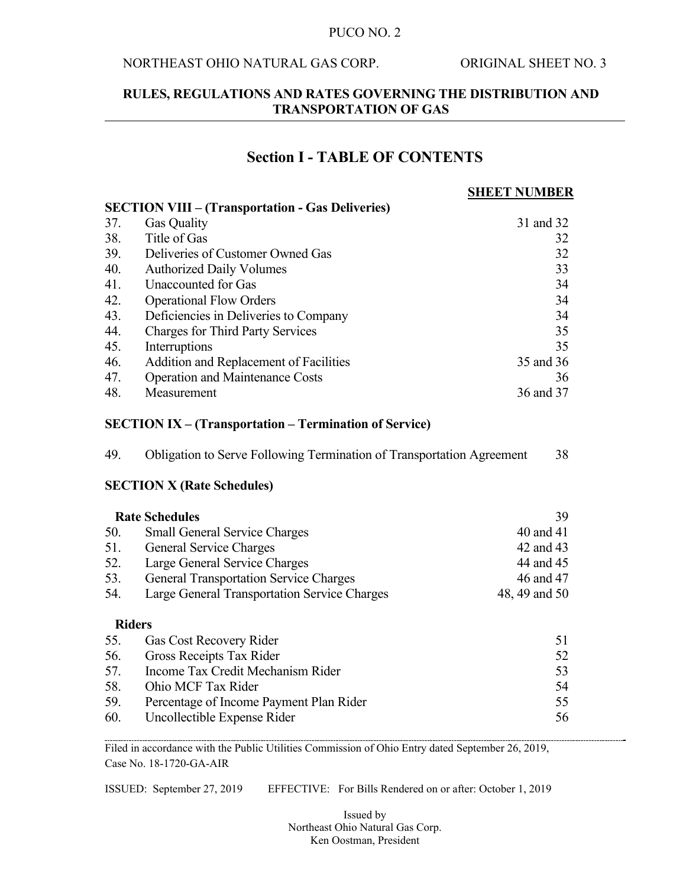# Section I - TABLE OF CONTENTS

| | | SHEET NUMBER |
|---|---|---|
| **SECTION VIII – (Transportation - Gas Deliveries)** | | |
| 37. | Gas Quality | 31 and 32 |
| 38. | Title of Gas | 32 |
| 39. | Deliveries of Customer Owned Gas | 32 |
| 40. | Authorized Daily Volumes | 33 |
| 41. | Unaccounted for Gas | 34 |
| 42. | Operational Flow Orders | 34 |
| 43. | Deficiencies in Deliveries to Company | 34 |
| 44. | Charges for Third Party Services | 35 |
| 45. | Interruptions | 35 |
| 46. | Addition and Replacement of Facilities | 35 and 36 |
| 47. | Operation and Maintenance Costs | 36 |
| 48. | Measurement | 36 and 37 |
| **SECTION IX – (Transportation – Termination of Service)** | | |
| 49. | Obligation to Serve Following Termination of Transportation Agreement | 38 |
| **SECTION X (Rate Schedules)** | | |
| **Rate Schedules** | | 39 |
| 50. | Small General Service Charges | 40 and 41 |
| 51. | General Service Charges | 42 and 43 |
| 52. | Large General Service Charges | 44 and 45 |
| 53. | General Transportation Service Charges | 46 and 47 |
| 54. | Large General Transportation Service Charges | 48, 49 and 50 |
| **Riders** | | |
| 55. | Gas Cost Recovery Rider | 51 |
| 56. | Gross Receipts Tax Rider | 52 |
| 57. | Income Tax Credit Mechanism Rider | 53 |
| 58. | Ohio MCF Tax Rider | 54 |
| 59. | Percentage of Income Payment Plan Rider | 55 |
| 60. | Uncollectible Expense Rider | 56 |

Filed in accordance with the Public Utilities Commission of Ohio Entry dated September 26, 2019, Case No. 18-1720-GA-AIR

ISSUED: September 27, 2019 EFFECTIVE: For Bills Rendered on or after: October 1, 2019

Issued by
Northeast Ohio Natural Gas Corp.
Ken Oostman, President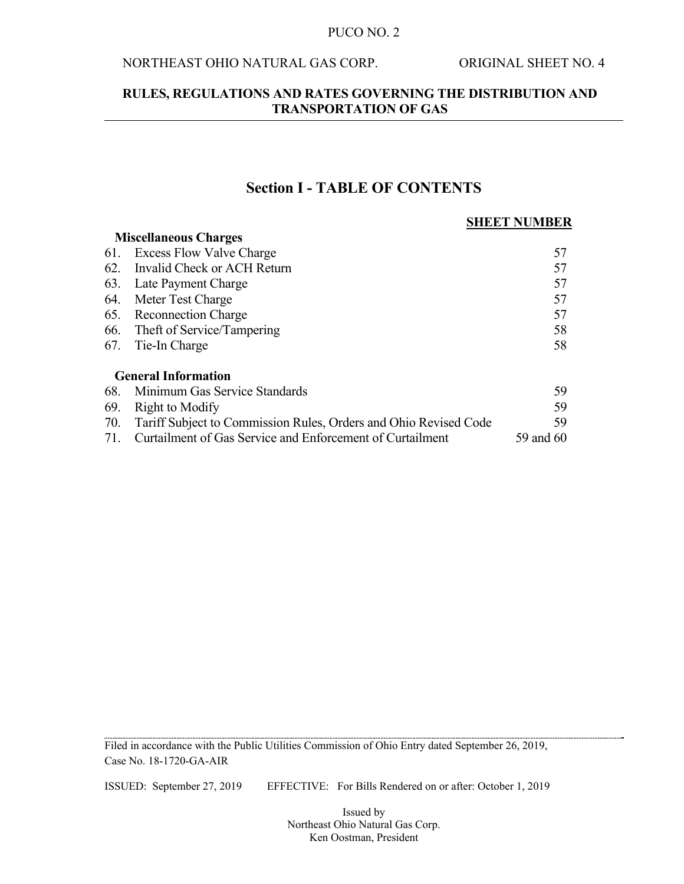# Section I - TABLE OF CONTENTS

| | | SHEET NUMBER |
|---|---|---|
| **Miscellaneous Charges** | | |
| 61. | Excess Flow Valve Charge | 57 |
| 62. | Invalid Check or ACH Return | 57 |
| 63. | Late Payment Charge | 57 |
| 64. | Meter Test Charge | 57 |
| 65. | Reconnection Charge | 57 |
| 66. | Theft of Service/Tampering | 58 |
| 67. | Tie-In Charge | 58 |
| **General Information** | | |
| 68. | Minimum Gas Service Standards | 59 |
| 69. | Right to Modify | 59 |
| 70. | Tariff Subject to Commission Rules, Orders and Ohio Revised Code | 59 |
| 71. | Curtailment of Gas Service and Enforcement of Curtailment | 59 and 60 |

Filed in accordance with the Public Utilities Commission of Ohio Entry dated September 26, 2019, Case No. 18-1720-GA-AIR

ISSUED: September 27, 2019 EFFECTIVE: For Bills Rendered on or after: October 1, 2019

Issued by
Northeast Ohio Natural Gas Corp.
Ken Oostman, President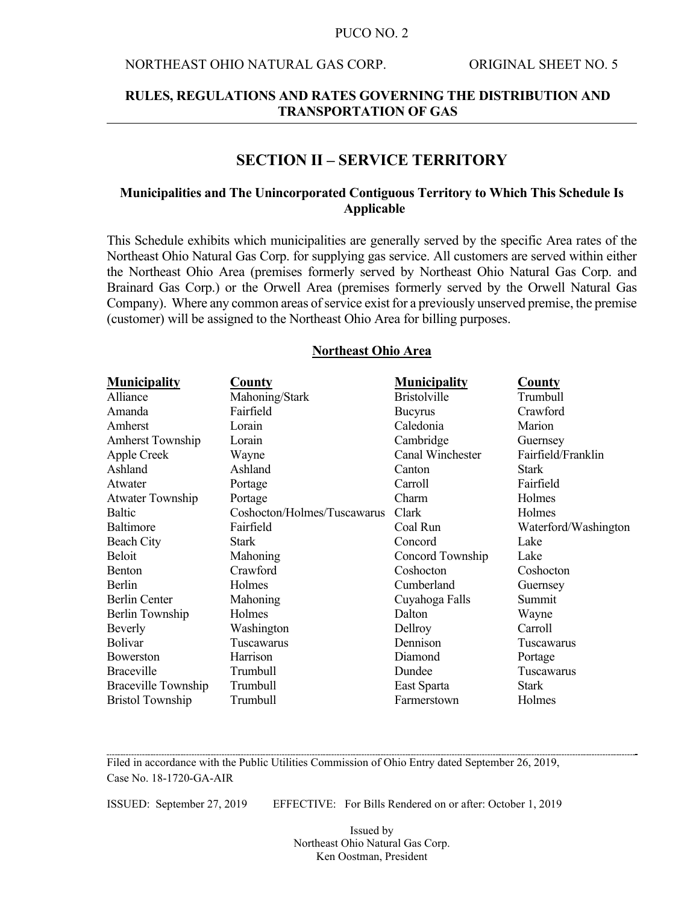PUCO NO. 2

NORTHEAST OHIO NATURAL GAS CORP. ORIGINAL SHEET NO. 5

**RULES, REGULATIONS AND RATES GOVERNING THE DISTRIBUTION AND TRANSPORTATION OF GAS**

## SECTION II – SERVICE TERRITORY

### Municipalities and The Unincorporated Contiguous Territory to Which This Schedule Is Applicable

This Schedule exhibits which municipalities are generally served by the specific Area rates of the Northeast Ohio Natural Gas Corp. for supplying gas service. All customers are served within either the Northeast Ohio Area (premises formerly served by Northeast Ohio Natural Gas Corp. and Brainard Gas Corp.) or the Orwell Area (premises formerly served by the Orwell Natural Gas Company). Where any common areas of service exist for a previously unserved premise, the premise (customer) will be assigned to the Northeast Ohio Area for billing purposes.

**Northeast Ohio Area**

| Municipality | County | Municipality | County |
|---|---|---|---|
| Alliance | Mahoning/Stark | Bristolville | Trumbull |
| Amanda | Fairfield | Bucyrus | Crawford |
| Amherst | Lorain | Caledonia | Marion |
| Amherst Township | Lorain | Cambridge | Guernsey |
| Apple Creek | Wayne | Canal Winchester | Fairfield/Franklin |
| Ashland | Ashland | Canton | Stark |
| Atwater | Portage | Carroll | Fairfield |
| Atwater Township | Portage | Charm | Holmes |
| Baltic | Coshocton/Holmes/Tuscawarus | Clark | Holmes |
| Baltimore | Fairfield | Coal Run | Waterford/Washington |
| Beach City | Stark | Concord | Lake |
| Beloit | Mahoning | Concord Township | Lake |
| Benton | Crawford | Coshocton | Coshocton |
| Berlin | Holmes | Cumberland | Guernsey |
| Berlin Center | Mahoning | Cuyahoga Falls | Summit |
| Berlin Township | Holmes | Dalton | Wayne |
| Beverly | Washington | Dellroy | Carroll |
| Bolivar | Tuscawarus | Dennison | Tuscawarus |
| Bowerston | Harrison | Diamond | Portage |
| Braceville | Trumbull | Dundee | Tuscawarus |
| Braceville Township | Trumbull | East Sparta | Stark |
| Bristol Township | Trumbull | Farmerstown | Holmes |

Filed in accordance with the Public Utilities Commission of Ohio Entry dated September 26, 2019, Case No. 18-1720-GA-AIR

ISSUED: September 27, 2019 EFFECTIVE: For Bills Rendered on or after: October 1, 2019

Issued by
Northeast Ohio Natural Gas Corp.
Ken Oostman, President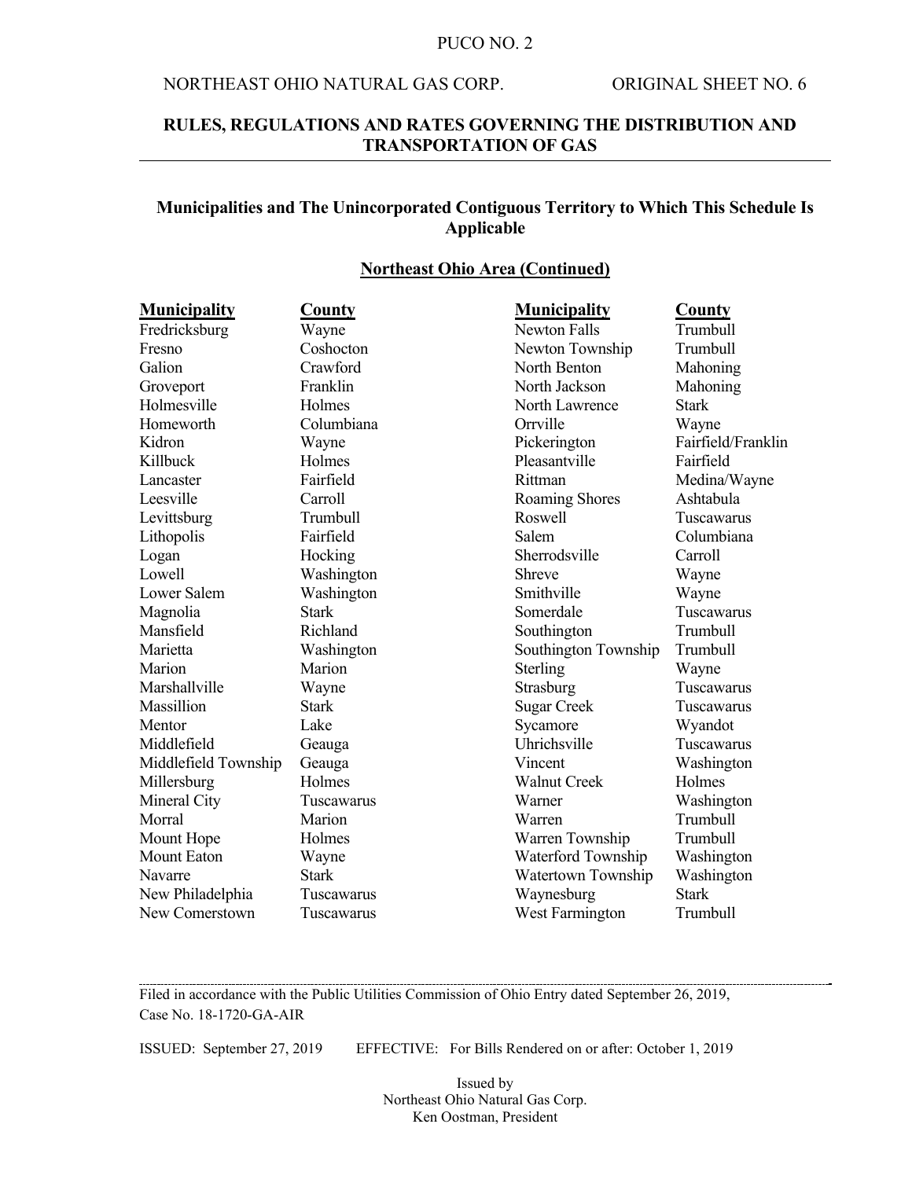## Municipalities and The Unincorporated Contiguous Territory to Which This Schedule Is Applicable

### Northeast Ohio Area (Continued)

| Municipality | County | Municipality | County |
|---|---|---|---|
| Fredricksburg | Wayne | Newton Falls | Trumbull |
| Fresno | Coshocton | Newton Township | Trumbull |
| Galion | Crawford | North Benton | Mahoning |
| Groveport | Franklin | North Jackson | Mahoning |
| Holmesville | Holmes | North Lawrence | Stark |
| Homeworth | Columbiana | Orrville | Wayne |
| Kidron | Wayne | Pickerington | Fairfield/Franklin |
| Killbuck | Holmes | Pleasantville | Fairfield |
| Lancaster | Fairfield | Rittman | Medina/Wayne |
| Leesville | Carroll | Roaming Shores | Ashtabula |
| Levittsburg | Trumbull | Roswell | Tuscawarus |
| Lithopolis | Fairfield | Salem | Columbiana |
| Logan | Hocking | Sherrodsville | Carroll |
| Lowell | Washington | Shreve | Wayne |
| Lower Salem | Washington | Smithville | Wayne |
| Magnolia | Stark | Somerdale | Tuscawarus |
| Mansfield | Richland | Southington | Trumbull |
| Marietta | Washington | Southington Township | Trumbull |
| Marion | Marion | Sterling | Wayne |
| Marshallville | Wayne | Strasburg | Tuscawarus |
| Massillion | Stark | Sugar Creek | Tuscawarus |
| Mentor | Lake | Sycamore | Wyandot |
| Middlefield | Geauga | Uhrichsville | Tuscawarus |
| Middlefield Township | Geauga | Vincent | Washington |
| Millersburg | Holmes | Walnut Creek | Holmes |
| Mineral City | Tuscawarus | Warner | Washington |
| Morral | Marion | Warren | Trumbull |
| Mount Hope | Holmes | Warren Township | Trumbull |
| Mount Eaton | Wayne | Waterford Township | Washington |
| Navarre | Stark | Watertown Township | Washington |
| New Philadelphia | Tuscawarus | Waynesburg | Stark |
| New Comerstown | Tuscawarus | West Farmington | Trumbull |

Filed in accordance with the Public Utilities Commission of Ohio Entry dated September 26, 2019, Case No. 18-1720-GA-AIR

ISSUED: September 27, 2019 EFFECTIVE: For Bills Rendered on or after: October 1, 2019

Issued by
Northeast Ohio Natural Gas Corp.
Ken Oostman, President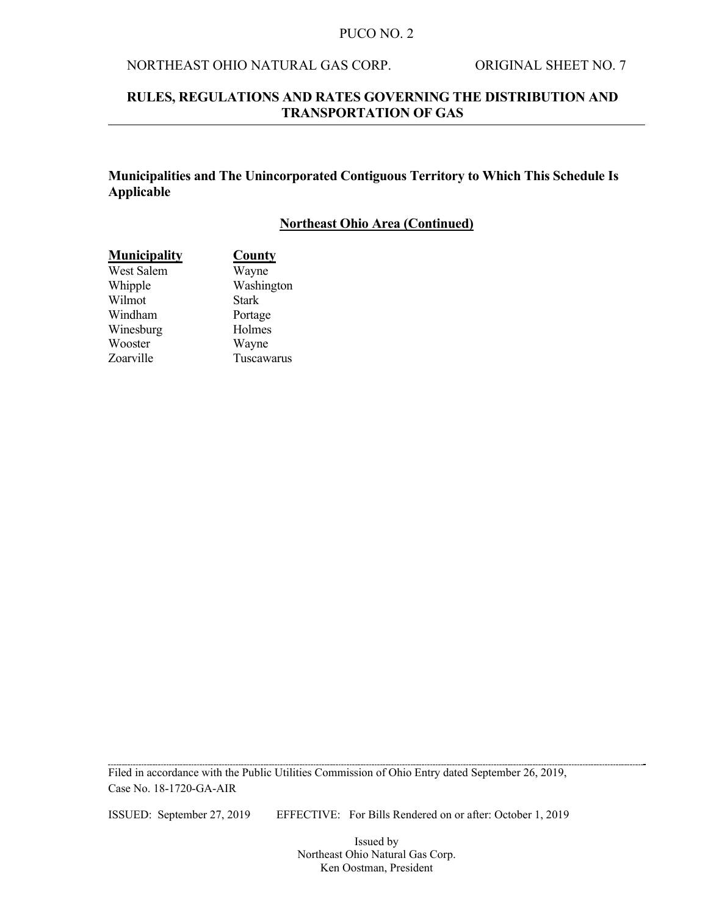## Municipalities and The Unincorporated Contiguous Territory to Which This Schedule Is Applicable

### Northeast Ohio Area (Continued)

| Municipality | County |
|---|---|
| West Salem | Wayne |
| Whipple | Washington |
| Wilmot | Stark |
| Windham | Portage |
| Winesburg | Holmes |
| Wooster | Wayne |
| Zoarville | Tuscawarus |

Filed in accordance with the Public Utilities Commission of Ohio Entry dated September 26, 2019, Case No. 18-1720-GA-AIR

ISSUED: September 27, 2019 EFFECTIVE: For Bills Rendered on or after: October 1, 2019

Issued by
Northeast Ohio Natural Gas Corp.
Ken Oostman, President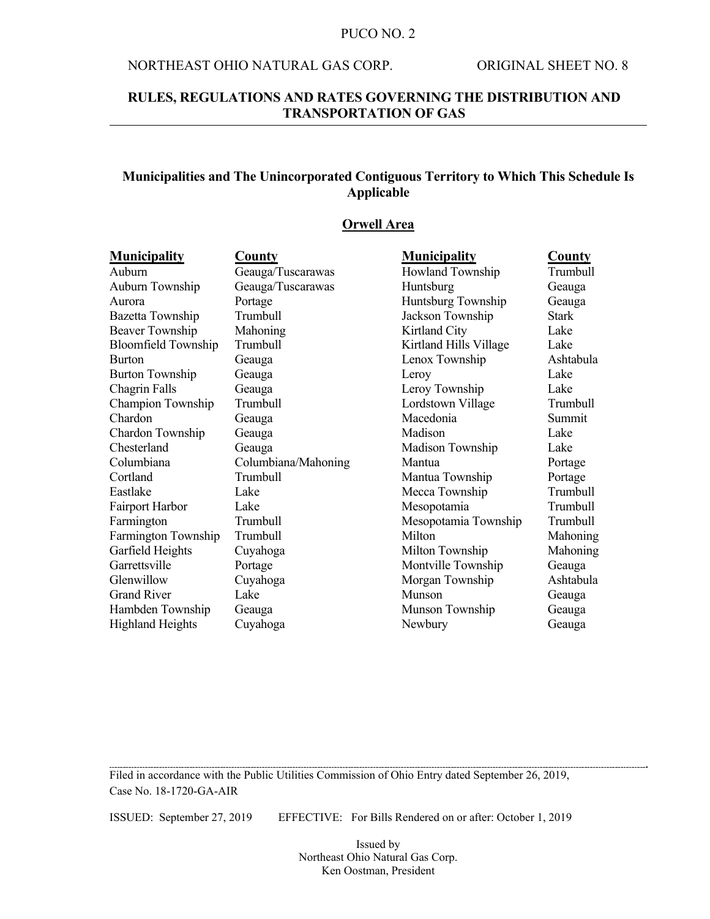PUCO NO. 2

NORTHEAST OHIO NATURAL GAS CORP. ORIGINAL SHEET NO. 8

**RULES, REGULATIONS AND RATES GOVERNING THE DISTRIBUTION AND TRANSPORTATION OF GAS**

## Municipalities and The Unincorporated Contiguous Territory to Which This Schedule Is Applicable

### Orwell Area

| Municipality | County |
|---|---|
| Auburn | Geauga/Tuscarawas |
| Auburn Township | Geauga/Tuscarawas |
| Aurora | Portage |
| Bazetta Township | Trumbull |
| Beaver Township | Mahoning |
| Bloomfield Township | Trumbull |
| Burton | Geauga |
| Burton Township | Geauga |
| Chagrin Falls | Geauga |
| Champion Township | Trumbull |
| Chardon | Geauga |
| Chardon Township | Geauga |
| Chesterland | Geauga |
| Columbiana | Columbiana/Mahoning |
| Cortland | Trumbull |
| Eastlake | Lake |
| Fairport Harbor | Lake |
| Farmington | Trumbull |
| Farmington Township | Trumbull |
| Garfield Heights | Cuyahoga |
| Garrettsville | Portage |
| Glenwillow | Cuyahoga |
| Grand River | Lake |
| Hambden Township | Geauga |
| Highland Heights | Cuyahoga |
| Howland Township | Trumbull |
| Huntsburg | Geauga |
| Huntsburg Township | Geauga |
| Jackson Township | Stark |
| Kirtland City | Lake |
| Kirtland Hills Village | Lake |
| Lenox Township | Ashtabula |
| Leroy | Lake |
| Leroy Township | Lake |
| Lordstown Village | Trumbull |
| Macedonia | Summit |
| Madison | Lake |
| Madison Township | Lake |
| Mantua | Portage |
| Mantua Township | Portage |
| Mecca Township | Trumbull |
| Mesopotamia | Trumbull |
| Mesopotamia Township | Trumbull |
| Milton | Mahoning |
| Milton Township | Mahoning |
| Montville Township | Geauga |
| Morgan Township | Ashtabula |
| Munson | Geauga |
| Munson Township | Geauga |
| Newbury | Geauga |

Filed in accordance with the Public Utilities Commission of Ohio Entry dated September 26, 2019, Case No. 18-1720-GA-AIR

ISSUED: September 27, 2019 EFFECTIVE: For Bills Rendered on or after: October 1, 2019

Issued by
Northeast Ohio Natural Gas Corp.
Ken Oostman, President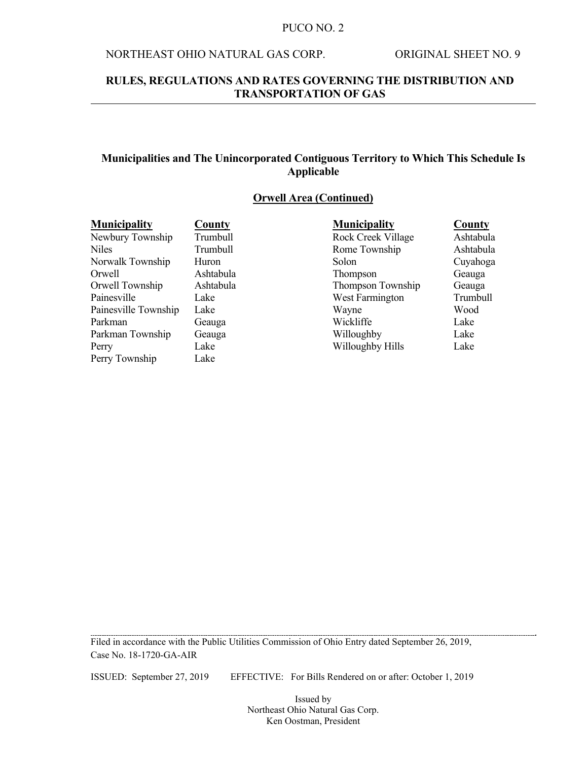## Municipalities and The Unincorporated Contiguous Territory to Which This Schedule Is Applicable

### Orwell Area (Continued)

| Municipality | County | Municipality | County |
|---|---|---|---|
| Newbury Township | Trumbull | Rock Creek Village | Ashtabula |
| Niles | Trumbull | Rome Township | Ashtabula |
| Norwalk Township | Huron | Solon | Cuyahoga |
| Orwell | Ashtabula | Thompson | Geauga |
| Orwell Township | Ashtabula | Thompson Township | Geauga |
| Painesville | Lake | West Farmington | Trumbull |
| Painesville Township | Lake | Wayne | Wood |
| Parkman | Geauga | Wickliffe | Lake |
| Parkman Township | Geauga | Willoughby | Lake |
| Perry | Lake | Willoughby Hills | Lake |
| Perry Township | Lake | | |

Filed in accordance with the Public Utilities Commission of Ohio Entry dated September 26, 2019, Case No. 18-1720-GA-AIR

ISSUED: September 27, 2019 EFFECTIVE: For Bills Rendered on or after: October 1, 2019

Issued by
Northeast Ohio Natural Gas Corp.
Ken Oostman, President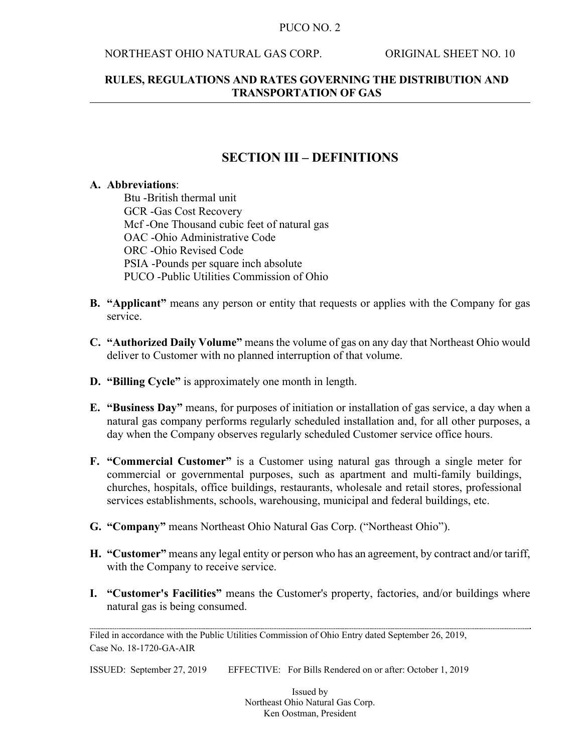## SECTION III – DEFINITIONS

**A. Abbreviations**:

Btu -British thermal unit
GCR -Gas Cost Recovery
Mcf -One Thousand cubic feet of natural gas
OAC -Ohio Administrative Code
ORC -Ohio Revised Code
PSIA -Pounds per square inch absolute
PUCO -Public Utilities Commission of Ohio

**B. "Applicant"** means any person or entity that requests or applies with the Company for gas service.

**C. "Authorized Daily Volume"** means the volume of gas on any day that Northeast Ohio would deliver to Customer with no planned interruption of that volume.

**D. "Billing Cycle"** is approximately one month in length.

**E. "Business Day"** means, for purposes of initiation or installation of gas service, a day when a natural gas company performs regularly scheduled installation and, for all other purposes, a day when the Company observes regularly scheduled Customer service office hours.

**F. "Commercial Customer"** is a Customer using natural gas through a single meter for commercial or governmental purposes, such as apartment and multi-family buildings, churches, hospitals, office buildings, restaurants, wholesale and retail stores, professional services establishments, schools, warehousing, municipal and federal buildings, etc.

**G. "Company"** means Northeast Ohio Natural Gas Corp. ("Northeast Ohio").

**H. "Customer"** means any legal entity or person who has an agreement, by contract and/or tariff, with the Company to receive service.

**I. "Customer's Facilities"** means the Customer's property, factories, and/or buildings where natural gas is being consumed.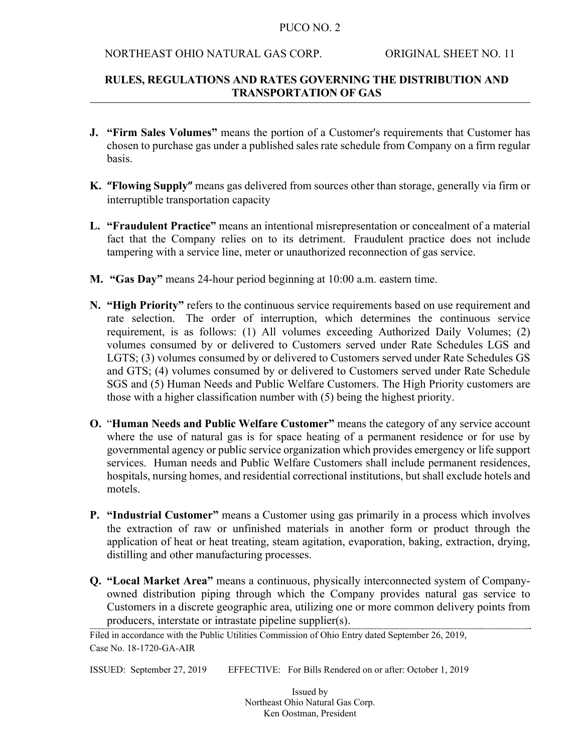**J. "Firm Sales Volumes"** means the portion of a Customer's requirements that Customer has chosen to purchase gas under a published sales rate schedule from Company on a firm regular basis.

**K. "Flowing Supply"** means gas delivered from sources other than storage, generally via firm or interruptible transportation capacity

**L. "Fraudulent Practice"** means an intentional misrepresentation or concealment of a material fact that the Company relies on to its detriment. Fraudulent practice does not include tampering with a service line, meter or unauthorized reconnection of gas service.

**M. "Gas Day"** means 24-hour period beginning at 10:00 a.m. eastern time.

**N. "High Priority"** refers to the continuous service requirements based on use requirement and rate selection. The order of interruption, which determines the continuous service requirement, is as follows: (1) All volumes exceeding Authorized Daily Volumes; (2) volumes consumed by or delivered to Customers served under Rate Schedules LGS and LGTS; (3) volumes consumed by or delivered to Customers served under Rate Schedules GS and GTS; (4) volumes consumed by or delivered to Customers served under Rate Schedule SGS and (5) Human Needs and Public Welfare Customers. The High Priority customers are those with a higher classification number with (5) being the highest priority.

**O. "Human Needs and Public Welfare Customer"** means the category of any service account where the use of natural gas is for space heating of a permanent residence or for use by governmental agency or public service organization which provides emergency or life support services. Human needs and Public Welfare Customers shall include permanent residences, hospitals, nursing homes, and residential correctional institutions, but shall exclude hotels and motels.

**P. "Industrial Customer"** means a Customer using gas primarily in a process which involves the extraction of raw or unfinished materials in another form or product through the application of heat or heat treating, steam agitation, evaporation, baking, extraction, drying, distilling and other manufacturing processes.

**Q. "Local Market Area"** means a continuous, physically interconnected system of Company-owned distribution piping through which the Company provides natural gas service to Customers in a discrete geographic area, utilizing one or more common delivery points from producers, interstate or intrastate pipeline supplier(s).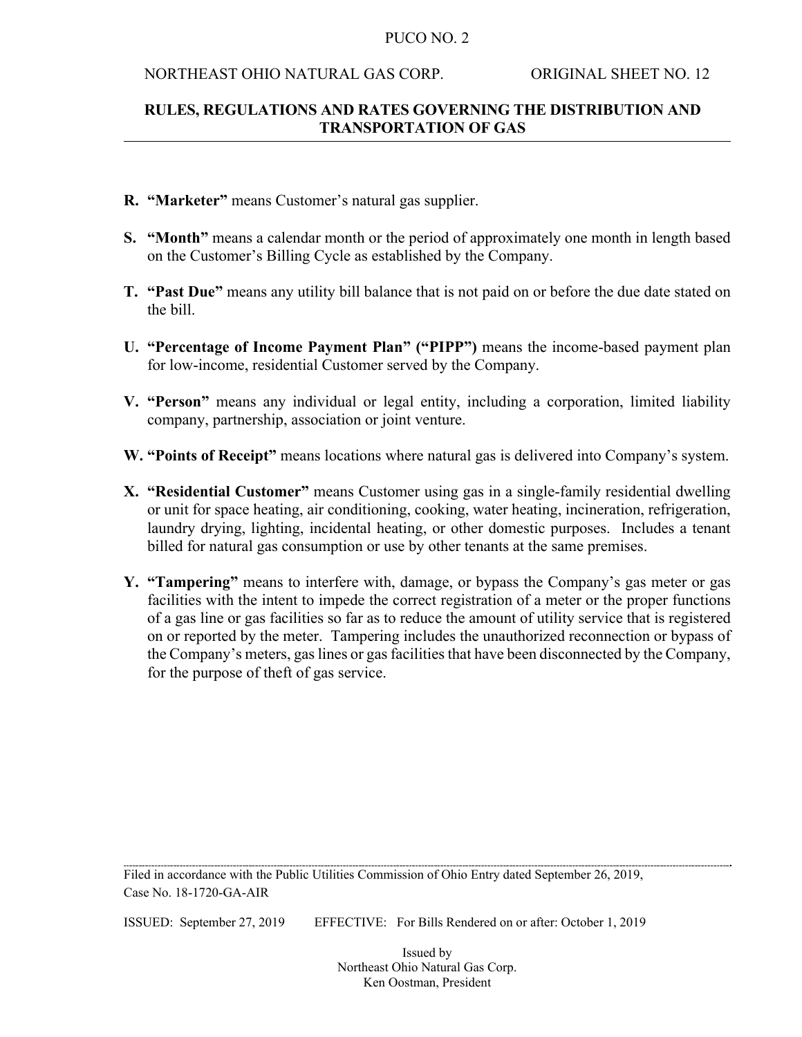**R. "Marketer"** means Customer's natural gas supplier.

**S. "Month"** means a calendar month or the period of approximately one month in length based on the Customer's Billing Cycle as established by the Company.

**T. "Past Due"** means any utility bill balance that is not paid on or before the due date stated on the bill.

**U. "Percentage of Income Payment Plan" ("PIPP")** means the income-based payment plan for low-income, residential Customer served by the Company.

**V. "Person"** means any individual or legal entity, including a corporation, limited liability company, partnership, association or joint venture.

**W. "Points of Receipt"** means locations where natural gas is delivered into Company's system.

**X. "Residential Customer"** means Customer using gas in a single-family residential dwelling or unit for space heating, air conditioning, cooking, water heating, incineration, refrigeration, laundry drying, lighting, incidental heating, or other domestic purposes. Includes a tenant billed for natural gas consumption or use by other tenants at the same premises.

**Y. "Tampering"** means to interfere with, damage, or bypass the Company's gas meter or gas facilities with the intent to impede the correct registration of a meter or the proper functions of a gas line or gas facilities so far as to reduce the amount of utility service that is registered on or reported by the meter. Tampering includes the unauthorized reconnection or bypass of the Company's meters, gas lines or gas facilities that have been disconnected by the Company, for the purpose of theft of gas service.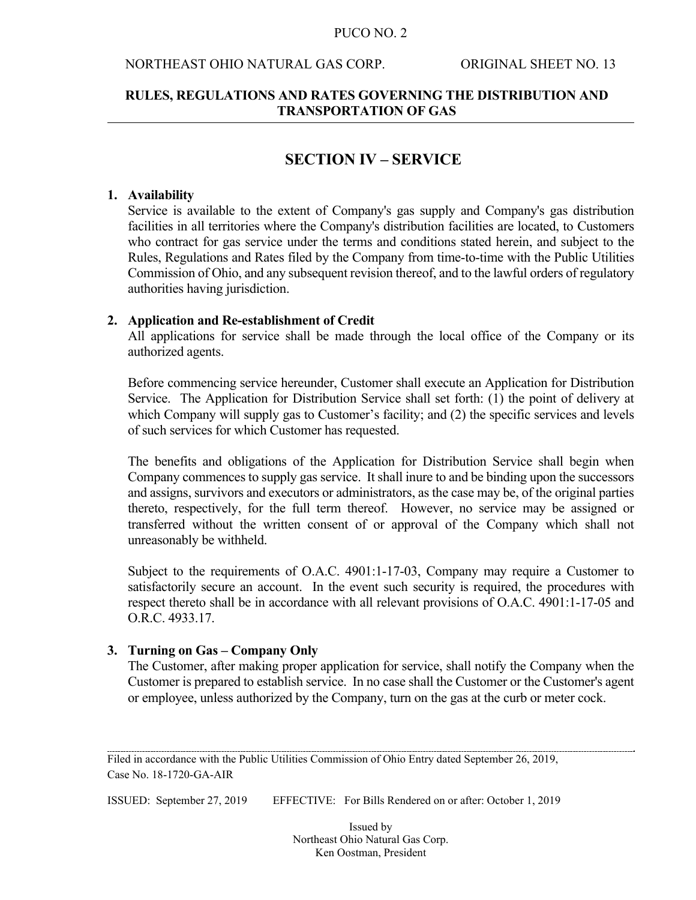# SECTION IV – SERVICE

**1. Availability**

Service is available to the extent of Company's gas supply and Company's gas distribution facilities in all territories where the Company's distribution facilities are located, to Customers who contract for gas service under the terms and conditions stated herein, and subject to the Rules, Regulations and Rates filed by the Company from time-to-time with the Public Utilities Commission of Ohio, and any subsequent revision thereof, and to the lawful orders of regulatory authorities having jurisdiction.

**2. Application and Re-establishment of Credit**

All applications for service shall be made through the local office of the Company or its authorized agents.

Before commencing service hereunder, Customer shall execute an Application for Distribution Service. The Application for Distribution Service shall set forth: (1) the point of delivery at which Company will supply gas to Customer's facility; and (2) the specific services and levels of such services for which Customer has requested.

The benefits and obligations of the Application for Distribution Service shall begin when Company commences to supply gas service. It shall inure to and be binding upon the successors and assigns, survivors and executors or administrators, as the case may be, of the original parties thereto, respectively, for the full term thereof. However, no service may be assigned or transferred without the written consent of or approval of the Company which shall not unreasonably be withheld.

Subject to the requirements of O.A.C. 4901:1-17-03, Company may require a Customer to satisfactorily secure an account. In the event such security is required, the procedures with respect thereto shall be in accordance with all relevant provisions of O.A.C. 4901:1-17-05 and O.R.C. 4933.17.

**3. Turning on Gas – Company Only**

The Customer, after making proper application for service, shall notify the Company when the Customer is prepared to establish service. In no case shall the Customer or the Customer's agent or employee, unless authorized by the Company, turn on the gas at the curb or meter cock.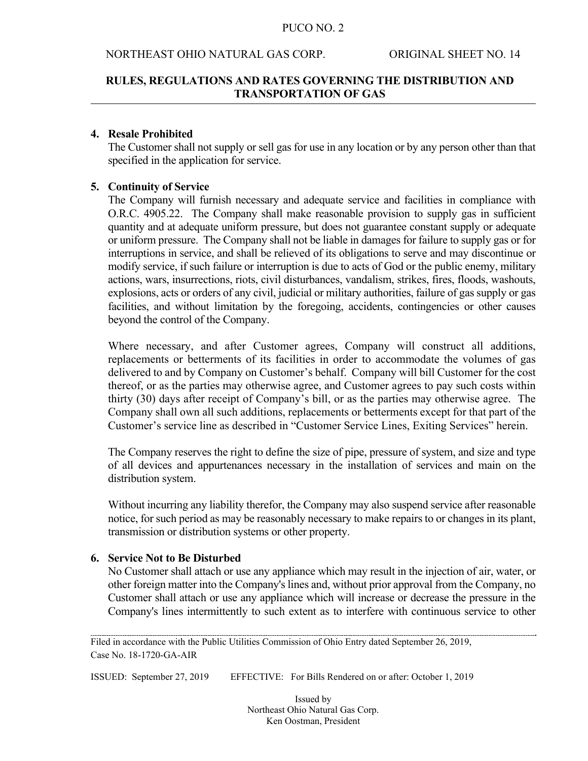## 4. Resale Prohibited

The Customer shall not supply or sell gas for use in any location or by any person other than that specified in the application for service.

## 5. Continuity of Service

The Company will furnish necessary and adequate service and facilities in compliance with O.R.C. 4905.22. The Company shall make reasonable provision to supply gas in sufficient quantity and at adequate uniform pressure, but does not guarantee constant supply or adequate or uniform pressure. The Company shall not be liable in damages for failure to supply gas or for interruptions in service, and shall be relieved of its obligations to serve and may discontinue or modify service, if such failure or interruption is due to acts of God or the public enemy, military actions, wars, insurrections, riots, civil disturbances, vandalism, strikes, fires, floods, washouts, explosions, acts or orders of any civil, judicial or military authorities, failure of gas supply or gas facilities, and without limitation by the foregoing, accidents, contingencies or other causes beyond the control of the Company.

Where necessary, and after Customer agrees, Company will construct all additions, replacements or betterments of its facilities in order to accommodate the volumes of gas delivered to and by Company on Customer's behalf. Company will bill Customer for the cost thereof, or as the parties may otherwise agree, and Customer agrees to pay such costs within thirty (30) days after receipt of Company's bill, or as the parties may otherwise agree. The Company shall own all such additions, replacements or betterments except for that part of the Customer's service line as described in "Customer Service Lines, Exiting Services" herein.

The Company reserves the right to define the size of pipe, pressure of system, and size and type of all devices and appurtenances necessary in the installation of services and main on the distribution system.

Without incurring any liability therefor, the Company may also suspend service after reasonable notice, for such period as may be reasonably necessary to make repairs to or changes in its plant, transmission or distribution systems or other property.

## 6. Service Not to Be Disturbed

No Customer shall attach or use any appliance which may result in the injection of air, water, or other foreign matter into the Company's lines and, without prior approval from the Company, no Customer shall attach or use any appliance which will increase or decrease the pressure in the Company's lines intermittently to such extent as to interfere with continuous service to other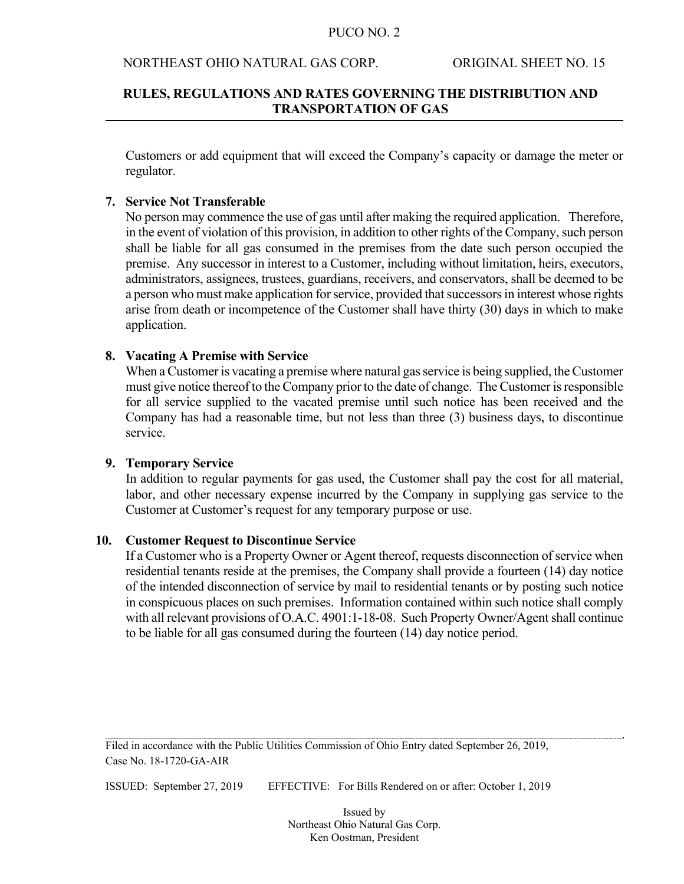Customers or add equipment that will exceed the Company's capacity or damage the meter or regulator.

**7. Service Not Transferable**

No person may commence the use of gas until after making the required application. Therefore, in the event of violation of this provision, in addition to other rights of the Company, such person shall be liable for all gas consumed in the premises from the date such person occupied the premise. Any successor in interest to a Customer, including without limitation, heirs, executors, administrators, assignees, trustees, guardians, receivers, and conservators, shall be deemed to be a person who must make application for service, provided that successors in interest whose rights arise from death or incompetence of the Customer shall have thirty (30) days in which to make application.

**8. Vacating A Premise with Service**

When a Customer is vacating a premise where natural gas service is being supplied, the Customer must give notice thereof to the Company prior to the date of change. The Customer is responsible for all service supplied to the vacated premise until such notice has been received and the Company has had a reasonable time, but not less than three (3) business days, to discontinue service.

**9. Temporary Service**

In addition to regular payments for gas used, the Customer shall pay the cost for all material, labor, and other necessary expense incurred by the Company in supplying gas service to the Customer at Customer's request for any temporary purpose or use.

**10. Customer Request to Discontinue Service**

If a Customer who is a Property Owner or Agent thereof, requests disconnection of service when residential tenants reside at the premises, the Company shall provide a fourteen (14) day notice of the intended disconnection of service by mail to residential tenants or by posting such notice in conspicuous places on such premises. Information contained within such notice shall comply with all relevant provisions of O.A.C. 4901:1-18-08. Such Property Owner/Agent shall continue to be liable for all gas consumed during the fourteen (14) day notice period.

Filed in accordance with the Public Utilities Commission of Ohio Entry dated September 26, 2019, Case No. 18-1720-GA-AIR

ISSUED: September 27, 2019 EFFECTIVE: For Bills Rendered on or after: October 1, 2019

Issued by
Northeast Ohio Natural Gas Corp.
Ken Oostman, President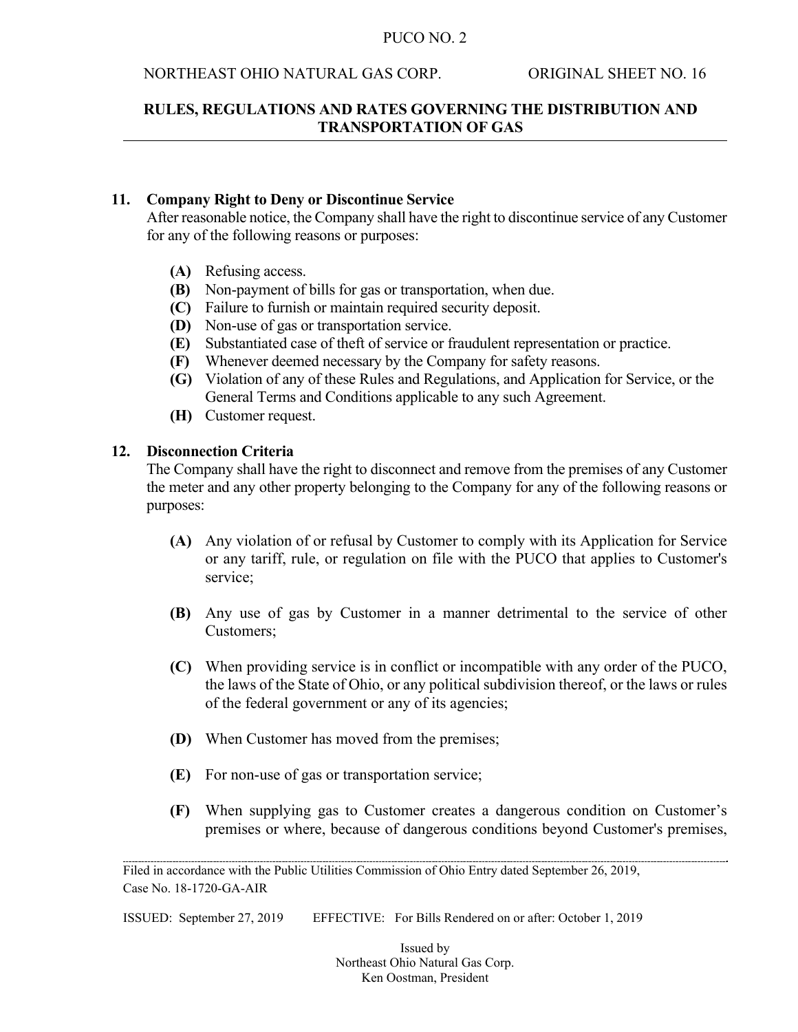## 11. Company Right to Deny or Discontinue Service

After reasonable notice, the Company shall have the right to discontinue service of any Customer for any of the following reasons or purposes:

- **(A)** Refusing access.
- **(B)** Non-payment of bills for gas or transportation, when due.
- **(C)** Failure to furnish or maintain required security deposit.
- **(D)** Non-use of gas or transportation service.
- **(E)** Substantiated case of theft of service or fraudulent representation or practice.
- **(F)** Whenever deemed necessary by the Company for safety reasons.
- **(G)** Violation of any of these Rules and Regulations, and Application for Service, or the General Terms and Conditions applicable to any such Agreement.
- **(H)** Customer request.

## 12. Disconnection Criteria

The Company shall have the right to disconnect and remove from the premises of any Customer the meter and any other property belonging to the Company for any of the following reasons or purposes:

- **(A)** Any violation of or refusal by Customer to comply with its Application for Service or any tariff, rule, or regulation on file with the PUCO that applies to Customer's service;

- **(B)** Any use of gas by Customer in a manner detrimental to the service of other Customers;

- **(C)** When providing service is in conflict or incompatible with any order of the PUCO, the laws of the State of Ohio, or any political subdivision thereof, or the laws or rules of the federal government or any of its agencies;

- **(D)** When Customer has moved from the premises;

- **(E)** For non-use of gas or transportation service;

- **(F)** When supplying gas to Customer creates a dangerous condition on Customer's premises or where, because of dangerous conditions beyond Customer's premises,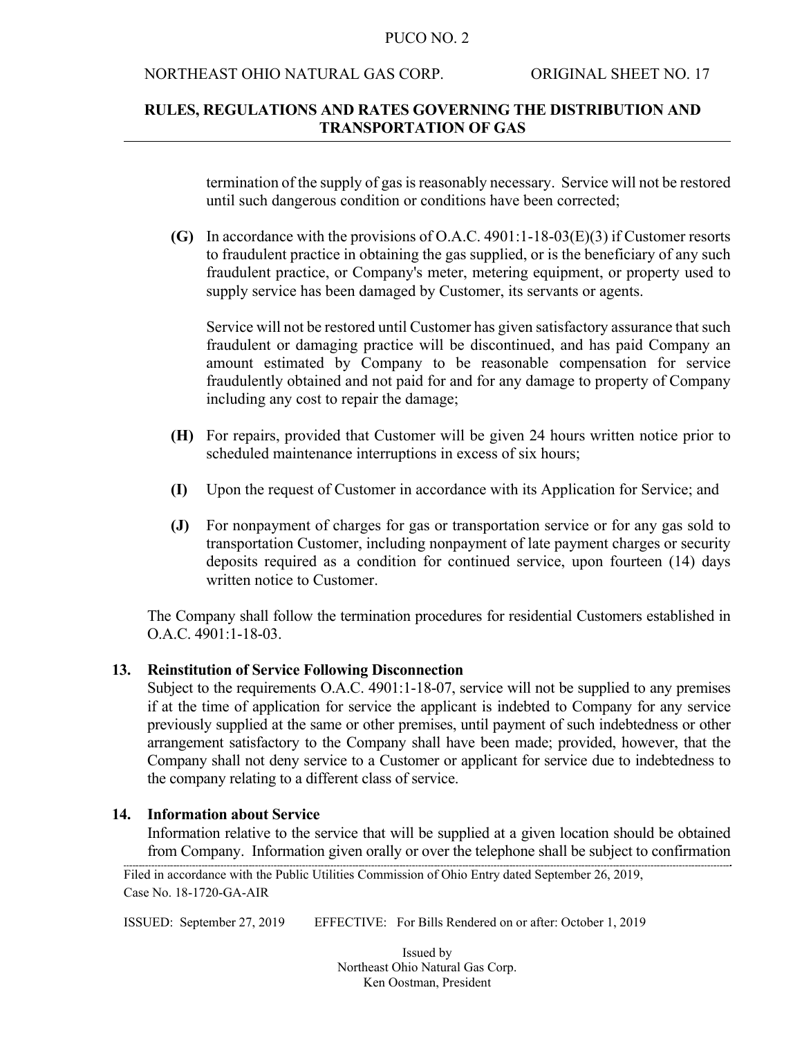termination of the supply of gas is reasonably necessary. Service will not be restored until such dangerous condition or conditions have been corrected;

**(G)** In accordance with the provisions of O.A.C. 4901:1-18-03(E)(3) if Customer resorts to fraudulent practice in obtaining the gas supplied, or is the beneficiary of any such fraudulent practice, or Company's meter, metering equipment, or property used to supply service has been damaged by Customer, its servants or agents.

Service will not be restored until Customer has given satisfactory assurance that such fraudulent or damaging practice will be discontinued, and has paid Company an amount estimated by Company to be reasonable compensation for service fraudulently obtained and not paid for and for any damage to property of Company including any cost to repair the damage;

**(H)** For repairs, provided that Customer will be given 24 hours written notice prior to scheduled maintenance interruptions in excess of six hours;

**(I)** Upon the request of Customer in accordance with its Application for Service; and

**(J)** For nonpayment of charges for gas or transportation service or for any gas sold to transportation Customer, including nonpayment of late payment charges or security deposits required as a condition for continued service, upon fourteen (14) days written notice to Customer.

The Company shall follow the termination procedures for residential Customers established in O.A.C. 4901:1-18-03.

## 13. Reinstitution of Service Following Disconnection

Subject to the requirements O.A.C. 4901:1-18-07, service will not be supplied to any premises if at the time of application for service the applicant is indebted to Company for any service previously supplied at the same or other premises, until payment of such indebtedness or other arrangement satisfactory to the Company shall have been made; provided, however, that the Company shall not deny service to a Customer or applicant for service due to indebtedness to the company relating to a different class of service.

## 14. Information about Service

Information relative to the service that will be supplied at a given location should be obtained from Company. Information given orally or over the telephone shall be subject to confirmation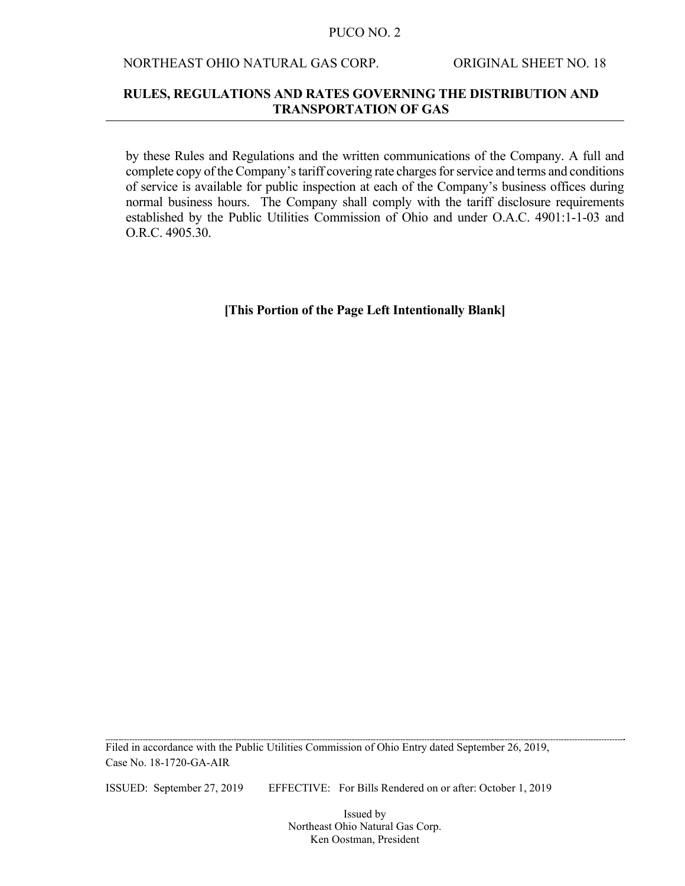by these Rules and Regulations and the written communications of the Company. A full and complete copy of the Company's tariff covering rate charges for service and terms and conditions of service is available for public inspection at each of the Company's business offices during normal business hours. The Company shall comply with the tariff disclosure requirements established by the Public Utilities Commission of Ohio and under O.A.C. 4901:1-1-03 and O.R.C. 4905.30.

**[This Portion of the Page Left Intentionally Blank]**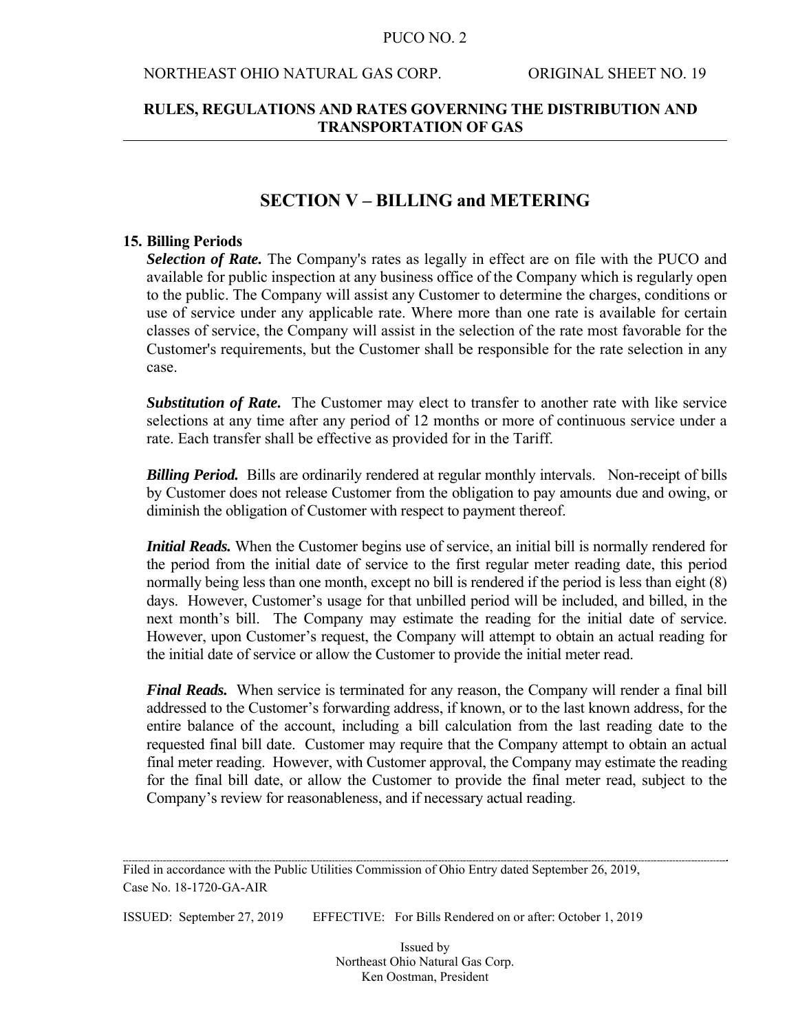## SECTION V – BILLING and METERING

### 15. Billing Periods

***Selection of Rate.*** The Company's rates as legally in effect are on file with the PUCO and available for public inspection at any business office of the Company which is regularly open to the public. The Company will assist any Customer to determine the charges, conditions or use of service under any applicable rate. Where more than one rate is available for certain classes of service, the Company will assist in the selection of the rate most favorable for the Customer's requirements, but the Customer shall be responsible for the rate selection in any case.

***Substitution of Rate.*** The Customer may elect to transfer to another rate with like service selections at any time after any period of 12 months or more of continuous service under a rate. Each transfer shall be effective as provided for in the Tariff.

***Billing Period.*** Bills are ordinarily rendered at regular monthly intervals. Non-receipt of bills by Customer does not release Customer from the obligation to pay amounts due and owing, or diminish the obligation of Customer with respect to payment thereof.

***Initial Reads.*** When the Customer begins use of service, an initial bill is normally rendered for the period from the initial date of service to the first regular meter reading date, this period normally being less than one month, except no bill is rendered if the period is less than eight (8) days. However, Customer's usage for that unbilled period will be included, and billed, in the next month's bill. The Company may estimate the reading for the initial date of service. However, upon Customer's request, the Company will attempt to obtain an actual reading for the initial date of service or allow the Customer to provide the initial meter read.

***Final Reads.*** When service is terminated for any reason, the Company will render a final bill addressed to the Customer's forwarding address, if known, or to the last known address, for the entire balance of the account, including a bill calculation from the last reading date to the requested final bill date. Customer may require that the Company attempt to obtain an actual final meter reading. However, with Customer approval, the Company may estimate the reading for the final bill date, or allow the Customer to provide the final meter read, subject to the Company's review for reasonableness, and if necessary actual reading.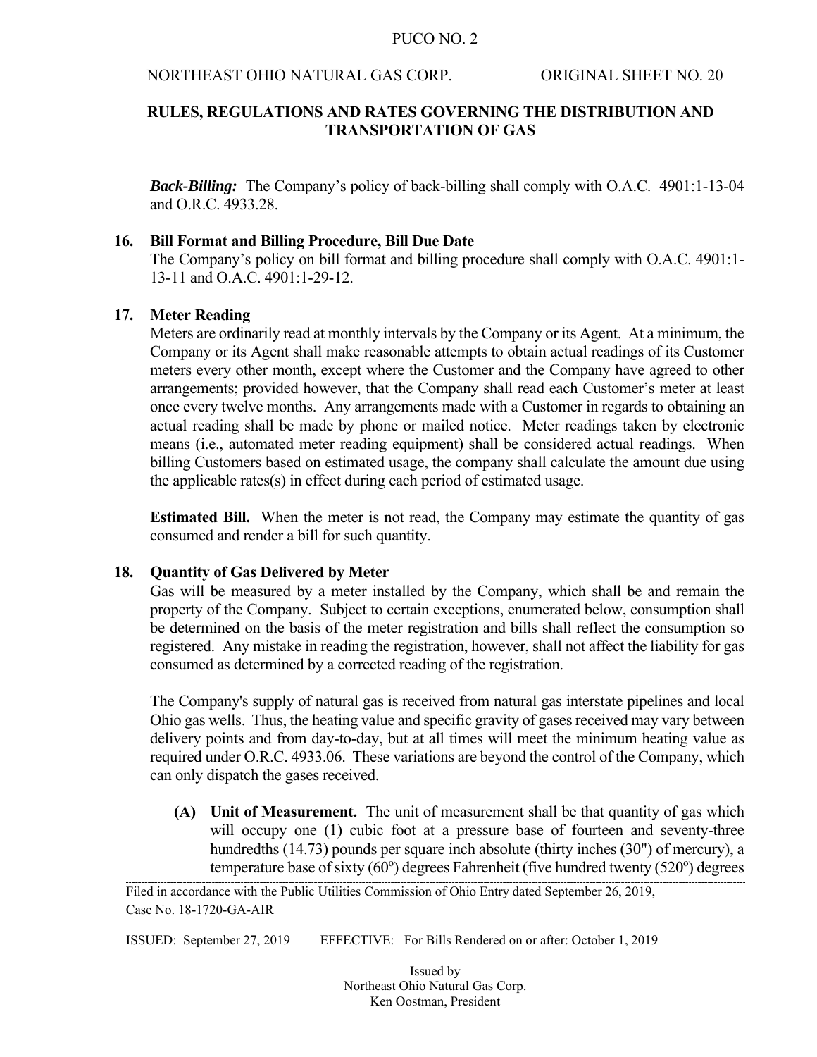***Back-Billing:*** The Company's policy of back-billing shall comply with O.A.C. 4901:1-13-04 and O.R.C. 4933.28.

**16. Bill Format and Billing Procedure, Bill Due Date**

The Company's policy on bill format and billing procedure shall comply with O.A.C. 4901:1-13-11 and O.A.C. 4901:1-29-12.

**17. Meter Reading**

Meters are ordinarily read at monthly intervals by the Company or its Agent. At a minimum, the Company or its Agent shall make reasonable attempts to obtain actual readings of its Customer meters every other month, except where the Customer and the Company have agreed to other arrangements; provided however, that the Company shall read each Customer's meter at least once every twelve months. Any arrangements made with a Customer in regards to obtaining an actual reading shall be made by phone or mailed notice. Meter readings taken by electronic means (i.e., automated meter reading equipment) shall be considered actual readings. When billing Customers based on estimated usage, the company shall calculate the amount due using the applicable rates(s) in effect during each period of estimated usage.

**Estimated Bill.** When the meter is not read, the Company may estimate the quantity of gas consumed and render a bill for such quantity.

**18. Quantity of Gas Delivered by Meter**

Gas will be measured by a meter installed by the Company, which shall be and remain the property of the Company. Subject to certain exceptions, enumerated below, consumption shall be determined on the basis of the meter registration and bills shall reflect the consumption so registered. Any mistake in reading the registration, however, shall not affect the liability for gas consumed as determined by a corrected reading of the registration.

The Company's supply of natural gas is received from natural gas interstate pipelines and local Ohio gas wells. Thus, the heating value and specific gravity of gases received may vary between delivery points and from day-to-day, but at all times will meet the minimum heating value as required under O.R.C. 4933.06. These variations are beyond the control of the Company, which can only dispatch the gases received.

**(A) Unit of Measurement.** The unit of measurement shall be that quantity of gas which will occupy one (1) cubic foot at a pressure base of fourteen and seventy-three hundredths (14.73) pounds per square inch absolute (thirty inches (30") of mercury), a temperature base of sixty (60°) degrees Fahrenheit (five hundred twenty (520°) degrees

Filed in accordance with the Public Utilities Commission of Ohio Entry dated September 26, 2019, Case No. 18-1720-GA-AIR

ISSUED: September 27, 2019 EFFECTIVE: For Bills Rendered on or after: October 1, 2019

Issued by
Northeast Ohio Natural Gas Corp.
Ken Oostman, President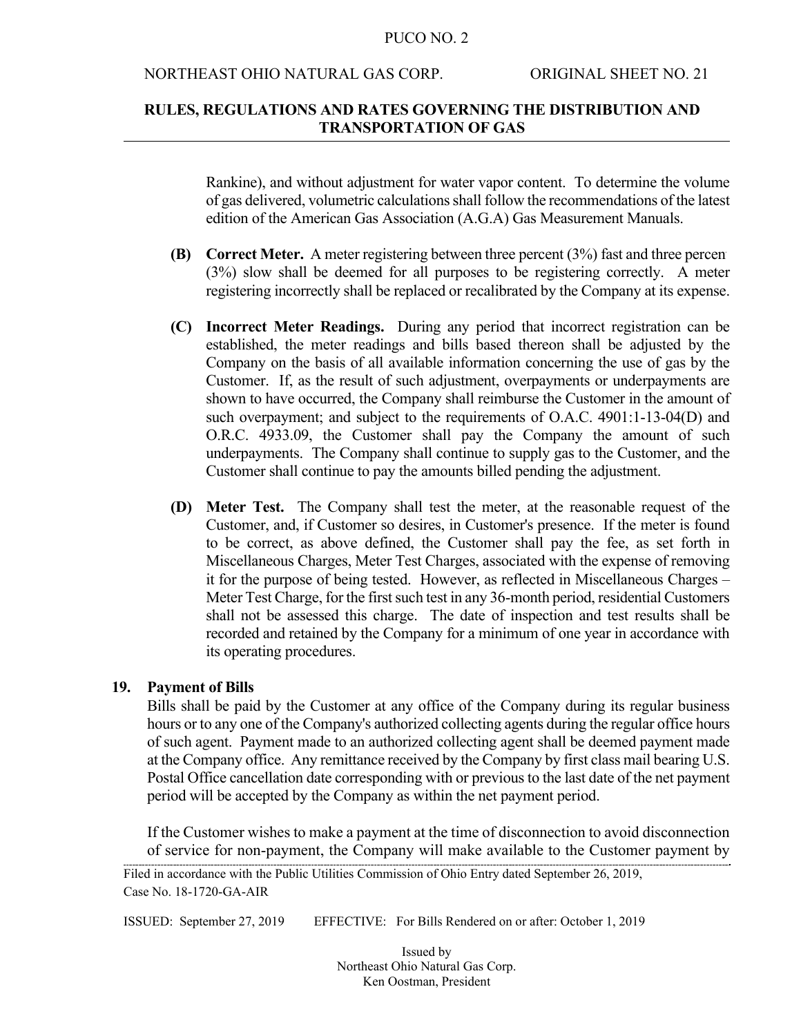Rankine), and without adjustment for water vapor content. To determine the volume of gas delivered, volumetric calculations shall follow the recommendations of the latest edition of the American Gas Association (A.G.A) Gas Measurement Manuals.

**(B) Correct Meter.** A meter registering between three percent (3%) fast and three percent (3%) slow shall be deemed for all purposes to be registering correctly. A meter registering incorrectly shall be replaced or recalibrated by the Company at its expense.

**(C) Incorrect Meter Readings.** During any period that incorrect registration can be established, the meter readings and bills based thereon shall be adjusted by the Company on the basis of all available information concerning the use of gas by the Customer. If, as the result of such adjustment, overpayments or underpayments are shown to have occurred, the Company shall reimburse the Customer in the amount of such overpayment; and subject to the requirements of O.A.C. 4901:1-13-04(D) and O.R.C. 4933.09, the Customer shall pay the Company the amount of such underpayments. The Company shall continue to supply gas to the Customer, and the Customer shall continue to pay the amounts billed pending the adjustment.

**(D) Meter Test.** The Company shall test the meter, at the reasonable request of the Customer, and, if Customer so desires, in Customer's presence. If the meter is found to be correct, as above defined, the Customer shall pay the fee, as set forth in Miscellaneous Charges, Meter Test Charges, associated with the expense of removing it for the purpose of being tested. However, as reflected in Miscellaneous Charges – Meter Test Charge, for the first such test in any 36-month period, residential Customers shall not be assessed this charge. The date of inspection and test results shall be recorded and retained by the Company for a minimum of one year in accordance with its operating procedures.

## 19. Payment of Bills

Bills shall be paid by the Customer at any office of the Company during its regular business hours or to any one of the Company's authorized collecting agents during the regular office hours of such agent. Payment made to an authorized collecting agent shall be deemed payment made at the Company office. Any remittance received by the Company by first class mail bearing U.S. Postal Office cancellation date corresponding with or previous to the last date of the net payment period will be accepted by the Company as within the net payment period.

If the Customer wishes to make a payment at the time of disconnection to avoid disconnection of service for non-payment, the Company will make available to the Customer payment by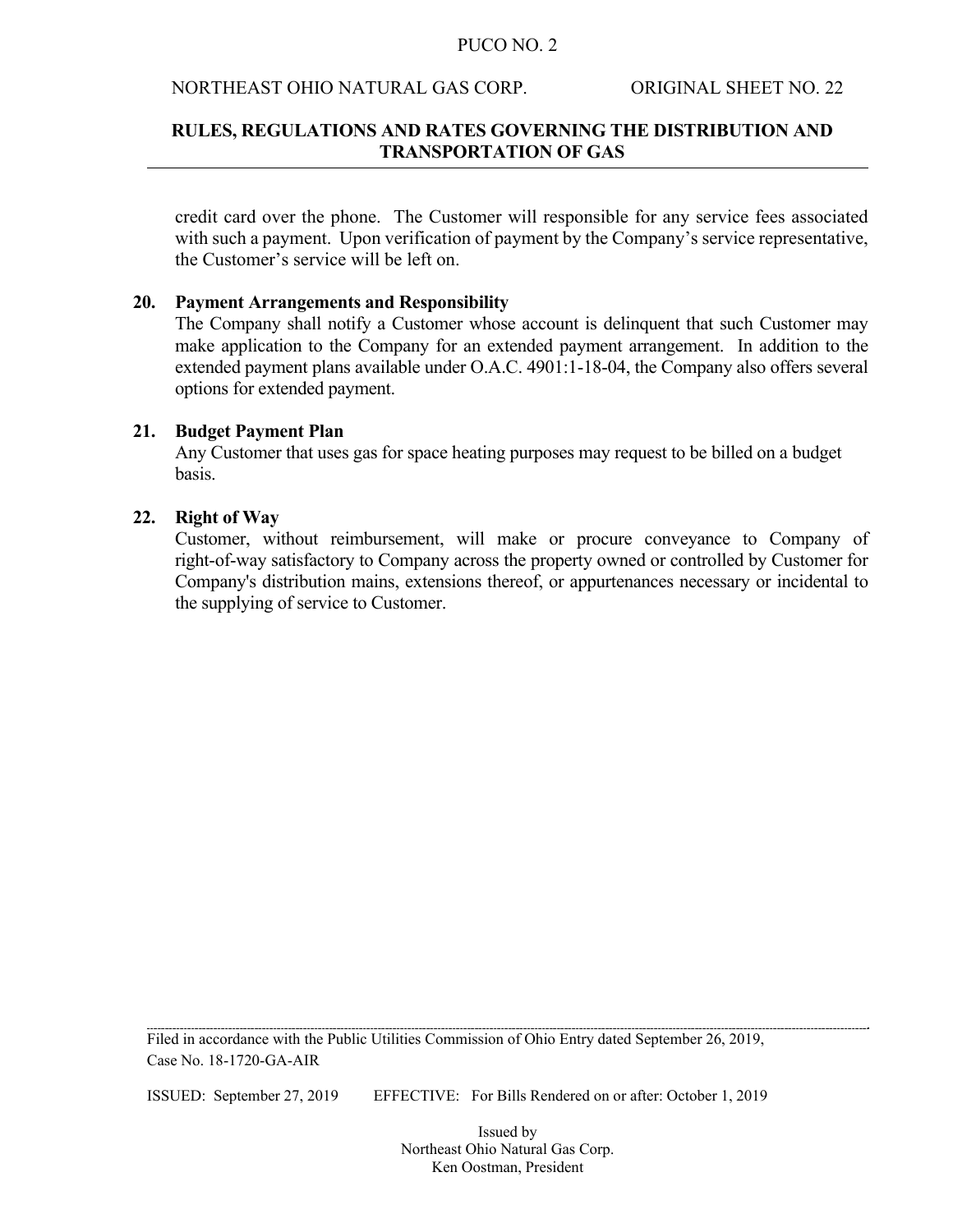credit card over the phone. The Customer will responsible for any service fees associated with such a payment. Upon verification of payment by the Company's service representative, the Customer's service will be left on.

**20. Payment Arrangements and Responsibility**

The Company shall notify a Customer whose account is delinquent that such Customer may make application to the Company for an extended payment arrangement. In addition to the extended payment plans available under O.A.C. 4901:1-18-04, the Company also offers several options for extended payment.

**21. Budget Payment Plan**

Any Customer that uses gas for space heating purposes may request to be billed on a budget basis.

**22. Right of Way**

Customer, without reimbursement, will make or procure conveyance to Company of right-of-way satisfactory to Company across the property owned or controlled by Customer for Company's distribution mains, extensions thereof, or appurtenances necessary or incidental to the supplying of service to Customer.

Filed in accordance with the Public Utilities Commission of Ohio Entry dated September 26, 2019, Case No. 18-1720-GA-AIR

ISSUED: September 27, 2019 EFFECTIVE: For Bills Rendered on or after: October 1, 2019

Issued by
Northeast Ohio Natural Gas Corp.
Ken Oostman, President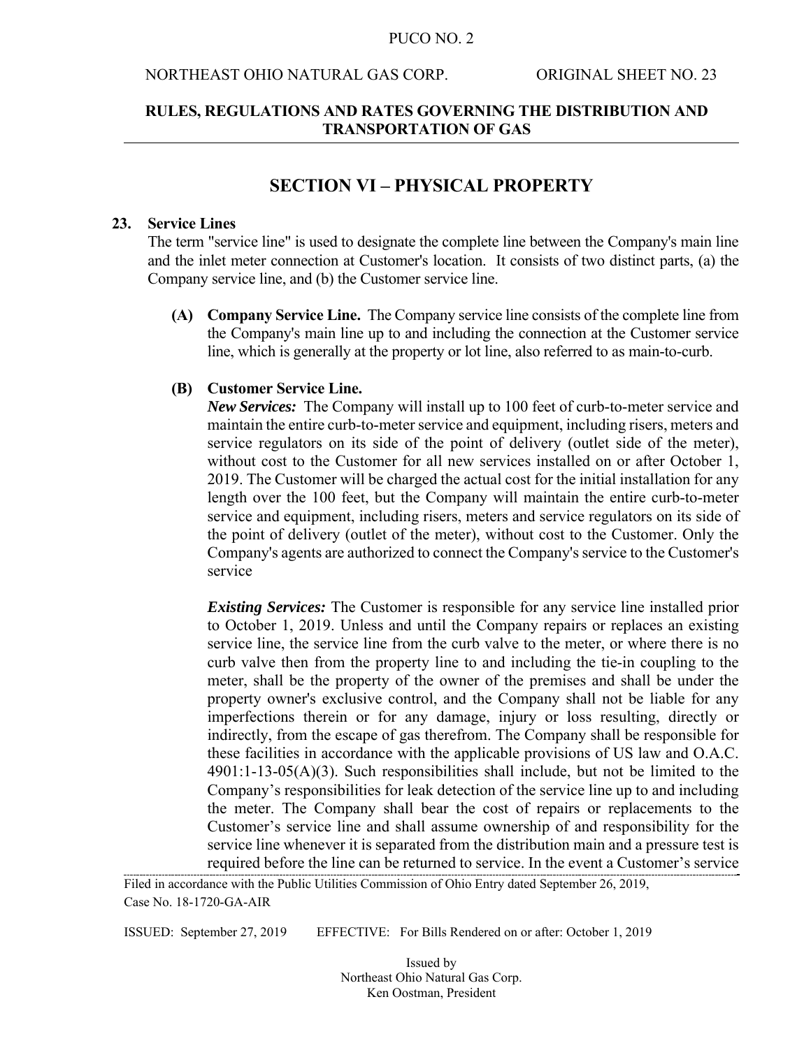## SECTION VI – PHYSICAL PROPERTY

**23. Service Lines**

The term "service line" is used to designate the complete line between the Company's main line and the inlet meter connection at Customer's location. It consists of two distinct parts, (a) the Company service line, and (b) the Customer service line.

**(A) Company Service Line.** The Company service line consists of the complete line from the Company's main line up to and including the connection at the Customer service line, which is generally at the property or lot line, also referred to as main-to-curb.

**(B) Customer Service Line.**

***New Services:*** The Company will install up to 100 feet of curb-to-meter service and maintain the entire curb-to-meter service and equipment, including risers, meters and service regulators on its side of the point of delivery (outlet side of the meter), without cost to the Customer for all new services installed on or after October 1, 2019. The Customer will be charged the actual cost for the initial installation for any length over the 100 feet, but the Company will maintain the entire curb-to-meter service and equipment, including risers, meters and service regulators on its side of the point of delivery (outlet of the meter), without cost to the Customer. Only the Company's agents are authorized to connect the Company's service to the Customer's service

***Existing Services:*** The Customer is responsible for any service line installed prior to October 1, 2019. Unless and until the Company repairs or replaces an existing service line, the service line from the curb valve to the meter, or where there is no curb valve then from the property line to and including the tie-in coupling to the meter, shall be the property of the owner of the premises and shall be under the property owner's exclusive control, and the Company shall not be liable for any imperfections therein or for any damage, injury or loss resulting, directly or indirectly, from the escape of gas therefrom. The Company shall be responsible for these facilities in accordance with the applicable provisions of US law and O.A.C. 4901:1-13-05(A)(3). Such responsibilities shall include, but not be limited to the Company's responsibilities for leak detection of the service line up to and including the meter. The Company shall bear the cost of repairs or replacements to the Customer's service line and shall assume ownership of and responsibility for the service line whenever it is separated from the distribution main and a pressure test is required before the line can be returned to service. In the event a Customer's service

Filed in accordance with the Public Utilities Commission of Ohio Entry dated September 26, 2019, Case No. 18-1720-GA-AIR

ISSUED: September 27, 2019 EFFECTIVE: For Bills Rendered on or after: October 1, 2019

Issued by
Northeast Ohio Natural Gas Corp.
Ken Oostman, President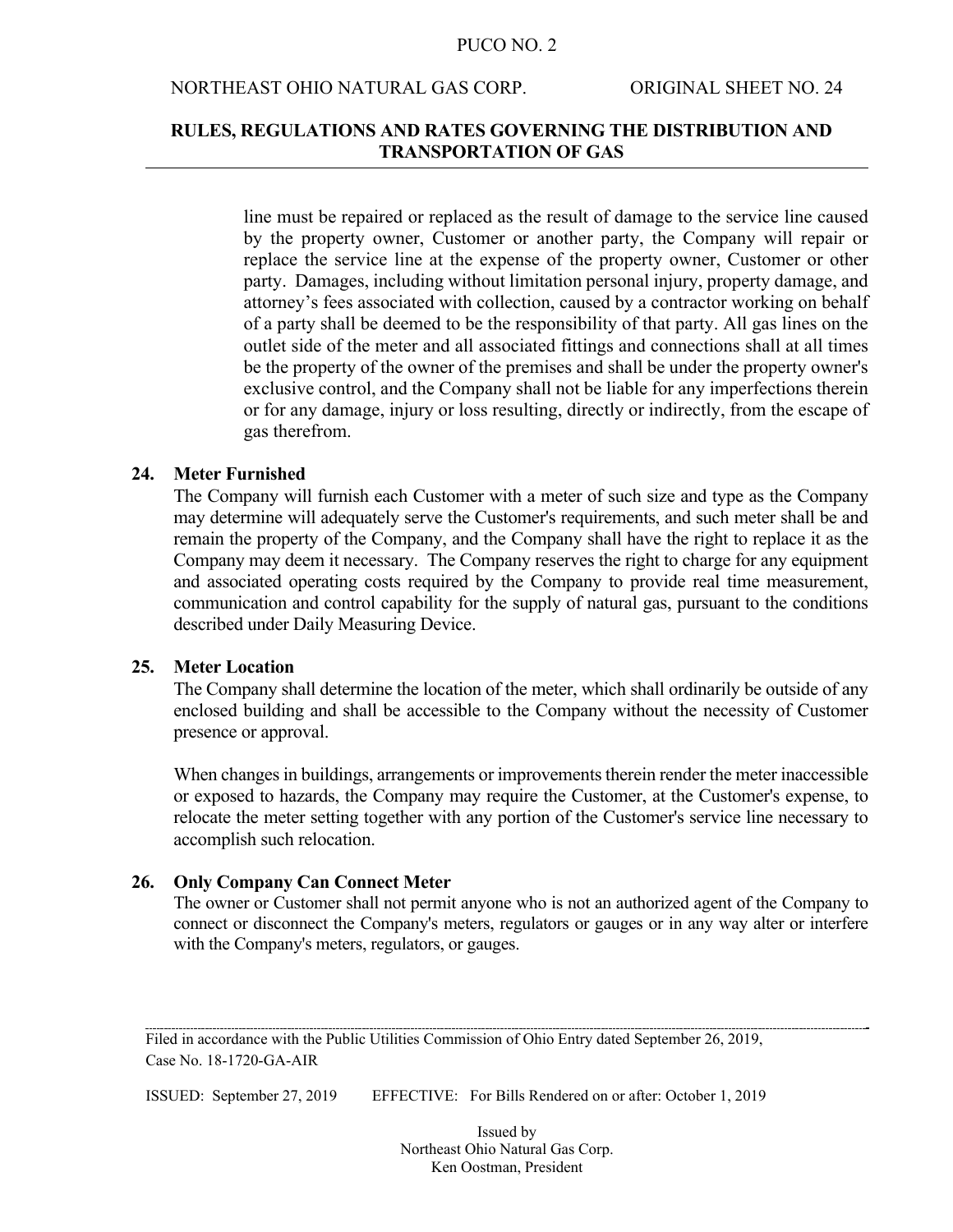line must be repaired or replaced as the result of damage to the service line caused by the property owner, Customer or another party, the Company will repair or replace the service line at the expense of the property owner, Customer or other party. Damages, including without limitation personal injury, property damage, and attorney's fees associated with collection, caused by a contractor working on behalf of a party shall be deemed to be the responsibility of that party. All gas lines on the outlet side of the meter and all associated fittings and connections shall at all times be the property of the owner of the premises and shall be under the property owner's exclusive control, and the Company shall not be liable for any imperfections therein or for any damage, injury or loss resulting, directly or indirectly, from the escape of gas therefrom.

**24. Meter Furnished**

The Company will furnish each Customer with a meter of such size and type as the Company may determine will adequately serve the Customer's requirements, and such meter shall be and remain the property of the Company, and the Company shall have the right to replace it as the Company may deem it necessary. The Company reserves the right to charge for any equipment and associated operating costs required by the Company to provide real time measurement, communication and control capability for the supply of natural gas, pursuant to the conditions described under Daily Measuring Device.

**25. Meter Location**

The Company shall determine the location of the meter, which shall ordinarily be outside of any enclosed building and shall be accessible to the Company without the necessity of Customer presence or approval.

When changes in buildings, arrangements or improvements therein render the meter inaccessible or exposed to hazards, the Company may require the Customer, at the Customer's expense, to relocate the meter setting together with any portion of the Customer's service line necessary to accomplish such relocation.

**26. Only Company Can Connect Meter**

The owner or Customer shall not permit anyone who is not an authorized agent of the Company to connect or disconnect the Company's meters, regulators or gauges or in any way alter or interfere with the Company's meters, regulators, or gauges.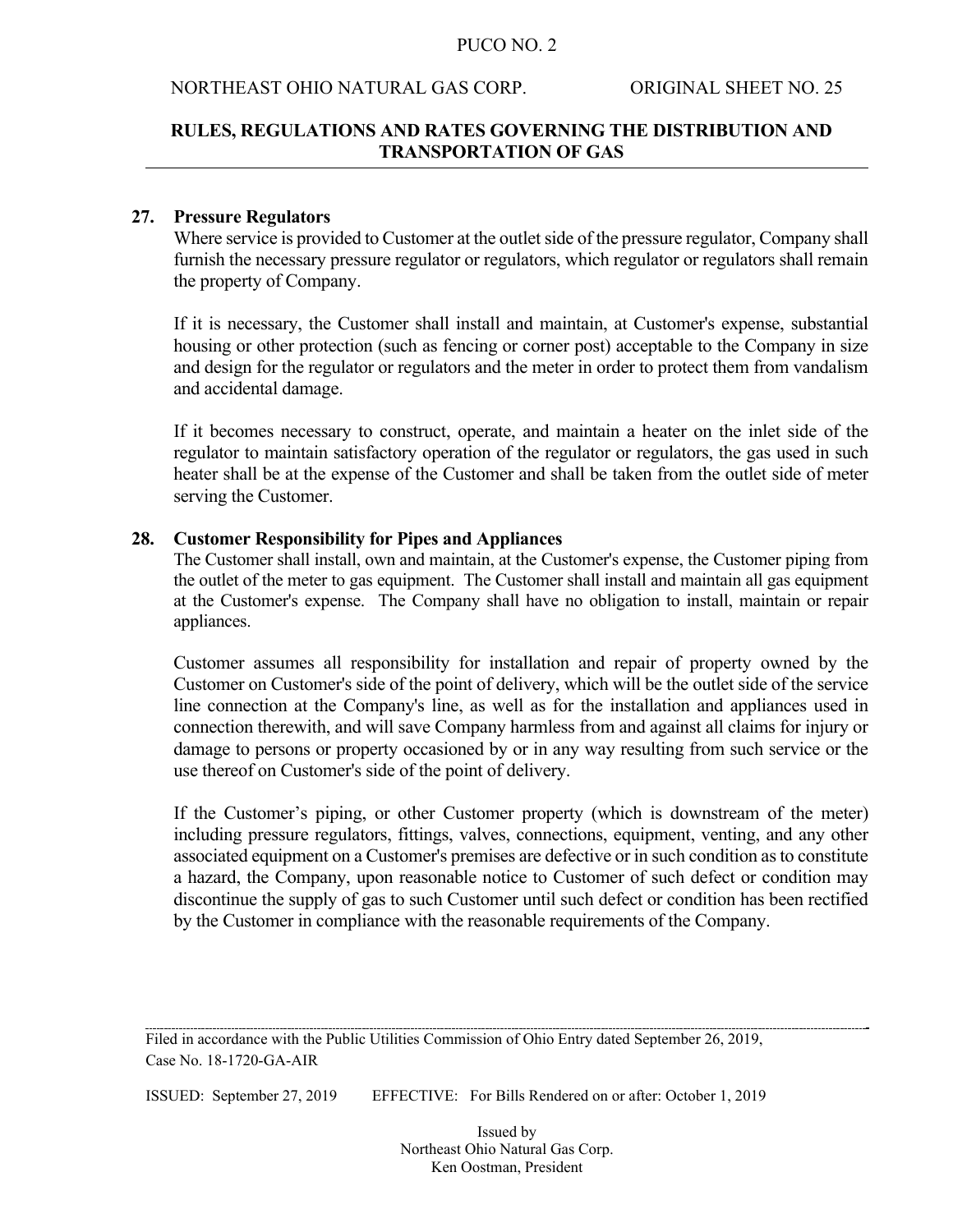## 27. Pressure Regulators

Where service is provided to Customer at the outlet side of the pressure regulator, Company shall furnish the necessary pressure regulator or regulators, which regulator or regulators shall remain the property of Company.

If it is necessary, the Customer shall install and maintain, at Customer's expense, substantial housing or other protection (such as fencing or corner post) acceptable to the Company in size and design for the regulator or regulators and the meter in order to protect them from vandalism and accidental damage.

If it becomes necessary to construct, operate, and maintain a heater on the inlet side of the regulator to maintain satisfactory operation of the regulator or regulators, the gas used in such heater shall be at the expense of the Customer and shall be taken from the outlet side of meter serving the Customer.

## 28. Customer Responsibility for Pipes and Appliances

The Customer shall install, own and maintain, at the Customer's expense, the Customer piping from the outlet of the meter to gas equipment. The Customer shall install and maintain all gas equipment at the Customer's expense. The Company shall have no obligation to install, maintain or repair appliances.

Customer assumes all responsibility for installation and repair of property owned by the Customer on Customer's side of the point of delivery, which will be the outlet side of the service line connection at the Company's line, as well as for the installation and appliances used in connection therewith, and will save Company harmless from and against all claims for injury or damage to persons or property occasioned by or in any way resulting from such service or the use thereof on Customer's side of the point of delivery.

If the Customer's piping, or other Customer property (which is downstream of the meter) including pressure regulators, fittings, valves, connections, equipment, venting, and any other associated equipment on a Customer's premises are defective or in such condition as to constitute a hazard, the Company, upon reasonable notice to Customer of such defect or condition may discontinue the supply of gas to such Customer until such defect or condition has been rectified by the Customer in compliance with the reasonable requirements of the Company.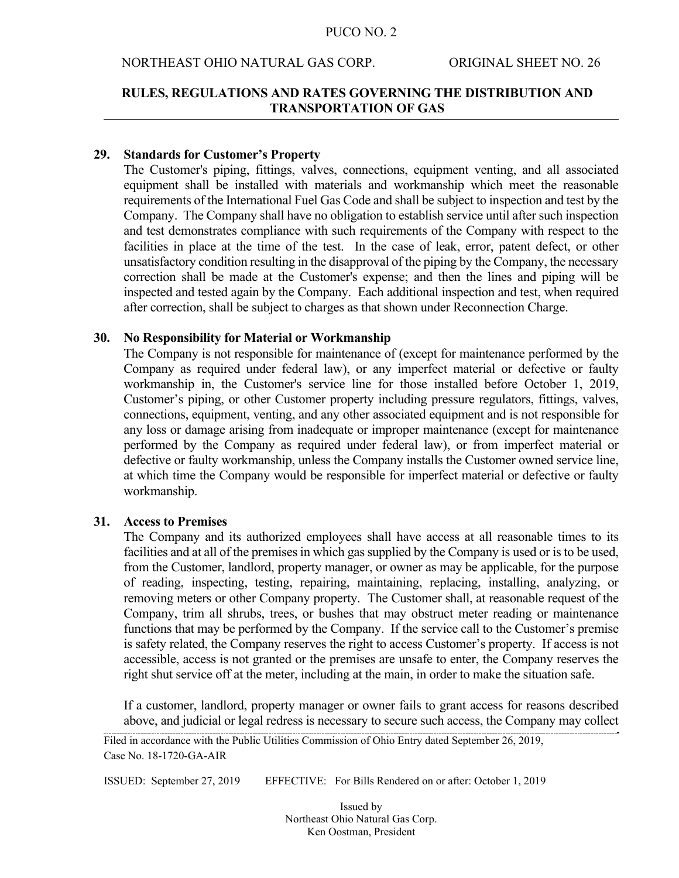**29. Standards for Customer's Property**

The Customer's piping, fittings, valves, connections, equipment venting, and all associated equipment shall be installed with materials and workmanship which meet the reasonable requirements of the International Fuel Gas Code and shall be subject to inspection and test by the Company. The Company shall have no obligation to establish service until after such inspection and test demonstrates compliance with such requirements of the Company with respect to the facilities in place at the time of the test. In the case of leak, error, patent defect, or other unsatisfactory condition resulting in the disapproval of the piping by the Company, the necessary correction shall be made at the Customer's expense; and then the lines and piping will be inspected and tested again by the Company. Each additional inspection and test, when required after correction, shall be subject to charges as that shown under Reconnection Charge.

**30. No Responsibility for Material or Workmanship**

The Company is not responsible for maintenance of (except for maintenance performed by the Company as required under federal law), or any imperfect material or defective or faulty workmanship in, the Customer's service line for those installed before October 1, 2019, Customer's piping, or other Customer property including pressure regulators, fittings, valves, connections, equipment, venting, and any other associated equipment and is not responsible for any loss or damage arising from inadequate or improper maintenance (except for maintenance performed by the Company as required under federal law), or from imperfect material or defective or faulty workmanship, unless the Company installs the Customer owned service line, at which time the Company would be responsible for imperfect material or defective or faulty workmanship.

**31. Access to Premises**

The Company and its authorized employees shall have access at all reasonable times to its facilities and at all of the premises in which gas supplied by the Company is used or is to be used, from the Customer, landlord, property manager, or owner as may be applicable, for the purpose of reading, inspecting, testing, repairing, maintaining, replacing, installing, analyzing, or removing meters or other Company property. The Customer shall, at reasonable request of the Company, trim all shrubs, trees, or bushes that may obstruct meter reading or maintenance functions that may be performed by the Company. If the service call to the Customer's premise is safety related, the Company reserves the right to access Customer's property. If access is not accessible, access is not granted or the premises are unsafe to enter, the Company reserves the right shut service off at the meter, including at the main, in order to make the situation safe.

If a customer, landlord, property manager or owner fails to grant access for reasons described above, and judicial or legal redress is necessary to secure such access, the Company may collect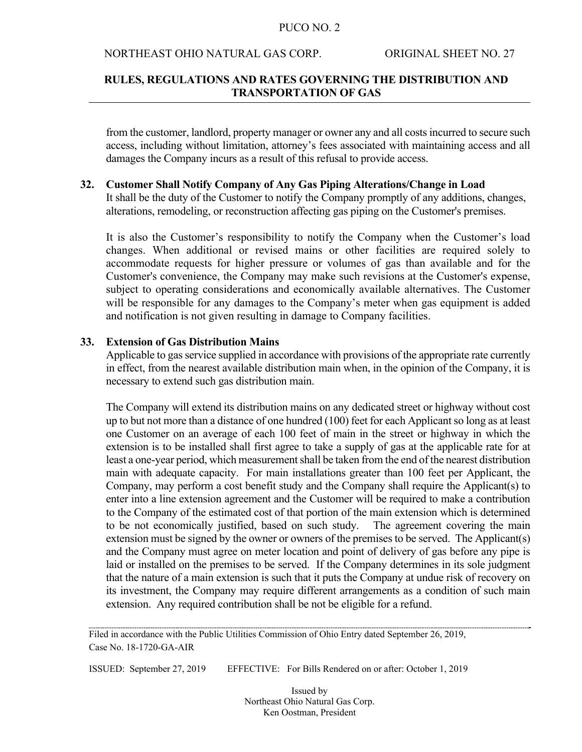from the customer, landlord, property manager or owner any and all costs incurred to secure such access, including without limitation, attorney's fees associated with maintaining access and all damages the Company incurs as a result of this refusal to provide access.

**32. Customer Shall Notify Company of Any Gas Piping Alterations/Change in Load**

It shall be the duty of the Customer to notify the Company promptly of any additions, changes, alterations, remodeling, or reconstruction affecting gas piping on the Customer's premises.

It is also the Customer's responsibility to notify the Company when the Customer's load changes. When additional or revised mains or other facilities are required solely to accommodate requests for higher pressure or volumes of gas than available and for the Customer's convenience, the Company may make such revisions at the Customer's expense, subject to operating considerations and economically available alternatives. The Customer will be responsible for any damages to the Company's meter when gas equipment is added and notification is not given resulting in damage to Company facilities.

**33. Extension of Gas Distribution Mains**

Applicable to gas service supplied in accordance with provisions of the appropriate rate currently in effect, from the nearest available distribution main when, in the opinion of the Company, it is necessary to extend such gas distribution main.

The Company will extend its distribution mains on any dedicated street or highway without cost up to but not more than a distance of one hundred (100) feet for each Applicant so long as at least one Customer on an average of each 100 feet of main in the street or highway in which the extension is to be installed shall first agree to take a supply of gas at the applicable rate for at least a one-year period, which measurement shall be taken from the end of the nearest distribution main with adequate capacity. For main installations greater than 100 feet per Applicant, the Company, may perform a cost benefit study and the Company shall require the Applicant(s) to enter into a line extension agreement and the Customer will be required to make a contribution to the Company of the estimated cost of that portion of the main extension which is determined to be not economically justified, based on such study. The agreement covering the main extension must be signed by the owner or owners of the premises to be served. The Applicant(s) and the Company must agree on meter location and point of delivery of gas before any pipe is laid or installed on the premises to be served. If the Company determines in its sole judgment that the nature of a main extension is such that it puts the Company at undue risk of recovery on its investment, the Company may require different arrangements as a condition of such main extension. Any required contribution shall be not be eligible for a refund.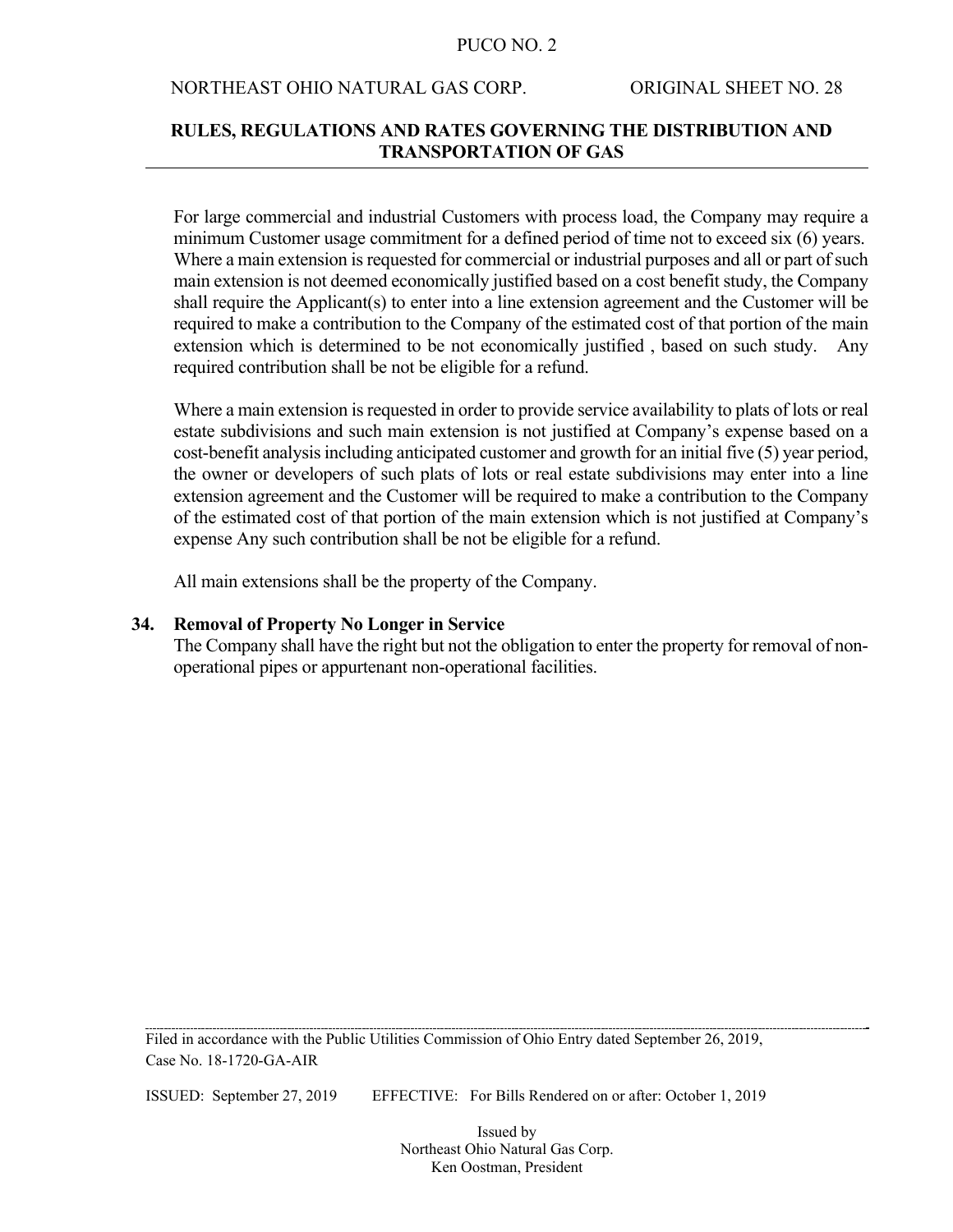For large commercial and industrial Customers with process load, the Company may require a minimum Customer usage commitment for a defined period of time not to exceed six (6) years. Where a main extension is requested for commercial or industrial purposes and all or part of such main extension is not deemed economically justified based on a cost benefit study, the Company shall require the Applicant(s) to enter into a line extension agreement and the Customer will be required to make a contribution to the Company of the estimated cost of that portion of the main extension which is determined to be not economically justified , based on such study. Any required contribution shall be not be eligible for a refund.

Where a main extension is requested in order to provide service availability to plats of lots or real estate subdivisions and such main extension is not justified at Company's expense based on a cost-benefit analysis including anticipated customer and growth for an initial five (5) year period, the owner or developers of such plats of lots or real estate subdivisions may enter into a line extension agreement and the Customer will be required to make a contribution to the Company of the estimated cost of that portion of the main extension which is not justified at Company's expense Any such contribution shall be not be eligible for a refund.

All main extensions shall be the property of the Company.

**34. Removal of Property No Longer in Service**

The Company shall have the right but not the obligation to enter the property for removal of non-operational pipes or appurtenant non-operational facilities.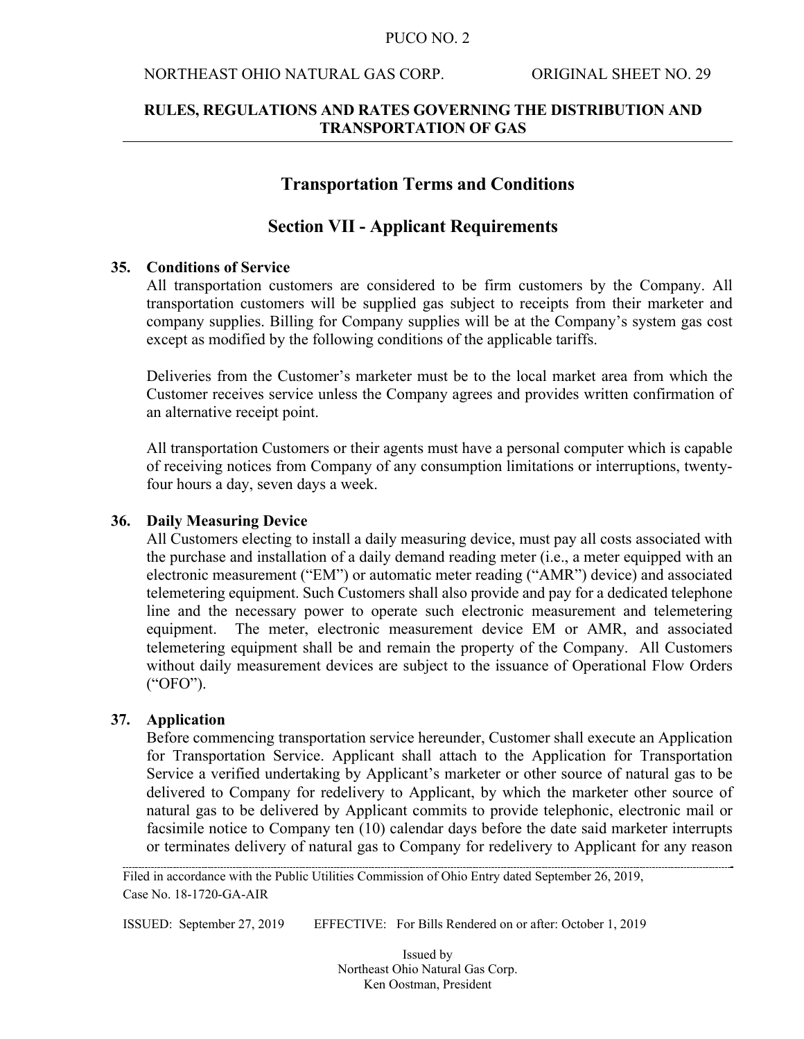## Transportation Terms and Conditions

## Section VII - Applicant Requirements

**35. Conditions of Service**

All transportation customers are considered to be firm customers by the Company. All transportation customers will be supplied gas subject to receipts from their marketer and company supplies. Billing for Company supplies will be at the Company's system gas cost except as modified by the following conditions of the applicable tariffs.

Deliveries from the Customer's marketer must be to the local market area from which the Customer receives service unless the Company agrees and provides written confirmation of an alternative receipt point.

All transportation Customers or their agents must have a personal computer which is capable of receiving notices from Company of any consumption limitations or interruptions, twenty-four hours a day, seven days a week.

**36. Daily Measuring Device**

All Customers electing to install a daily measuring device, must pay all costs associated with the purchase and installation of a daily demand reading meter (i.e., a meter equipped with an electronic measurement ("EM") or automatic meter reading ("AMR") device) and associated telemetering equipment. Such Customers shall also provide and pay for a dedicated telephone line and the necessary power to operate such electronic measurement and telemetering equipment. The meter, electronic measurement device EM or AMR, and associated telemetering equipment shall be and remain the property of the Company. All Customers without daily measurement devices are subject to the issuance of Operational Flow Orders ("OFO").

**37. Application**

Before commencing transportation service hereunder, Customer shall execute an Application for Transportation Service. Applicant shall attach to the Application for Transportation Service a verified undertaking by Applicant's marketer or other source of natural gas to be delivered to Company for redelivery to Applicant, by which the marketer other source of natural gas to be delivered by Applicant commits to provide telephonic, electronic mail or facsimile notice to Company ten (10) calendar days before the date said marketer interrupts or terminates delivery of natural gas to Company for redelivery to Applicant for any reason

Filed in accordance with the Public Utilities Commission of Ohio Entry dated September 26, 2019, Case No. 18-1720-GA-AIR

ISSUED: September 27, 2019 EFFECTIVE: For Bills Rendered on or after: October 1, 2019

Issued by
Northeast Ohio Natural Gas Corp.
Ken Oostman, President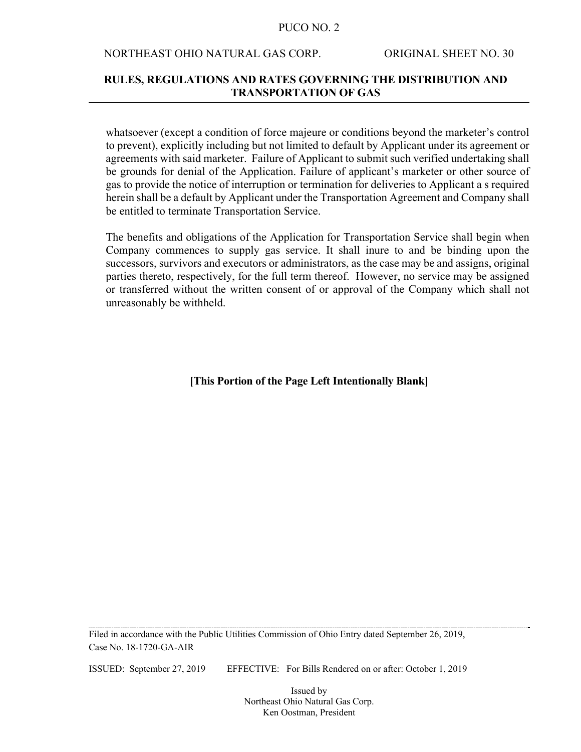whatsoever (except a condition of force majeure or conditions beyond the marketer's control to prevent), explicitly including but not limited to default by Applicant under its agreement or agreements with said marketer. Failure of Applicant to submit such verified undertaking shall be grounds for denial of the Application. Failure of applicant's marketer or other source of gas to provide the notice of interruption or termination for deliveries to Applicant a s required herein shall be a default by Applicant under the Transportation Agreement and Company shall be entitled to terminate Transportation Service.

The benefits and obligations of the Application for Transportation Service shall begin when Company commences to supply gas service. It shall inure to and be binding upon the successors, survivors and executors or administrators, as the case may be and assigns, original parties thereto, respectively, for the full term thereof. However, no service may be assigned or transferred without the written consent of or approval of the Company which shall not unreasonably be withheld.

**[This Portion of the Page Left Intentionally Blank]**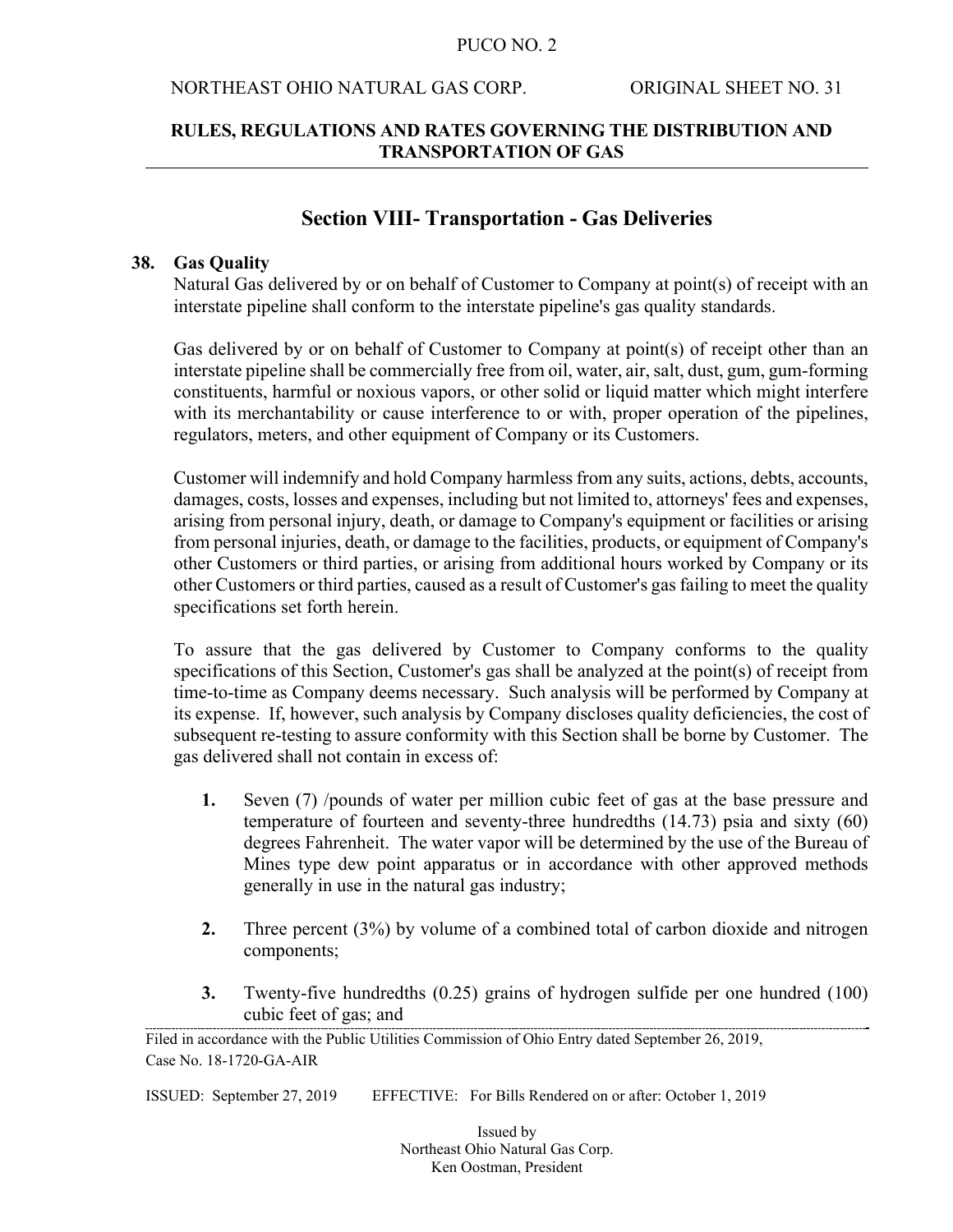## Section VIII- Transportation - Gas Deliveries

**38. Gas Quality**

Natural Gas delivered by or on behalf of Customer to Company at point(s) of receipt with an interstate pipeline shall conform to the interstate pipeline's gas quality standards.

Gas delivered by or on behalf of Customer to Company at point(s) of receipt other than an interstate pipeline shall be commercially free from oil, water, air, salt, dust, gum, gum-forming constituents, harmful or noxious vapors, or other solid or liquid matter which might interfere with its merchantability or cause interference to or with, proper operation of the pipelines, regulators, meters, and other equipment of Company or its Customers.

Customer will indemnify and hold Company harmless from any suits, actions, debts, accounts, damages, costs, losses and expenses, including but not limited to, attorneys' fees and expenses, arising from personal injury, death, or damage to Company's equipment or facilities or arising from personal injuries, death, or damage to the facilities, products, or equipment of Company's other Customers or third parties, or arising from additional hours worked by Company or its other Customers or third parties, caused as a result of Customer's gas failing to meet the quality specifications set forth herein.

To assure that the gas delivered by Customer to Company conforms to the quality specifications of this Section, Customer's gas shall be analyzed at the point(s) of receipt from time-to-time as Company deems necessary. Such analysis will be performed by Company at its expense. If, however, such analysis by Company discloses quality deficiencies, the cost of subsequent re-testing to assure conformity with this Section shall be borne by Customer. The gas delivered shall not contain in excess of:

1. Seven (7) /pounds of water per million cubic feet of gas at the base pressure and temperature of fourteen and seventy-three hundredths (14.73) psia and sixty (60) degrees Fahrenheit. The water vapor will be determined by the use of the Bureau of Mines type dew point apparatus or in accordance with other approved methods generally in use in the natural gas industry;

2. Three percent (3%) by volume of a combined total of carbon dioxide and nitrogen components;

3. Twenty-five hundredths (0.25) grains of hydrogen sulfide per one hundred (100) cubic feet of gas; and

Filed in accordance with the Public Utilities Commission of Ohio Entry dated September 26, 2019, Case No. 18-1720-GA-AIR

ISSUED: September 27, 2019 EFFECTIVE: For Bills Rendered on or after: October 1, 2019

Issued by
Northeast Ohio Natural Gas Corp.
Ken Oostman, President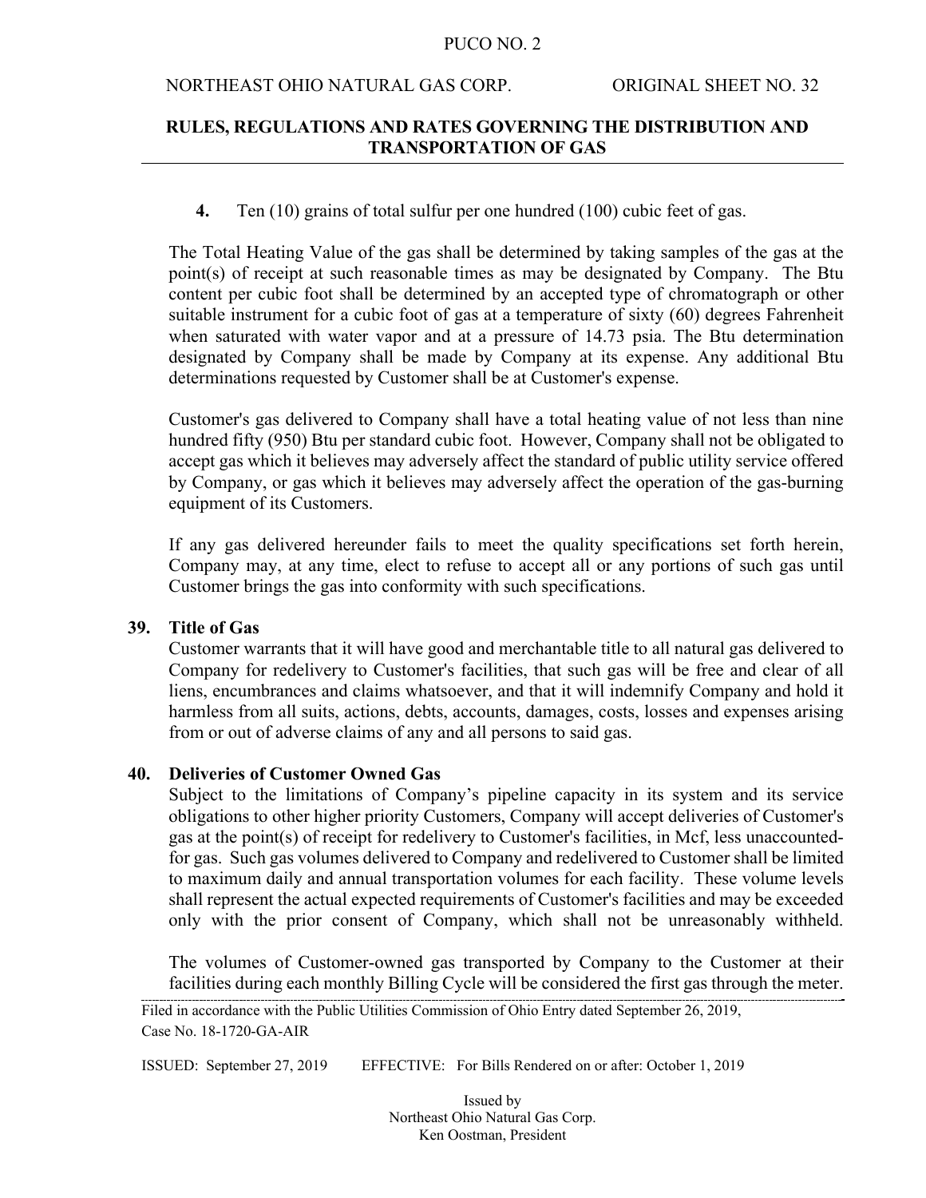**4.** Ten (10) grains of total sulfur per one hundred (100) cubic feet of gas.

The Total Heating Value of the gas shall be determined by taking samples of the gas at the point(s) of receipt at such reasonable times as may be designated by Company. The Btu content per cubic foot shall be determined by an accepted type of chromatograph or other suitable instrument for a cubic foot of gas at a temperature of sixty (60) degrees Fahrenheit when saturated with water vapor and at a pressure of 14.73 psia. The Btu determination designated by Company shall be made by Company at its expense. Any additional Btu determinations requested by Customer shall be at Customer's expense.

Customer's gas delivered to Company shall have a total heating value of not less than nine hundred fifty (950) Btu per standard cubic foot. However, Company shall not be obligated to accept gas which it believes may adversely affect the standard of public utility service offered by Company, or gas which it believes may adversely affect the operation of the gas-burning equipment of its Customers.

If any gas delivered hereunder fails to meet the quality specifications set forth herein, Company may, at any time, elect to refuse to accept all or any portions of such gas until Customer brings the gas into conformity with such specifications.

## 39. Title of Gas

Customer warrants that it will have good and merchantable title to all natural gas delivered to Company for redelivery to Customer's facilities, that such gas will be free and clear of all liens, encumbrances and claims whatsoever, and that it will indemnify Company and hold it harmless from all suits, actions, debts, accounts, damages, costs, losses and expenses arising from or out of adverse claims of any and all persons to said gas.

## 40. Deliveries of Customer Owned Gas

Subject to the limitations of Company's pipeline capacity in its system and its service obligations to other higher priority Customers, Company will accept deliveries of Customer's gas at the point(s) of receipt for redelivery to Customer's facilities, in Mcf, less unaccounted-for gas. Such gas volumes delivered to Company and redelivered to Customer shall be limited to maximum daily and annual transportation volumes for each facility. These volume levels shall represent the actual expected requirements of Customer's facilities and may be exceeded only with the prior consent of Company, which shall not be unreasonably withheld.

The volumes of Customer-owned gas transported by Company to the Customer at their facilities during each monthly Billing Cycle will be considered the first gas through the meter.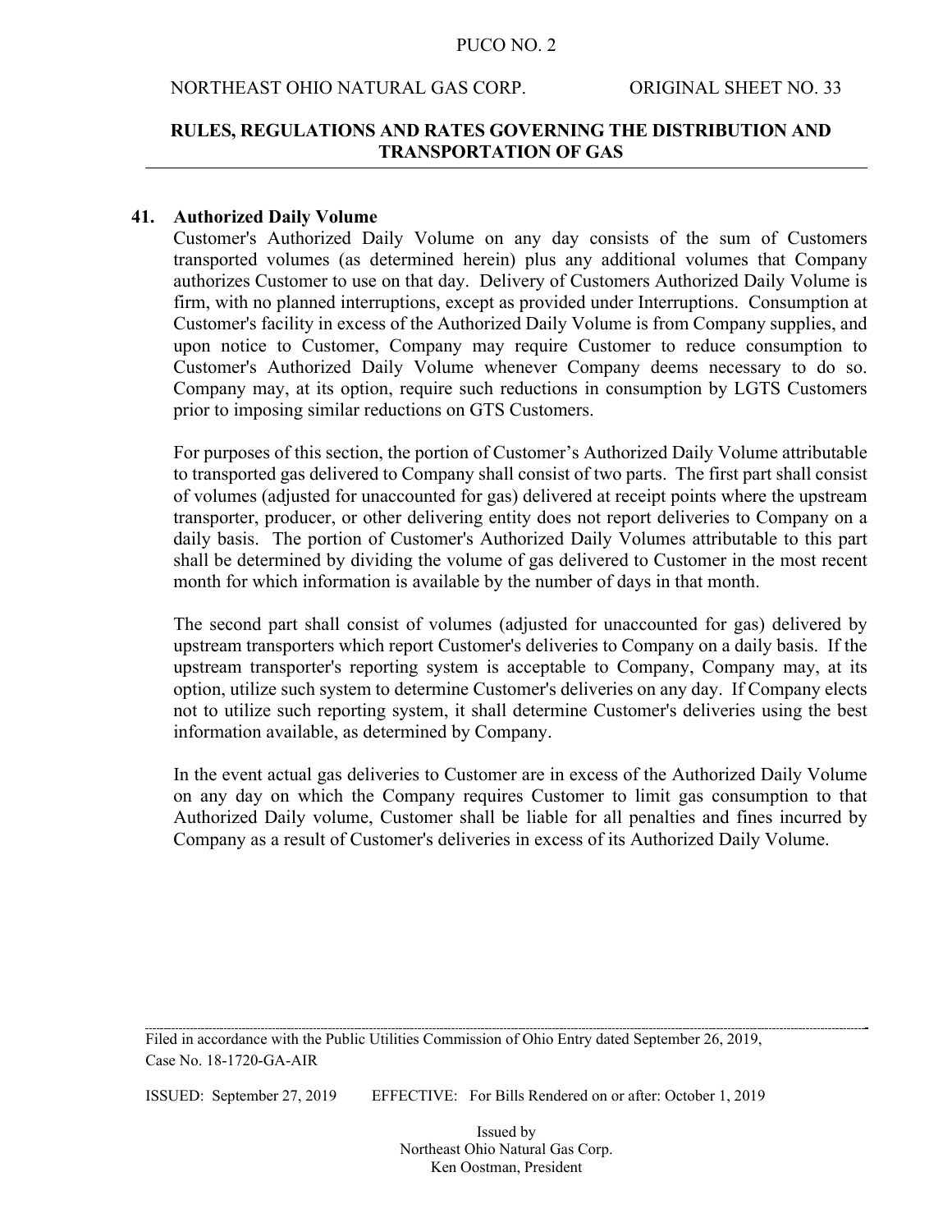## 41. Authorized Daily Volume

Customer's Authorized Daily Volume on any day consists of the sum of Customers transported volumes (as determined herein) plus any additional volumes that Company authorizes Customer to use on that day. Delivery of Customers Authorized Daily Volume is firm, with no planned interruptions, except as provided under Interruptions. Consumption at Customer's facility in excess of the Authorized Daily Volume is from Company supplies, and upon notice to Customer, Company may require Customer to reduce consumption to Customer's Authorized Daily Volume whenever Company deems necessary to do so. Company may, at its option, require such reductions in consumption by LGTS Customers prior to imposing similar reductions on GTS Customers.

For purposes of this section, the portion of Customer's Authorized Daily Volume attributable to transported gas delivered to Company shall consist of two parts. The first part shall consist of volumes (adjusted for unaccounted for gas) delivered at receipt points where the upstream transporter, producer, or other delivering entity does not report deliveries to Company on a daily basis. The portion of Customer's Authorized Daily Volumes attributable to this part shall be determined by dividing the volume of gas delivered to Customer in the most recent month for which information is available by the number of days in that month.

The second part shall consist of volumes (adjusted for unaccounted for gas) delivered by upstream transporters which report Customer's deliveries to Company on a daily basis. If the upstream transporter's reporting system is acceptable to Company, Company may, at its option, utilize such system to determine Customer's deliveries on any day. If Company elects not to utilize such reporting system, it shall determine Customer's deliveries using the best information available, as determined by Company.

In the event actual gas deliveries to Customer are in excess of the Authorized Daily Volume on any day on which the Company requires Customer to limit gas consumption to that Authorized Daily volume, Customer shall be liable for all penalties and fines incurred by Company as a result of Customer's deliveries in excess of its Authorized Daily Volume.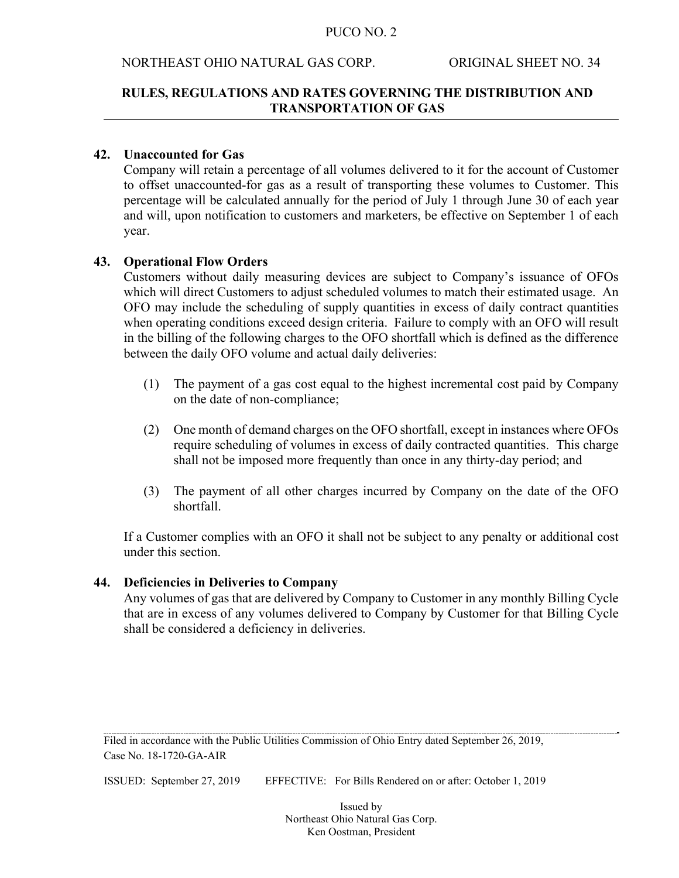**42. Unaccounted for Gas**

Company will retain a percentage of all volumes delivered to it for the account of Customer to offset unaccounted-for gas as a result of transporting these volumes to Customer. This percentage will be calculated annually for the period of July 1 through June 30 of each year and will, upon notification to customers and marketers, be effective on September 1 of each year.

**43. Operational Flow Orders**

Customers without daily measuring devices are subject to Company's issuance of OFOs which will direct Customers to adjust scheduled volumes to match their estimated usage. An OFO may include the scheduling of supply quantities in excess of daily contract quantities when operating conditions exceed design criteria. Failure to comply with an OFO will result in the billing of the following charges to the OFO shortfall which is defined as the difference between the daily OFO volume and actual daily deliveries:

(1) The payment of a gas cost equal to the highest incremental cost paid by Company on the date of non-compliance;

(2) One month of demand charges on the OFO shortfall, except in instances where OFOs require scheduling of volumes in excess of daily contracted quantities. This charge shall not be imposed more frequently than once in any thirty-day period; and

(3) The payment of all other charges incurred by Company on the date of the OFO shortfall.

If a Customer complies with an OFO it shall not be subject to any penalty or additional cost under this section.

**44. Deficiencies in Deliveries to Company**

Any volumes of gas that are delivered by Company to Customer in any monthly Billing Cycle that are in excess of any volumes delivered to Company by Customer for that Billing Cycle shall be considered a deficiency in deliveries.

Filed in accordance with the Public Utilities Commission of Ohio Entry dated September 26, 2019, Case No. 18-1720-GA-AIR

ISSUED: September 27, 2019 EFFECTIVE: For Bills Rendered on or after: October 1, 2019

Issued by
Northeast Ohio Natural Gas Corp.
Ken Oostman, President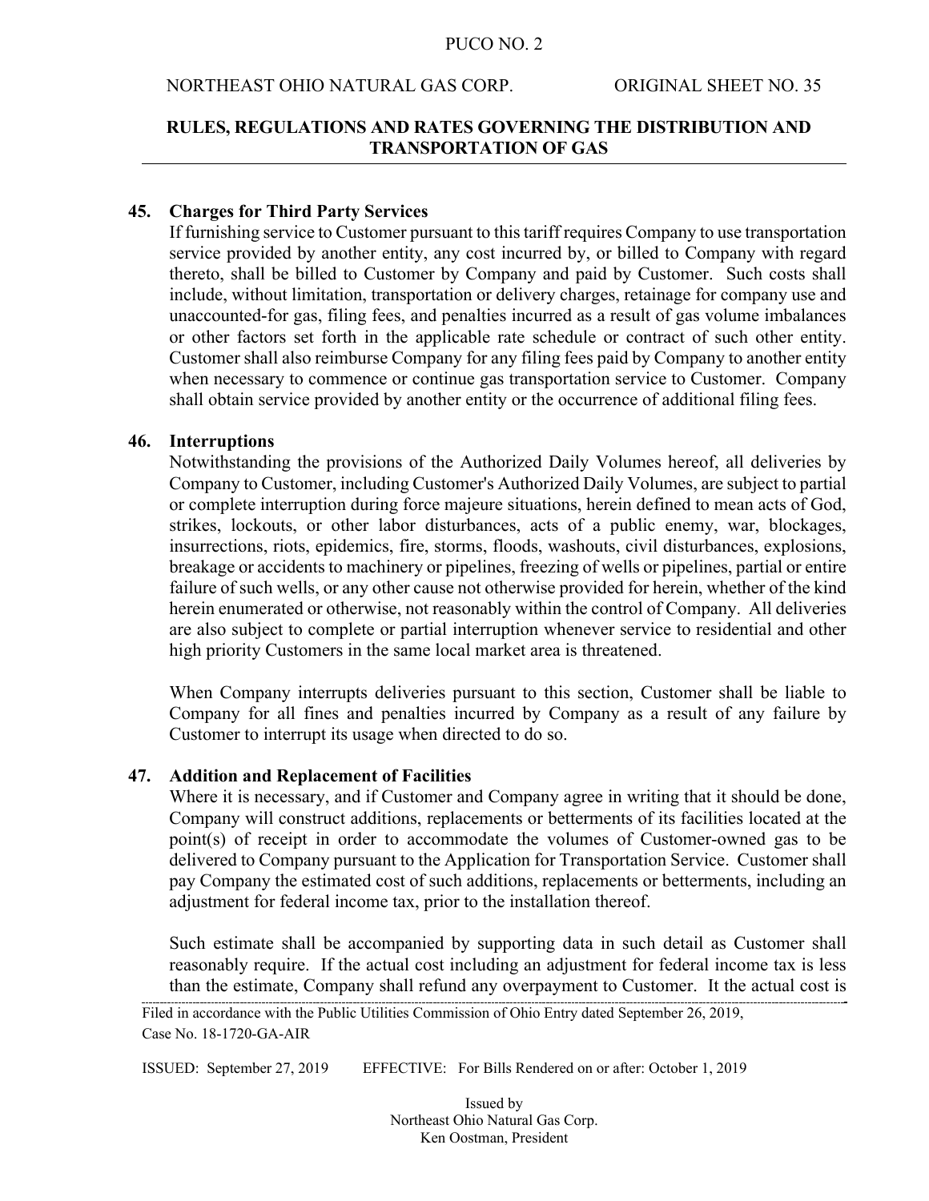## 45. Charges for Third Party Services

If furnishing service to Customer pursuant to this tariff requires Company to use transportation service provided by another entity, any cost incurred by, or billed to Company with regard thereto, shall be billed to Customer by Company and paid by Customer. Such costs shall include, without limitation, transportation or delivery charges, retainage for company use and unaccounted-for gas, filing fees, and penalties incurred as a result of gas volume imbalances or other factors set forth in the applicable rate schedule or contract of such other entity. Customer shall also reimburse Company for any filing fees paid by Company to another entity when necessary to commence or continue gas transportation service to Customer. Company shall obtain service provided by another entity or the occurrence of additional filing fees.

## 46. Interruptions

Notwithstanding the provisions of the Authorized Daily Volumes hereof, all deliveries by Company to Customer, including Customer's Authorized Daily Volumes, are subject to partial or complete interruption during force majeure situations, herein defined to mean acts of God, strikes, lockouts, or other labor disturbances, acts of a public enemy, war, blockages, insurrections, riots, epidemics, fire, storms, floods, washouts, civil disturbances, explosions, breakage or accidents to machinery or pipelines, freezing of wells or pipelines, partial or entire failure of such wells, or any other cause not otherwise provided for herein, whether of the kind herein enumerated or otherwise, not reasonably within the control of Company. All deliveries are also subject to complete or partial interruption whenever service to residential and other high priority Customers in the same local market area is threatened.

When Company interrupts deliveries pursuant to this section, Customer shall be liable to Company for all fines and penalties incurred by Company as a result of any failure by Customer to interrupt its usage when directed to do so.

## 47. Addition and Replacement of Facilities

Where it is necessary, and if Customer and Company agree in writing that it should be done, Company will construct additions, replacements or betterments of its facilities located at the point(s) of receipt in order to accommodate the volumes of Customer-owned gas to be delivered to Company pursuant to the Application for Transportation Service. Customer shall pay Company the estimated cost of such additions, replacements or betterments, including an adjustment for federal income tax, prior to the installation thereof.

Such estimate shall be accompanied by supporting data in such detail as Customer shall reasonably require. If the actual cost including an adjustment for federal income tax is less than the estimate, Company shall refund any overpayment to Customer. It the actual cost is

Filed in accordance with the Public Utilities Commission of Ohio Entry dated September 26, 2019, Case No. 18-1720-GA-AIR

ISSUED: September 27, 2019 EFFECTIVE: For Bills Rendered on or after: October 1, 2019

Issued by
Northeast Ohio Natural Gas Corp.
Ken Oostman, President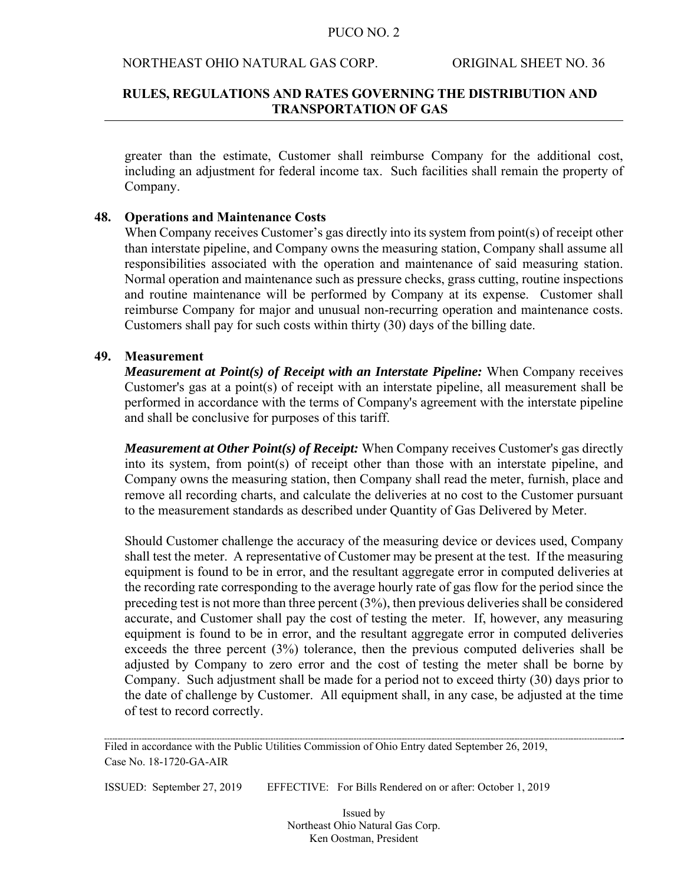greater than the estimate, Customer shall reimburse Company for the additional cost, including an adjustment for federal income tax. Such facilities shall remain the property of Company.

**48. Operations and Maintenance Costs**

When Company receives Customer's gas directly into its system from point(s) of receipt other than interstate pipeline, and Company owns the measuring station, Company shall assume all responsibilities associated with the operation and maintenance of said measuring station. Normal operation and maintenance such as pressure checks, grass cutting, routine inspections and routine maintenance will be performed by Company at its expense. Customer shall reimburse Company for major and unusual non-recurring operation and maintenance costs. Customers shall pay for such costs within thirty (30) days of the billing date.

**49. Measurement**

***Measurement at Point(s) of Receipt with an Interstate Pipeline:*** When Company receives Customer's gas at a point(s) of receipt with an interstate pipeline, all measurement shall be performed in accordance with the terms of Company's agreement with the interstate pipeline and shall be conclusive for purposes of this tariff.

***Measurement at Other Point(s) of Receipt:*** When Company receives Customer's gas directly into its system, from point(s) of receipt other than those with an interstate pipeline, and Company owns the measuring station, then Company shall read the meter, furnish, place and remove all recording charts, and calculate the deliveries at no cost to the Customer pursuant to the measurement standards as described under Quantity of Gas Delivered by Meter.

Should Customer challenge the accuracy of the measuring device or devices used, Company shall test the meter. A representative of Customer may be present at the test. If the measuring equipment is found to be in error, and the resultant aggregate error in computed deliveries at the recording rate corresponding to the average hourly rate of gas flow for the period since the preceding test is not more than three percent (3%), then previous deliveries shall be considered accurate, and Customer shall pay the cost of testing the meter. If, however, any measuring equipment is found to be in error, and the resultant aggregate error in computed deliveries exceeds the three percent (3%) tolerance, then the previous computed deliveries shall be adjusted by Company to zero error and the cost of testing the meter shall be borne by Company. Such adjustment shall be made for a period not to exceed thirty (30) days prior to the date of challenge by Customer. All equipment shall, in any case, be adjusted at the time of test to record correctly.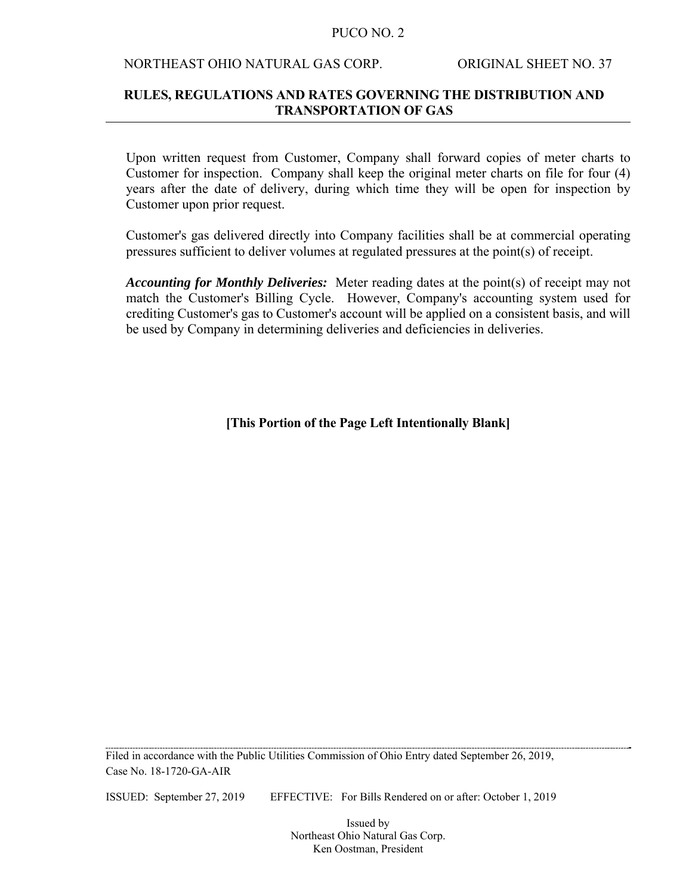Upon written request from Customer, Company shall forward copies of meter charts to Customer for inspection. Company shall keep the original meter charts on file for four (4) years after the date of delivery, during which time they will be open for inspection by Customer upon prior request.

Customer's gas delivered directly into Company facilities shall be at commercial operating pressures sufficient to deliver volumes at regulated pressures at the point(s) of receipt.

***Accounting for Monthly Deliveries:*** Meter reading dates at the point(s) of receipt may not match the Customer's Billing Cycle. However, Company's accounting system used for crediting Customer's gas to Customer's account will be applied on a consistent basis, and will be used by Company in determining deliveries and deficiencies in deliveries.

**[This Portion of the Page Left Intentionally Blank]**

Filed in accordance with the Public Utilities Commission of Ohio Entry dated September 26, 2019, Case No. 18-1720-GA-AIR

ISSUED: September 27, 2019 EFFECTIVE: For Bills Rendered on or after: October 1, 2019

Issued by
Northeast Ohio Natural Gas Corp.
Ken Oostman, President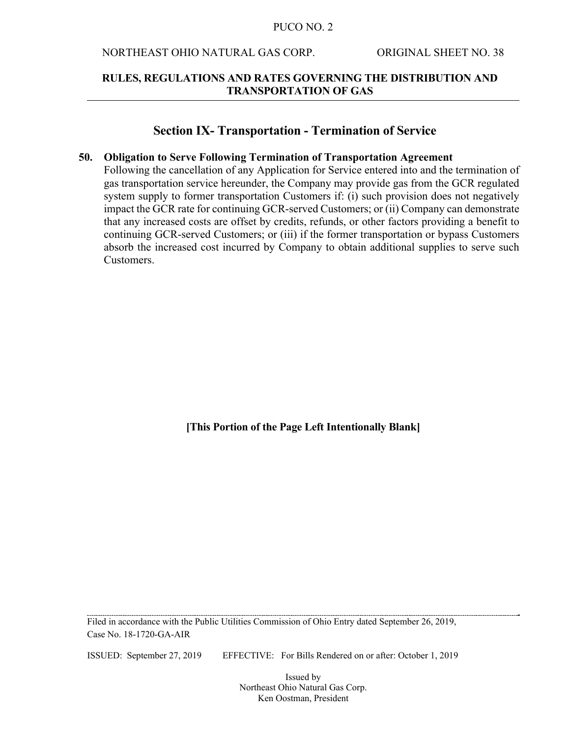## Section IX- Transportation - Termination of Service

**50. Obligation to Serve Following Termination of Transportation Agreement**

Following the cancellation of any Application for Service entered into and the termination of gas transportation service hereunder, the Company may provide gas from the GCR regulated system supply to former transportation Customers if: (i) such provision does not negatively impact the GCR rate for continuing GCR-served Customers; or (ii) Company can demonstrate that any increased costs are offset by credits, refunds, or other factors providing a benefit to continuing GCR-served Customers; or (iii) if the former transportation or bypass Customers absorb the increased cost incurred by Company to obtain additional supplies to serve such Customers.

**[This Portion of the Page Left Intentionally Blank]**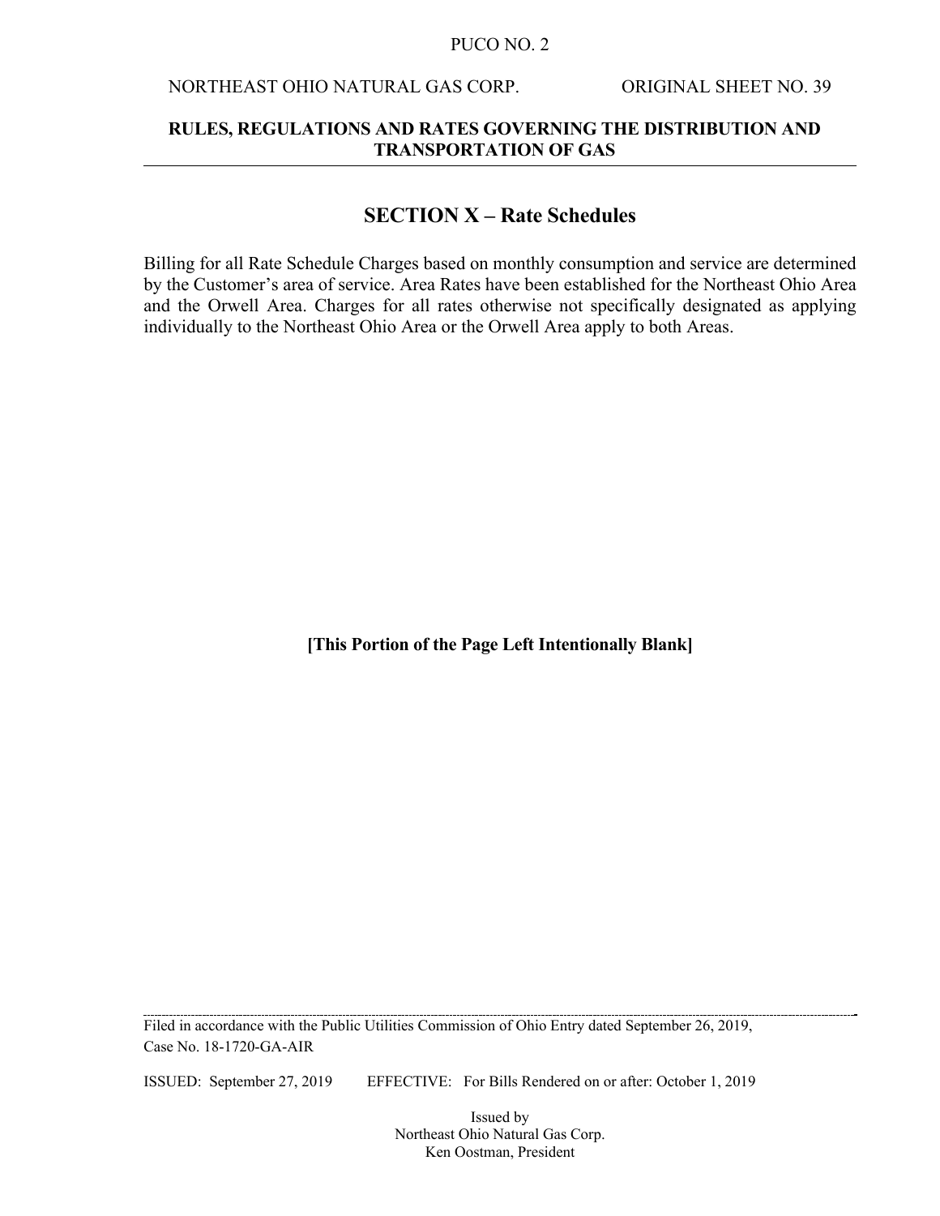## SECTION X – Rate Schedules

Billing for all Rate Schedule Charges based on monthly consumption and service are determined by the Customer's area of service. Area Rates have been established for the Northeast Ohio Area and the Orwell Area. Charges for all rates otherwise not specifically designated as applying individually to the Northeast Ohio Area or the Orwell Area apply to both Areas.

**[This Portion of the Page Left Intentionally Blank]**

Filed in accordance with the Public Utilities Commission of Ohio Entry dated September 26, 2019, Case No. 18-1720-GA-AIR

ISSUED: September 27, 2019 EFFECTIVE: For Bills Rendered on or after: October 1, 2019

Issued by
Northeast Ohio Natural Gas Corp.
Ken Oostman, President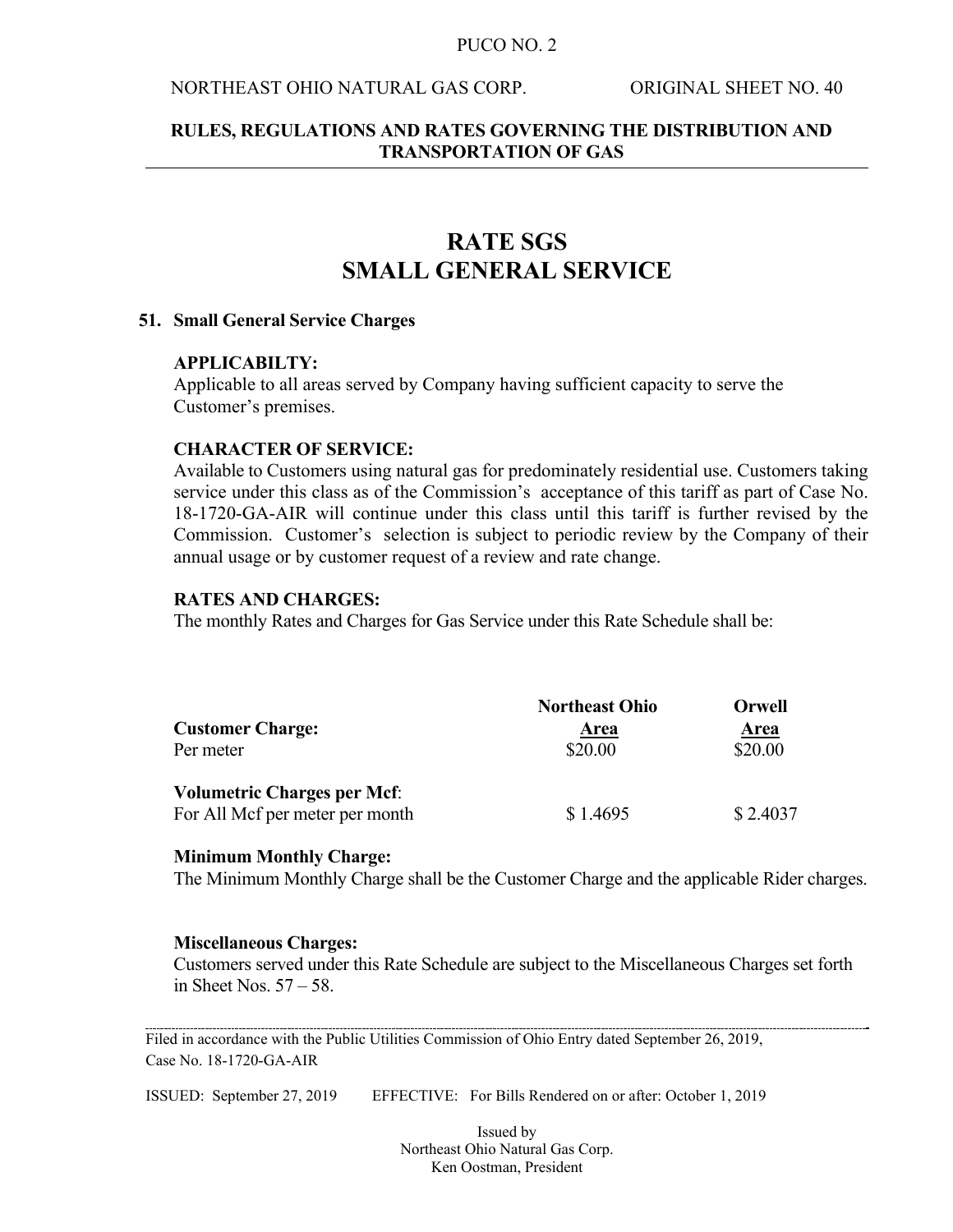# RATE SGS
# SMALL GENERAL SERVICE

**51. Small General Service Charges**

**APPLICABILTY:**
Applicable to all areas served by Company having sufficient capacity to serve the Customer's premises.

**CHARACTER OF SERVICE:**
Available to Customers using natural gas for predominately residential use. Customers taking service under this class as of the Commission's acceptance of this tariff as part of Case No. 18-1720-GA-AIR will continue under this class until this tariff is further revised by the Commission. Customer's selection is subject to periodic review by the Company of their annual usage or by customer request of a review and rate change.

**RATES AND CHARGES:**
The monthly Rates and Charges for Gas Service under this Rate Schedule shall be:

| | Northeast Ohio Area | Orwell Area |
|---|---|---|
| **Customer Charge:** | | |
| Per meter | $20.00 | $20.00 |
| **Volumetric Charges per Mcf**: | | |
| For All Mcf per meter per month | $ 1.4695 | $ 2.4037 |

**Minimum Monthly Charge:**
The Minimum Monthly Charge shall be the Customer Charge and the applicable Rider charges.

**Miscellaneous Charges:**
Customers served under this Rate Schedule are subject to the Miscellaneous Charges set forth in Sheet Nos. 57 – 58.

Filed in accordance with the Public Utilities Commission of Ohio Entry dated September 26, 2019, Case No. 18-1720-GA-AIR

ISSUED: September 27, 2019 EFFECTIVE: For Bills Rendered on or after: October 1, 2019

Issued by
Northeast Ohio Natural Gas Corp.
Ken Oostman, President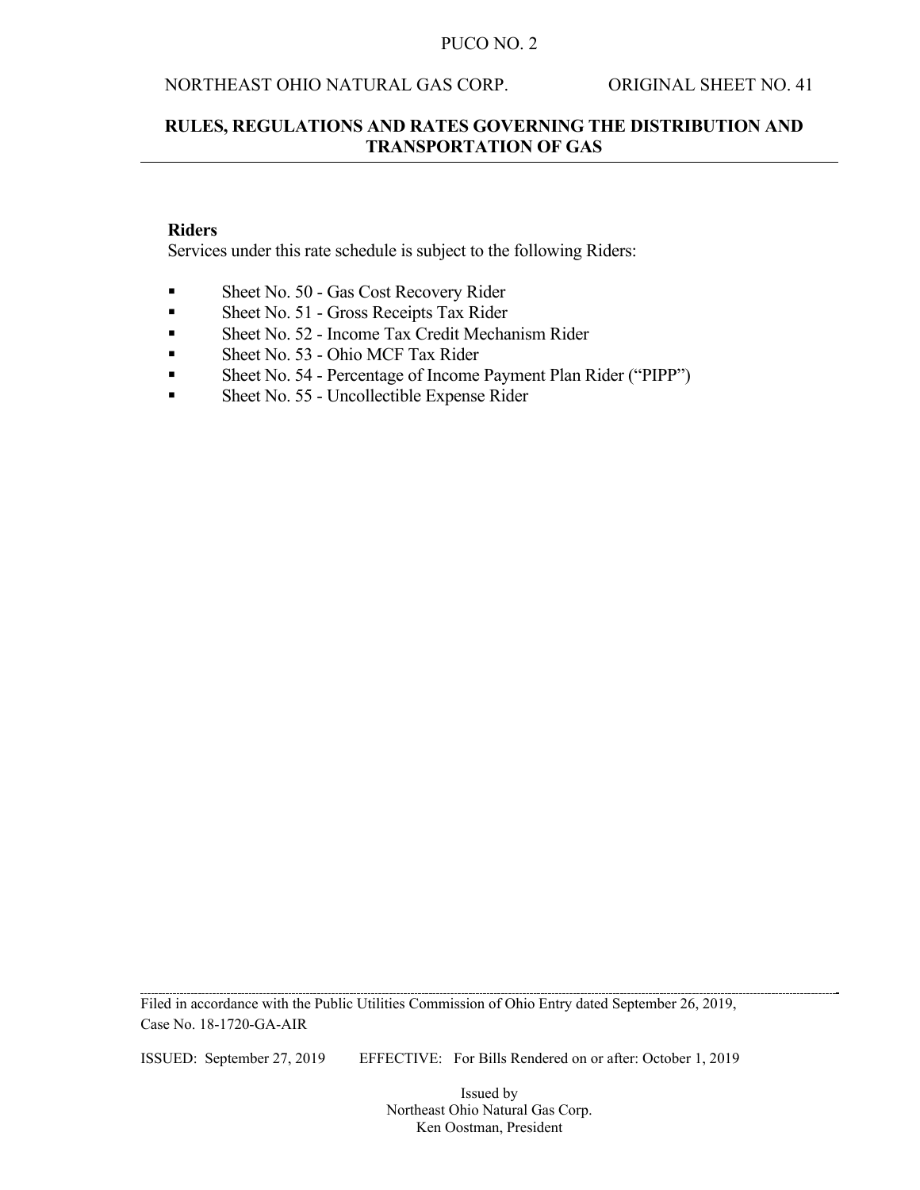**Riders**

Services under this rate schedule is subject to the following Riders:

- Sheet No. 50 - Gas Cost Recovery Rider
- Sheet No. 51 - Gross Receipts Tax Rider
- Sheet No. 52 - Income Tax Credit Mechanism Rider
- Sheet No. 53 - Ohio MCF Tax Rider
- Sheet No. 54 - Percentage of Income Payment Plan Rider ("PIPP")
- Sheet No. 55 - Uncollectible Expense Rider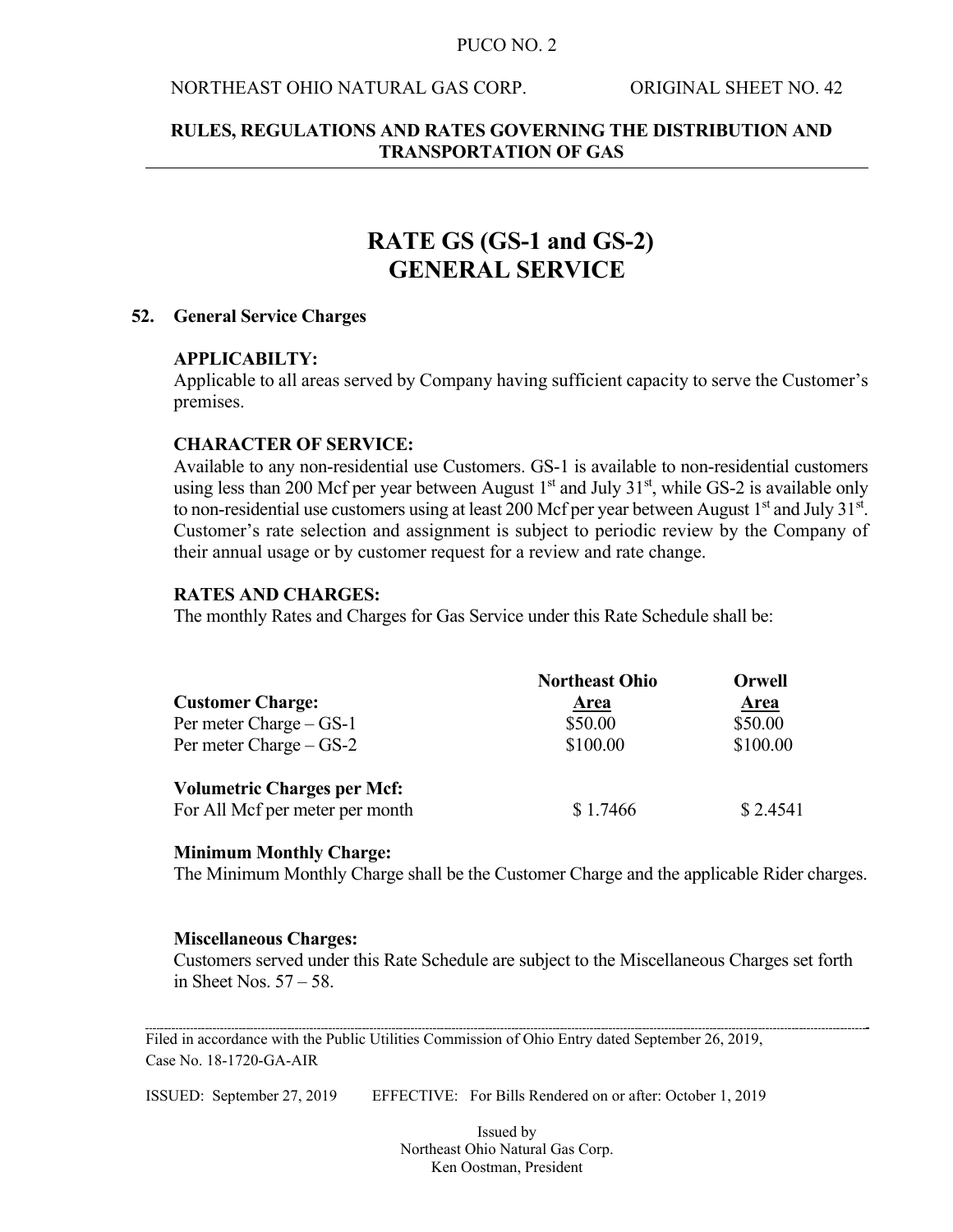# RATE GS (GS-1 and GS-2)
# GENERAL SERVICE

## 52. General Service Charges

**APPLICABILTY:**
Applicable to all areas served by Company having sufficient capacity to serve the Customer's premises.

**CHARACTER OF SERVICE:**
Available to any non-residential use Customers. GS-1 is available to non-residential customers using less than 200 Mcf per year between August 1st and July 31st, while GS-2 is available only to non-residential use customers using at least 200 Mcf per year between August 1st and July 31st. Customer's rate selection and assignment is subject to periodic review by the Company of their annual usage or by customer request for a review and rate change.

**RATES AND CHARGES:**
The monthly Rates and Charges for Gas Service under this Rate Schedule shall be:

| | Northeast Ohio Area | Orwell Area |
|---|---|---|
| **Customer Charge:** | | |
| Per meter Charge – GS-1 | $50.00 | $50.00 |
| Per meter Charge – GS-2 | $100.00 | $100.00 |
| **Volumetric Charges per Mcf:** | | |
| For All Mcf per meter per month | $ 1.7466 | $ 2.4541 |

**Minimum Monthly Charge:**
The Minimum Monthly Charge shall be the Customer Charge and the applicable Rider charges.

**Miscellaneous Charges:**
Customers served under this Rate Schedule are subject to the Miscellaneous Charges set forth in Sheet Nos. 57 – 58.

---

Filed in accordance with the Public Utilities Commission of Ohio Entry dated September 26, 2019, Case No. 18-1720-GA-AIR

ISSUED: September 27, 2019 EFFECTIVE: For Bills Rendered on or after: October 1, 2019

Issued by
Northeast Ohio Natural Gas Corp.
Ken Oostman, President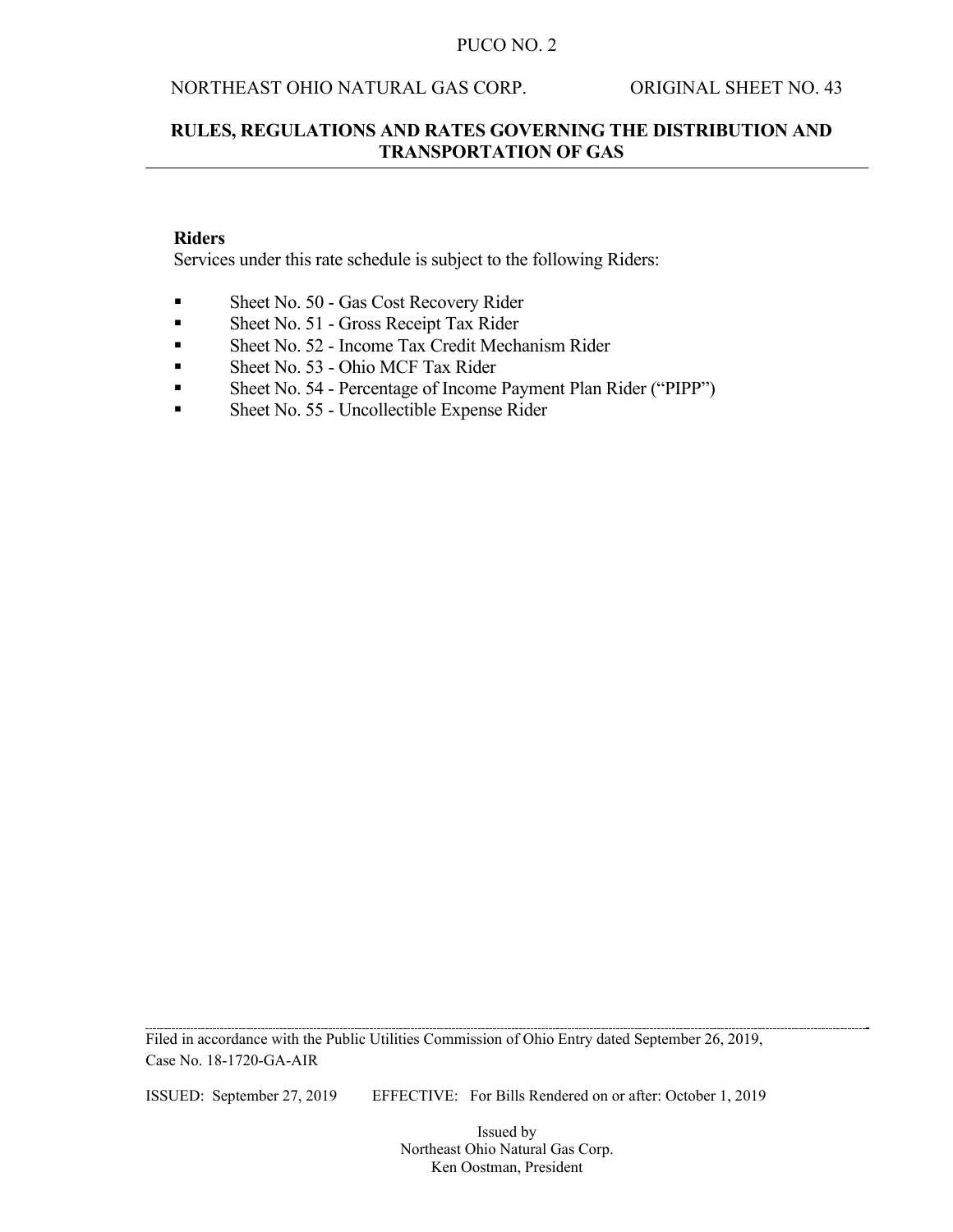**Riders**

Services under this rate schedule is subject to the following Riders:

- Sheet No. 50 - Gas Cost Recovery Rider
- Sheet No. 51 - Gross Receipt Tax Rider
- Sheet No. 52 - Income Tax Credit Mechanism Rider
- Sheet No. 53 - Ohio MCF Tax Rider
- Sheet No. 54 - Percentage of Income Payment Plan Rider ("PIPP")
- Sheet No. 55 - Uncollectible Expense Rider

Filed in accordance with the Public Utilities Commission of Ohio Entry dated September 26, 2019, Case No. 18-1720-GA-AIR

ISSUED: September 27, 2019 EFFECTIVE: For Bills Rendered on or after: October 1, 2019

Issued by
Northeast Ohio Natural Gas Corp.
Ken Oostman, President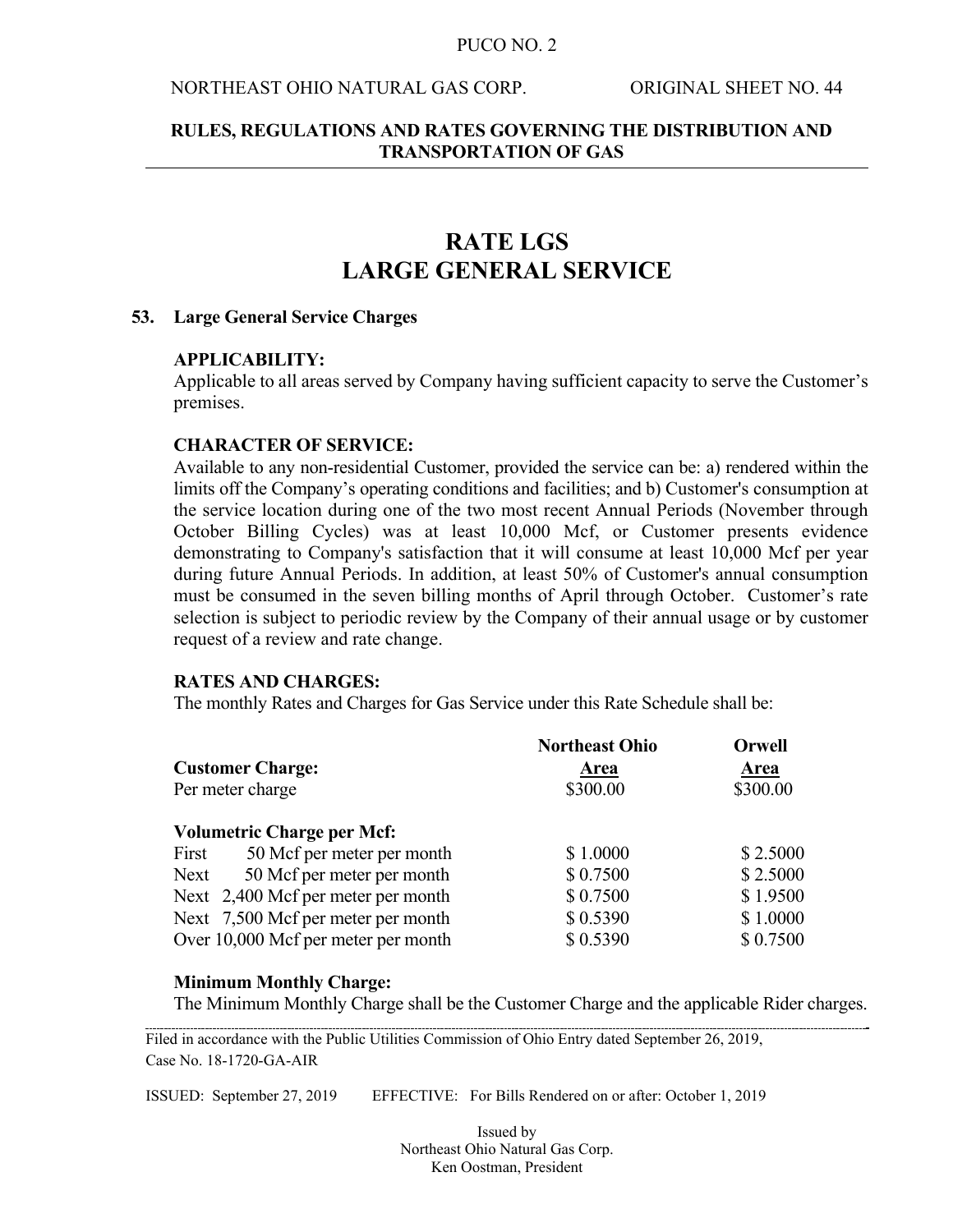# RATE LGS
# LARGE GENERAL SERVICE

**53. Large General Service Charges**

**APPLICABILITY:**

Applicable to all areas served by Company having sufficient capacity to serve the Customer's premises.

**CHARACTER OF SERVICE:**

Available to any non-residential Customer, provided the service can be: a) rendered within the limits off the Company's operating conditions and facilities; and b) Customer's consumption at the service location during one of the two most recent Annual Periods (November through October Billing Cycles) was at least 10,000 Mcf, or Customer presents evidence demonstrating to Company's satisfaction that it will consume at least 10,000 Mcf per year during future Annual Periods. In addition, at least 50% of Customer's annual consumption must be consumed in the seven billing months of April through October. Customer's rate selection is subject to periodic review by the Company of their annual usage or by customer request of a review and rate change.

**RATES AND CHARGES:**

The monthly Rates and Charges for Gas Service under this Rate Schedule shall be:

| | **Northeast Ohio Area** | **Orwell Area** |
|---|---|---|
| **Customer Charge:** | | |
| Per meter charge | $300.00 | $300.00 |
| **Volumetric Charge per Mcf:** | | |
| First 50 Mcf per meter per month | $ 1.0000 | $ 2.5000 |
| Next 50 Mcf per meter per month | $ 0.7500 | $ 2.5000 |
| Next 2,400 Mcf per meter per month | $ 0.7500 | $ 1.9500 |
| Next 7,500 Mcf per meter per month | $ 0.5390 | $ 1.0000 |
| Over 10,000 Mcf per meter per month | $ 0.5390 | $ 0.7500 |

**Minimum Monthly Charge:**

The Minimum Monthly Charge shall be the Customer Charge and the applicable Rider charges.

Filed in accordance with the Public Utilities Commission of Ohio Entry dated September 26, 2019, Case No. 18-1720-GA-AIR

ISSUED: September 27, 2019 EFFECTIVE: For Bills Rendered on or after: October 1, 2019

Issued by
Northeast Ohio Natural Gas Corp.
Ken Oostman, President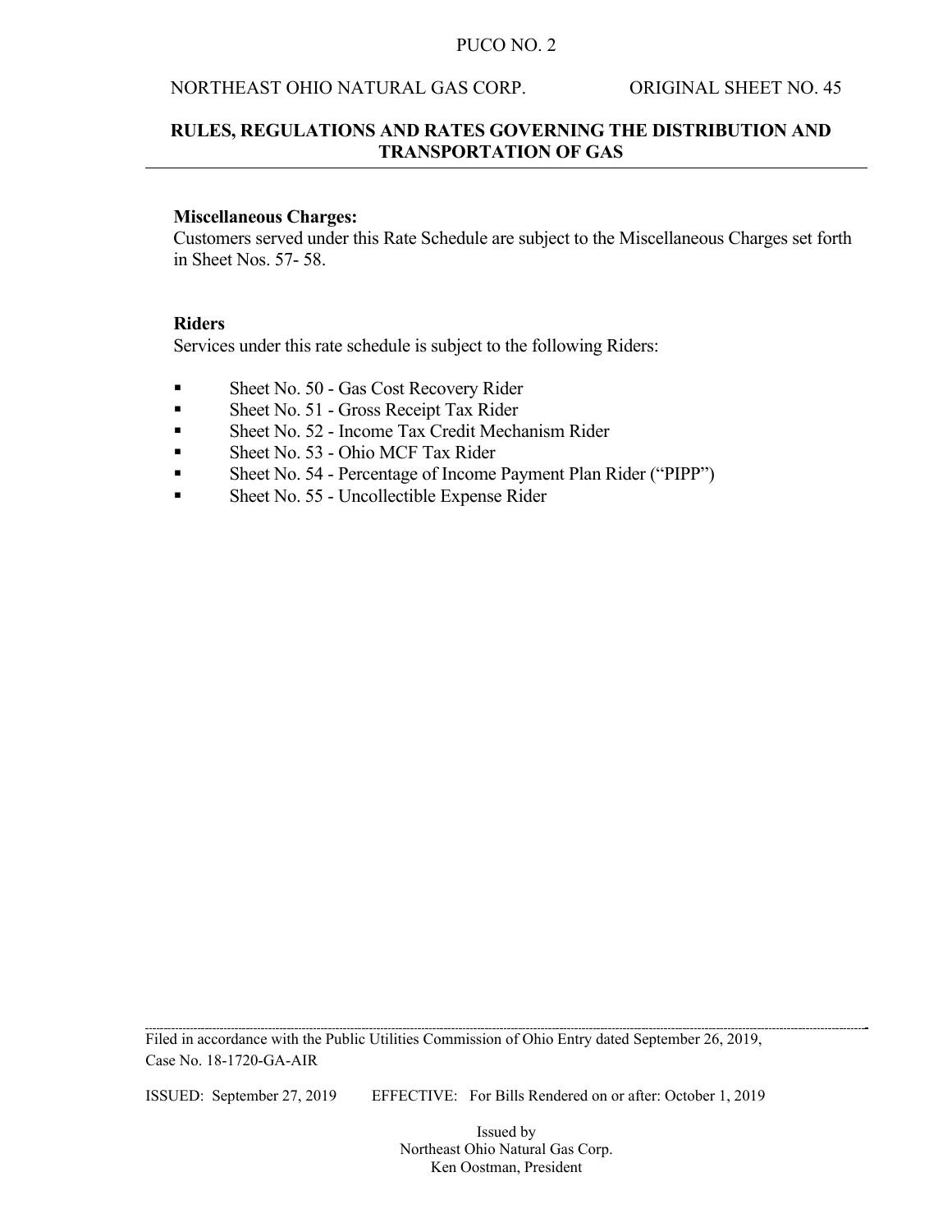**Miscellaneous Charges:**
Customers served under this Rate Schedule are subject to the Miscellaneous Charges set forth in Sheet Nos. 57- 58.

**Riders**
Services under this rate schedule is subject to the following Riders:

- Sheet No. 50 - Gas Cost Recovery Rider
- Sheet No. 51 - Gross Receipt Tax Rider
- Sheet No. 52 - Income Tax Credit Mechanism Rider
- Sheet No. 53 - Ohio MCF Tax Rider
- Sheet No. 54 - Percentage of Income Payment Plan Rider ("PIPP")
- Sheet No. 55 - Uncollectible Expense Rider

Filed in accordance with the Public Utilities Commission of Ohio Entry dated September 26, 2019, Case No. 18-1720-GA-AIR

ISSUED: September 27, 2019 EFFECTIVE: For Bills Rendered on or after: October 1, 2019

Issued by
Northeast Ohio Natural Gas Corp.
Ken Oostman, President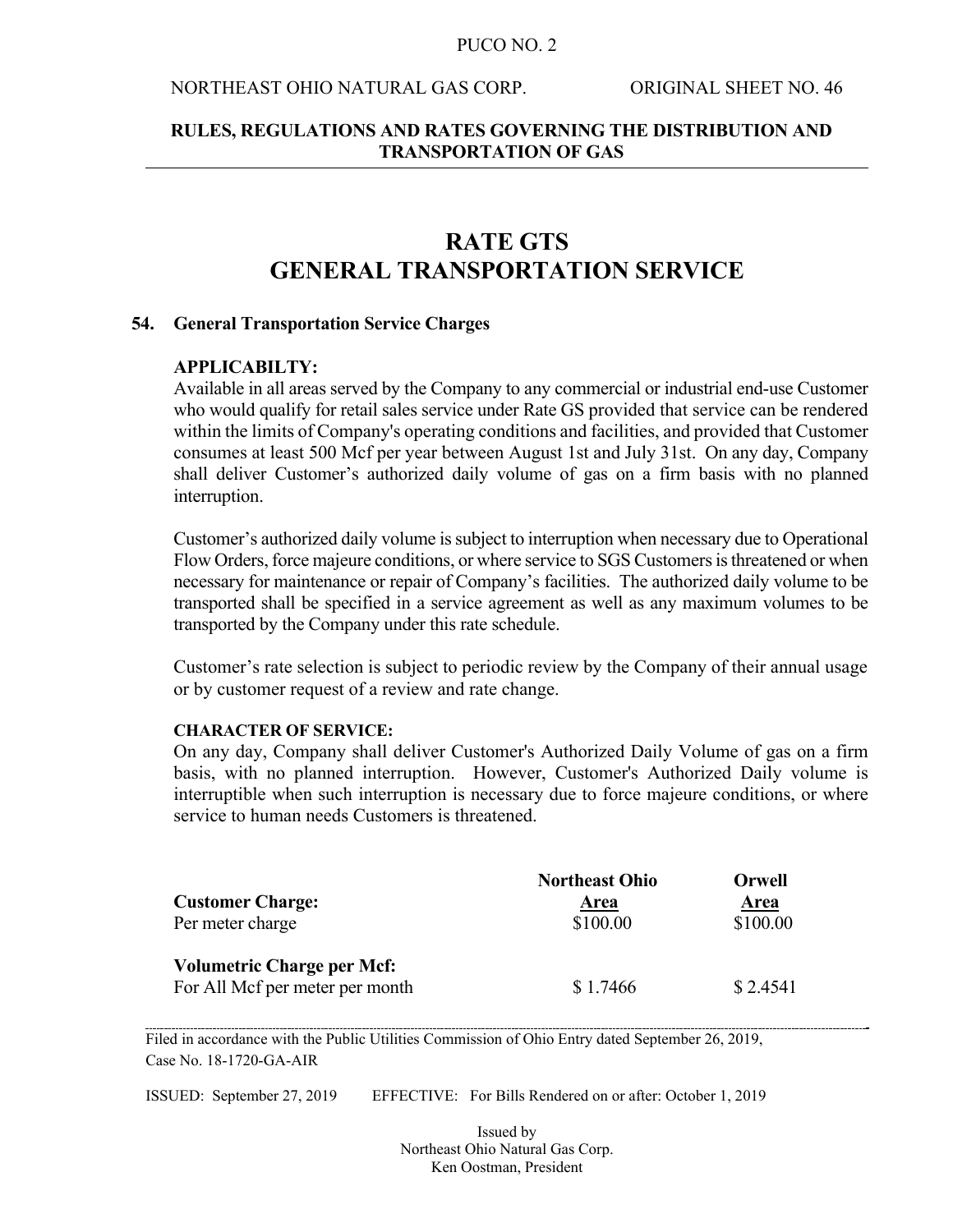# RATE GTS
# GENERAL TRANSPORTATION SERVICE

**54. General Transportation Service Charges**

**APPLICABILTY:**

Available in all areas served by the Company to any commercial or industrial end-use Customer who would qualify for retail sales service under Rate GS provided that service can be rendered within the limits of Company's operating conditions and facilities, and provided that Customer consumes at least 500 Mcf per year between August 1st and July 31st. On any day, Company shall deliver Customer's authorized daily volume of gas on a firm basis with no planned interruption.

Customer's authorized daily volume is subject to interruption when necessary due to Operational Flow Orders, force majeure conditions, or where service to SGS Customers is threatened or when necessary for maintenance or repair of Company's facilities. The authorized daily volume to be transported shall be specified in a service agreement as well as any maximum volumes to be transported by the Company under this rate schedule.

Customer's rate selection is subject to periodic review by the Company of their annual usage or by customer request of a review and rate change.

**CHARACTER OF SERVICE:**

On any day, Company shall deliver Customer's Authorized Daily Volume of gas on a firm basis, with no planned interruption. However, Customer's Authorized Daily volume is interruptible when such interruption is necessary due to force majeure conditions, or where service to human needs Customers is threatened.

| | Northeast Ohio Area | Orwell Area |
|---|---|---|
| **Customer Charge:** | | |
| Per meter charge | $100.00 | $100.00 |
| **Volumetric Charge per Mcf:** | | |
| For All Mcf per meter per month | $ 1.7466 | $ 2.4541 |

Filed in accordance with the Public Utilities Commission of Ohio Entry dated September 26, 2019, Case No. 18-1720-GA-AIR

ISSUED: September 27, 2019 EFFECTIVE: For Bills Rendered on or after: October 1, 2019

Issued by
Northeast Ohio Natural Gas Corp.
Ken Oostman, President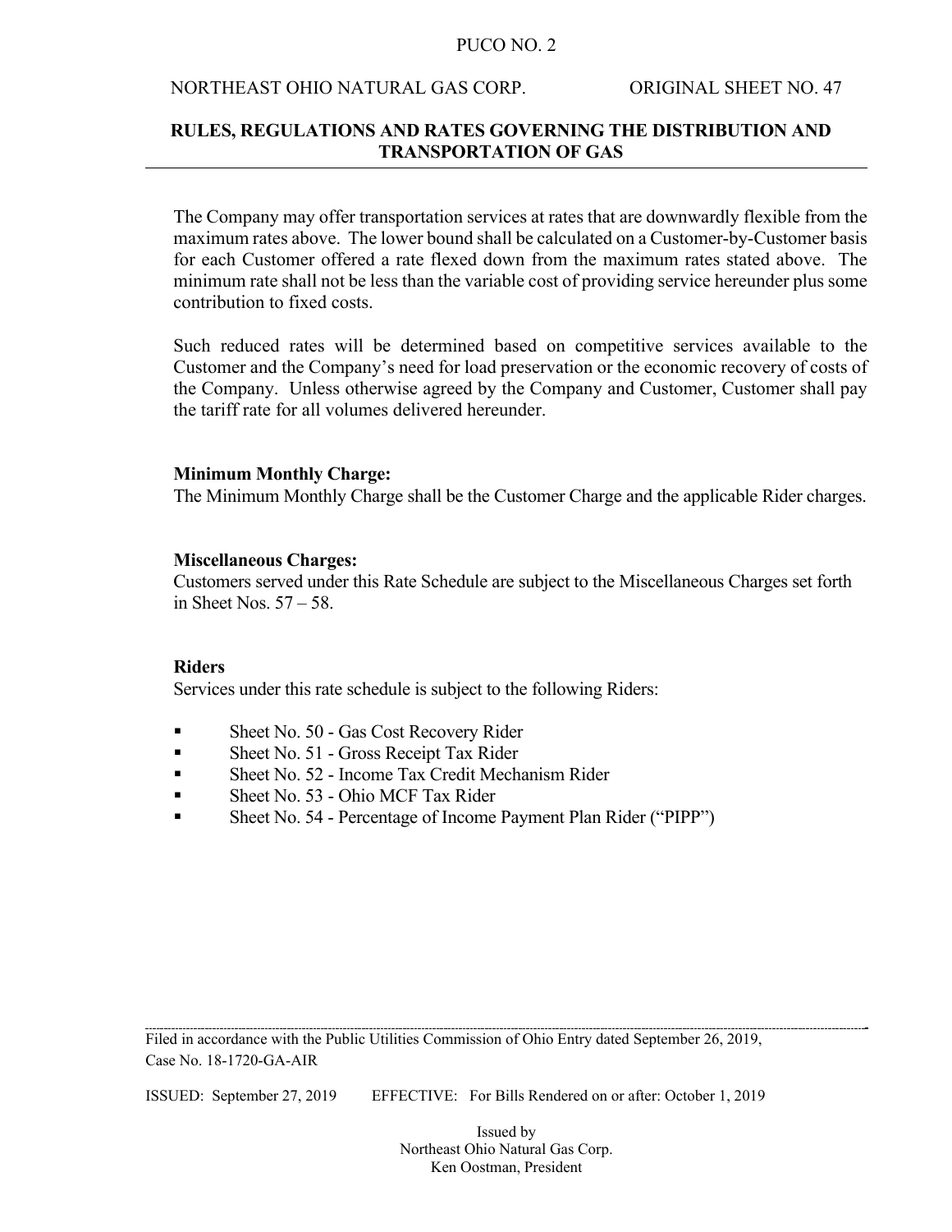The Company may offer transportation services at rates that are downwardly flexible from the maximum rates above. The lower bound shall be calculated on a Customer-by-Customer basis for each Customer offered a rate flexed down from the maximum rates stated above. The minimum rate shall not be less than the variable cost of providing service hereunder plus some contribution to fixed costs.

Such reduced rates will be determined based on competitive services available to the Customer and the Company's need for load preservation or the economic recovery of costs of the Company. Unless otherwise agreed by the Company and Customer, Customer shall pay the tariff rate for all volumes delivered hereunder.

**Minimum Monthly Charge:**
The Minimum Monthly Charge shall be the Customer Charge and the applicable Rider charges.

**Miscellaneous Charges:**
Customers served under this Rate Schedule are subject to the Miscellaneous Charges set forth in Sheet Nos. 57 – 58.

**Riders**
Services under this rate schedule is subject to the following Riders:

- Sheet No. 50 - Gas Cost Recovery Rider
- Sheet No. 51 - Gross Receipt Tax Rider
- Sheet No. 52 - Income Tax Credit Mechanism Rider
- Sheet No. 53 - Ohio MCF Tax Rider
- Sheet No. 54 - Percentage of Income Payment Plan Rider ("PIPP")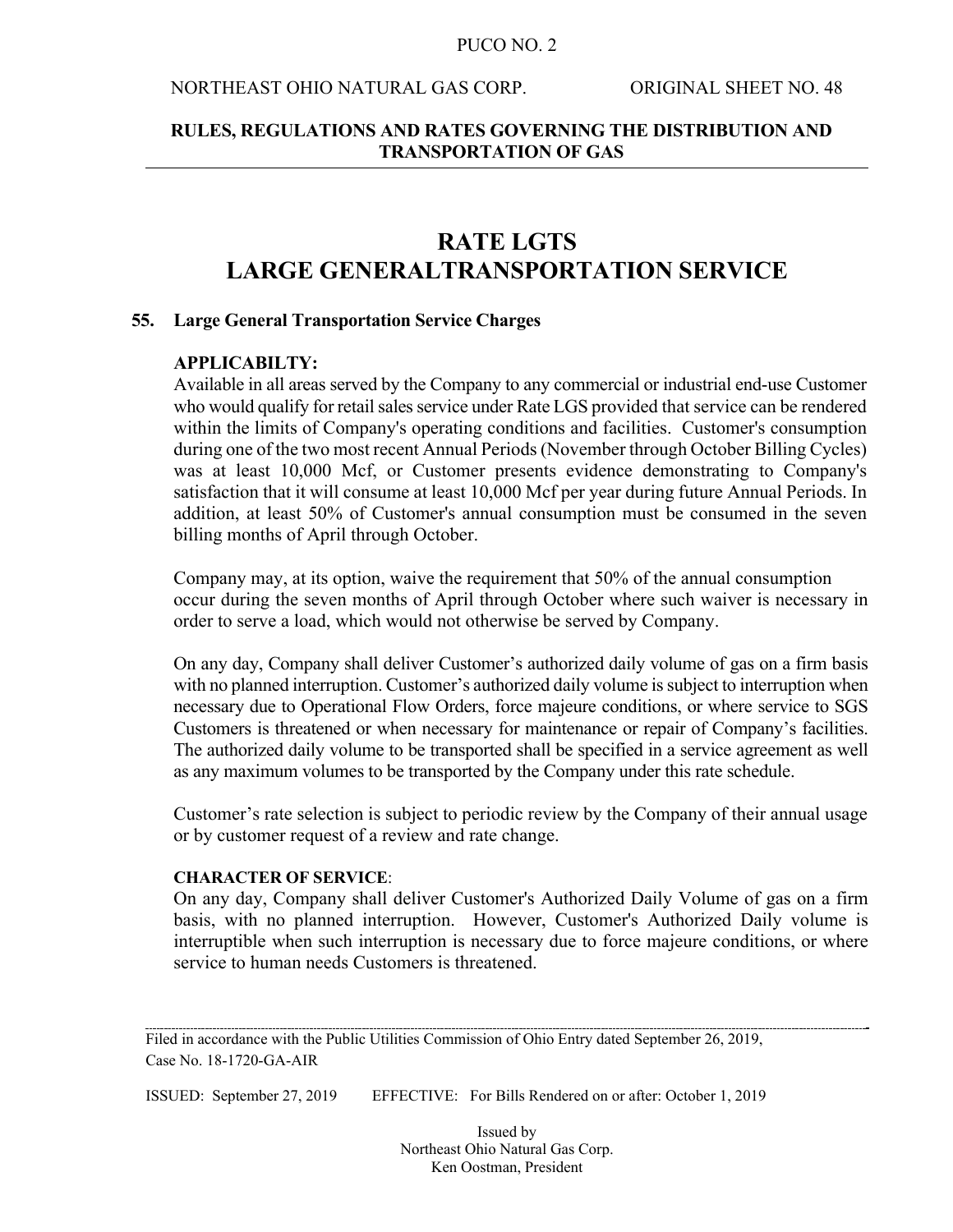# RATE LGTS
# LARGE GENERALTRANSPORTATION SERVICE

## 55. Large General Transportation Service Charges

**APPLICABILTY:**

Available in all areas served by the Company to any commercial or industrial end-use Customer who would qualify for retail sales service under Rate LGS provided that service can be rendered within the limits of Company's operating conditions and facilities. Customer's consumption during one of the two most recent Annual Periods (November through October Billing Cycles) was at least 10,000 Mcf, or Customer presents evidence demonstrating to Company's satisfaction that it will consume at least 10,000 Mcf per year during future Annual Periods. In addition, at least 50% of Customer's annual consumption must be consumed in the seven billing months of April through October.

Company may, at its option, waive the requirement that 50% of the annual consumption occur during the seven months of April through October where such waiver is necessary in order to serve a load, which would not otherwise be served by Company.

On any day, Company shall deliver Customer's authorized daily volume of gas on a firm basis with no planned interruption. Customer's authorized daily volume is subject to interruption when necessary due to Operational Flow Orders, force majeure conditions, or where service to SGS Customers is threatened or when necessary for maintenance or repair of Company's facilities. The authorized daily volume to be transported shall be specified in a service agreement as well as any maximum volumes to be transported by the Company under this rate schedule.

Customer's rate selection is subject to periodic review by the Company of their annual usage or by customer request of a review and rate change.

**CHARACTER OF SERVICE**:

On any day, Company shall deliver Customer's Authorized Daily Volume of gas on a firm basis, with no planned interruption. However, Customer's Authorized Daily volume is interruptible when such interruption is necessary due to force majeure conditions, or where service to human needs Customers is threatened.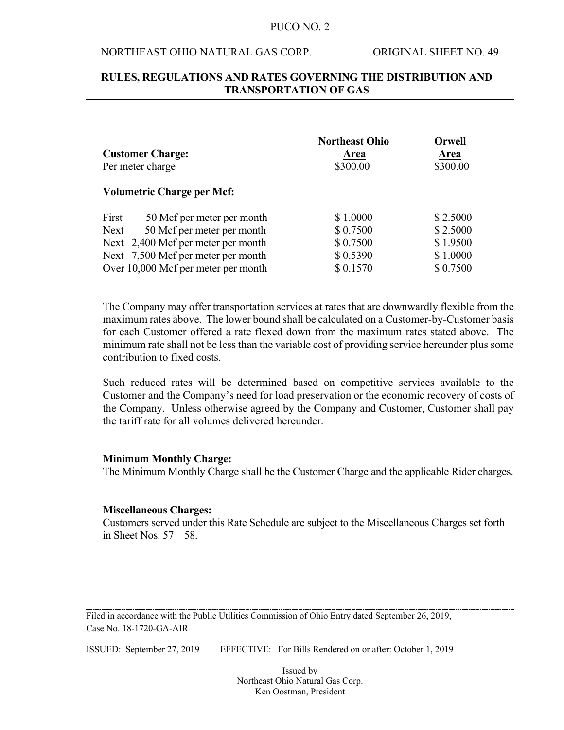| Customer Charge: | Northeast Ohio Area | Orwell Area |
|---|---|---|
| Per meter charge | $300.00 | $300.00 |

**Volumetric Charge per Mcf:**

| | Northeast Ohio Area | Orwell Area |
|---|---|---|
| First 50 Mcf per meter per month | $ 1.0000 | $ 2.5000 |
| Next 50 Mcf per meter per month | $ 0.7500 | $ 2.5000 |
| Next 2,400 Mcf per meter per month | $ 0.7500 | $ 1.9500 |
| Next 7,500 Mcf per meter per month | $ 0.5390 | $ 1.0000 |
| Over 10,000 Mcf per meter per month | $ 0.1570 | $ 0.7500 |

The Company may offer transportation services at rates that are downwardly flexible from the maximum rates above. The lower bound shall be calculated on a Customer-by-Customer basis for each Customer offered a rate flexed down from the maximum rates stated above. The minimum rate shall not be less than the variable cost of providing service hereunder plus some contribution to fixed costs.

Such reduced rates will be determined based on competitive services available to the Customer and the Company's need for load preservation or the economic recovery of costs of the Company. Unless otherwise agreed by the Company and Customer, Customer shall pay the tariff rate for all volumes delivered hereunder.

**Minimum Monthly Charge:**
The Minimum Monthly Charge shall be the Customer Charge and the applicable Rider charges.

**Miscellaneous Charges:**
Customers served under this Rate Schedule are subject to the Miscellaneous Charges set forth in Sheet Nos. 57 – 58.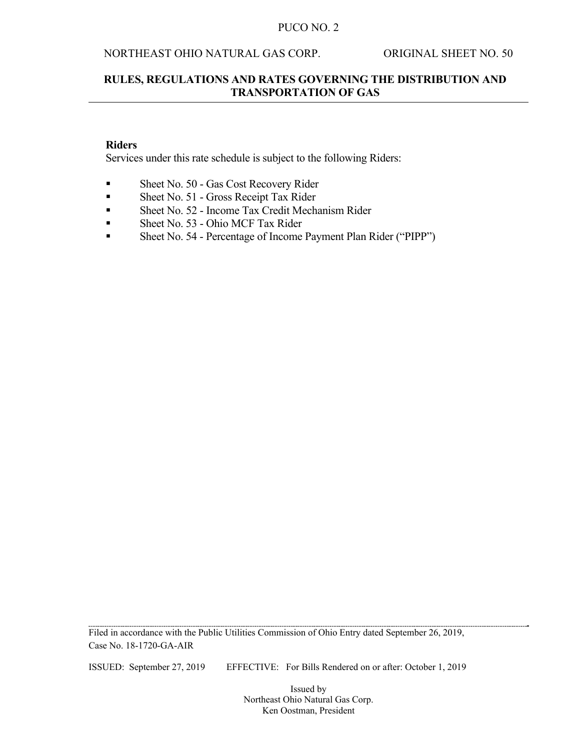PUCO NO. 2

NORTHEAST OHIO NATURAL GAS CORP. ORIGINAL SHEET NO. 50

**RULES, REGULATIONS AND RATES GOVERNING THE DISTRIBUTION AND TRANSPORTATION OF GAS**

**Riders**

Services under this rate schedule is subject to the following Riders:

- Sheet No. 50 - Gas Cost Recovery Rider
- Sheet No. 51 - Gross Receipt Tax Rider
- Sheet No. 52 - Income Tax Credit Mechanism Rider
- Sheet No. 53 - Ohio MCF Tax Rider
- Sheet No. 54 - Percentage of Income Payment Plan Rider ("PIPP")

Filed in accordance with the Public Utilities Commission of Ohio Entry dated September 26, 2019, Case No. 18-1720-GA-AIR

ISSUED: September 27, 2019 EFFECTIVE: For Bills Rendered on or after: October 1, 2019

Issued by
Northeast Ohio Natural Gas Corp.
Ken Oostman, President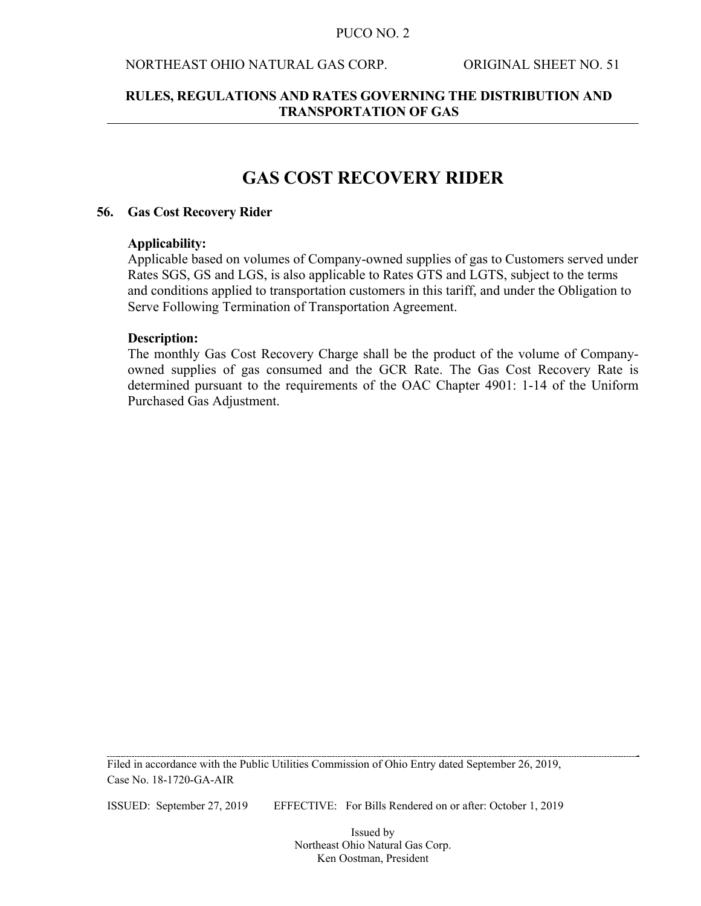# GAS COST RECOVERY RIDER

## 56. Gas Cost Recovery Rider

**Applicability:**

Applicable based on volumes of Company-owned supplies of gas to Customers served under Rates SGS, GS and LGS, is also applicable to Rates GTS and LGTS, subject to the terms and conditions applied to transportation customers in this tariff, and under the Obligation to Serve Following Termination of Transportation Agreement.

**Description:**

The monthly Gas Cost Recovery Charge shall be the product of the volume of Company-owned supplies of gas consumed and the GCR Rate. The Gas Cost Recovery Rate is determined pursuant to the requirements of the OAC Chapter 4901: 1-14 of the Uniform Purchased Gas Adjustment.

Filed in accordance with the Public Utilities Commission of Ohio Entry dated September 26, 2019, Case No. 18-1720-GA-AIR

ISSUED: September 27, 2019 EFFECTIVE: For Bills Rendered on or after: October 1, 2019

Issued by
Northeast Ohio Natural Gas Corp.
Ken Oostman, President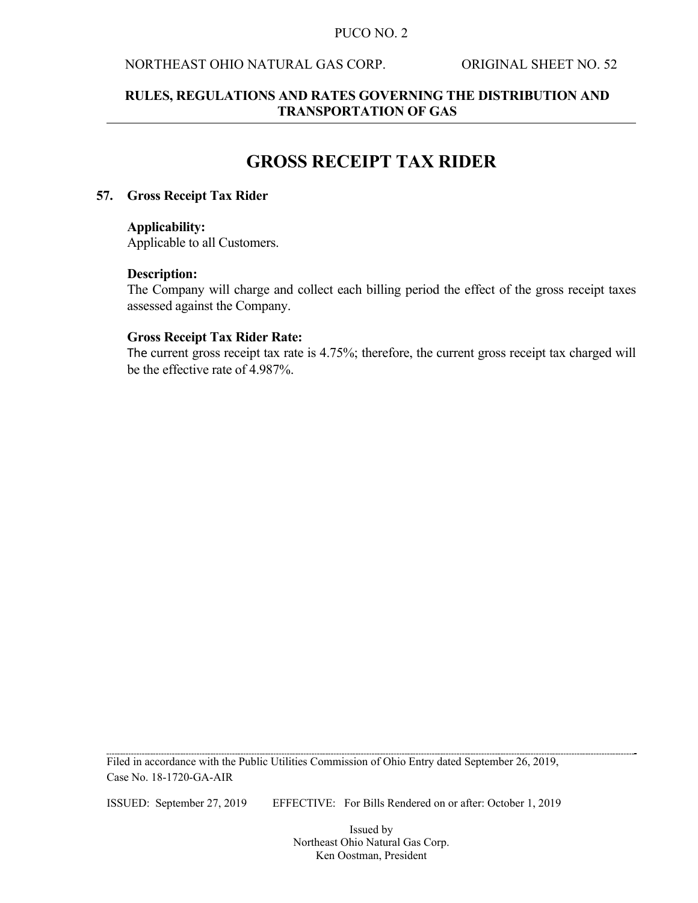# GROSS RECEIPT TAX RIDER

## 57. Gross Receipt Tax Rider

**Applicability:**
Applicable to all Customers.

**Description:**
The Company will charge and collect each billing period the effect of the gross receipt taxes assessed against the Company.

**Gross Receipt Tax Rider Rate:**
The current gross receipt tax rate is 4.75%; therefore, the current gross receipt tax charged will be the effective rate of 4.987%.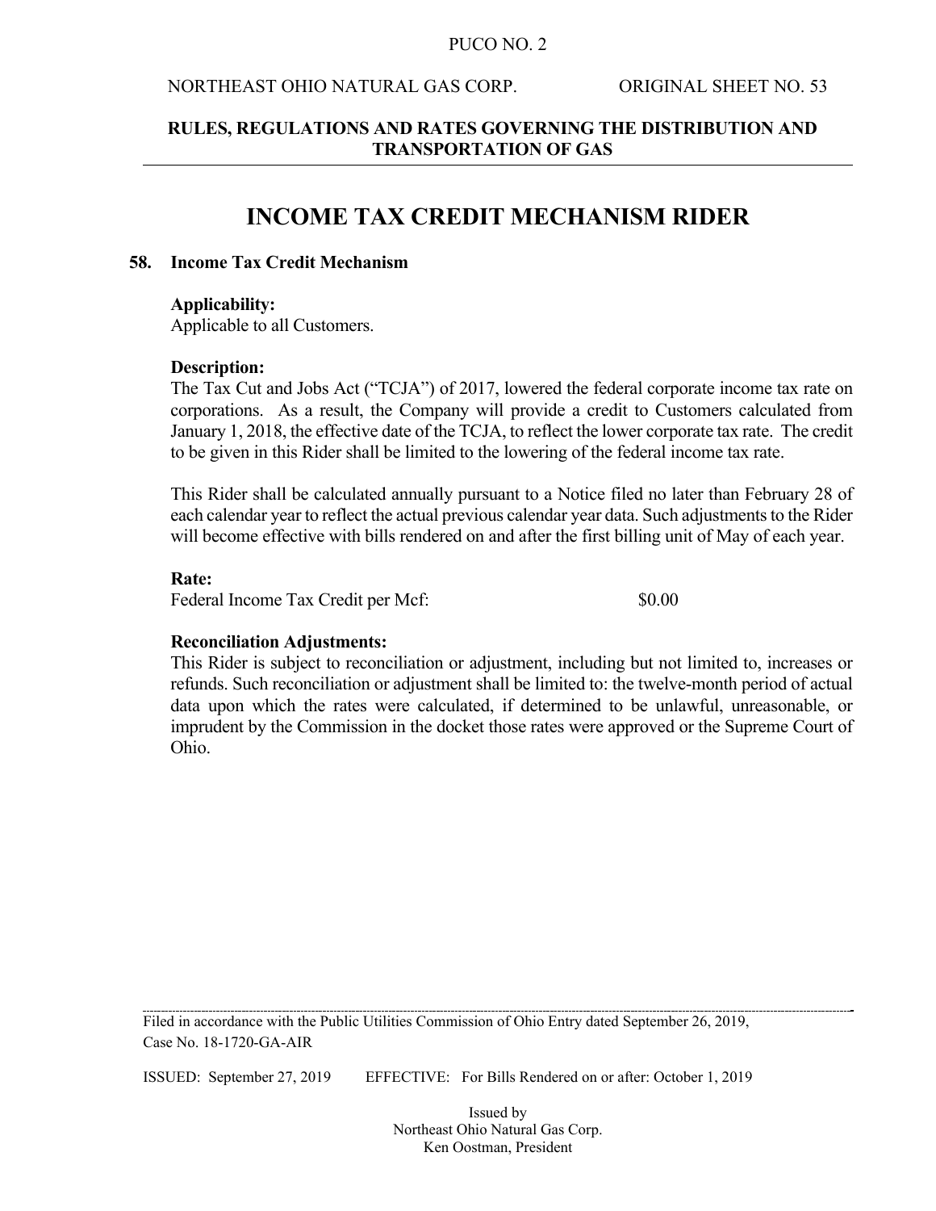# INCOME TAX CREDIT MECHANISM RIDER

## 58. Income Tax Credit Mechanism

**Applicability:**
Applicable to all Customers.

**Description:**
The Tax Cut and Jobs Act ("TCJA") of 2017, lowered the federal corporate income tax rate on corporations. As a result, the Company will provide a credit to Customers calculated from January 1, 2018, the effective date of the TCJA, to reflect the lower corporate tax rate. The credit to be given in this Rider shall be limited to the lowering of the federal income tax rate.

This Rider shall be calculated annually pursuant to a Notice filed no later than February 28 of each calendar year to reflect the actual previous calendar year data. Such adjustments to the Rider will become effective with bills rendered on and after the first billing unit of May of each year.

**Rate:**

| Federal Income Tax Credit per Mcf: | $0.00 |
|---|---|

**Reconciliation Adjustments:**
This Rider is subject to reconciliation or adjustment, including but not limited to, increases or refunds. Such reconciliation or adjustment shall be limited to: the twelve-month period of actual data upon which the rates were calculated, if determined to be unlawful, unreasonable, or imprudent by the Commission in the docket those rates were approved or the Supreme Court of Ohio.

Filed in accordance with the Public Utilities Commission of Ohio Entry dated September 26, 2019, Case No. 18-1720-GA-AIR

ISSUED: September 27, 2019 EFFECTIVE: For Bills Rendered on or after: October 1, 2019

Issued by
Northeast Ohio Natural Gas Corp.
Ken Oostman, President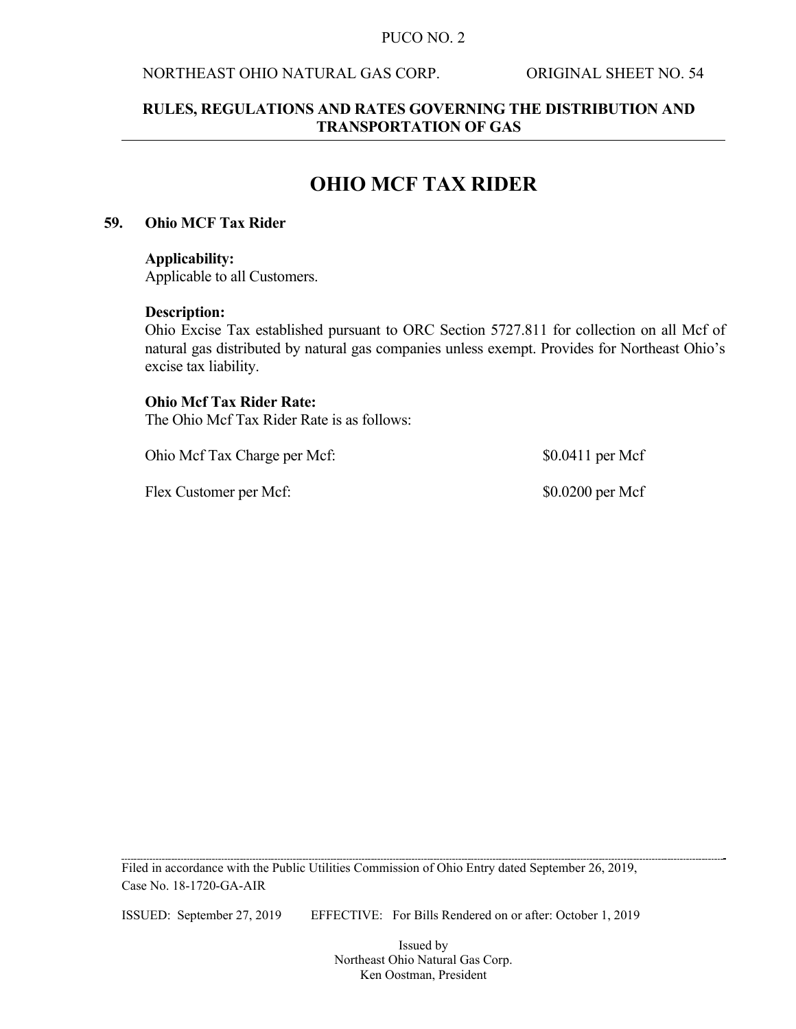# OHIO MCF TAX RIDER

## 59. Ohio MCF Tax Rider

**Applicability:**
Applicable to all Customers.

**Description:**
Ohio Excise Tax established pursuant to ORC Section 5727.811 for collection on all Mcf of natural gas distributed by natural gas companies unless exempt. Provides for Northeast Ohio's excise tax liability.

**Ohio Mcf Tax Rider Rate:**
The Ohio Mcf Tax Rider Rate is as follows:

| | |
|---|---|
| Ohio Mcf Tax Charge per Mcf: | $0.0411 per Mcf |
| Flex Customer per Mcf: | $0.0200 per Mcf |

Filed in accordance with the Public Utilities Commission of Ohio Entry dated September 26, 2019, Case No. 18-1720-GA-AIR

ISSUED: September 27, 2019 EFFECTIVE: For Bills Rendered on or after: October 1, 2019

Issued by
Northeast Ohio Natural Gas Corp.
Ken Oostman, President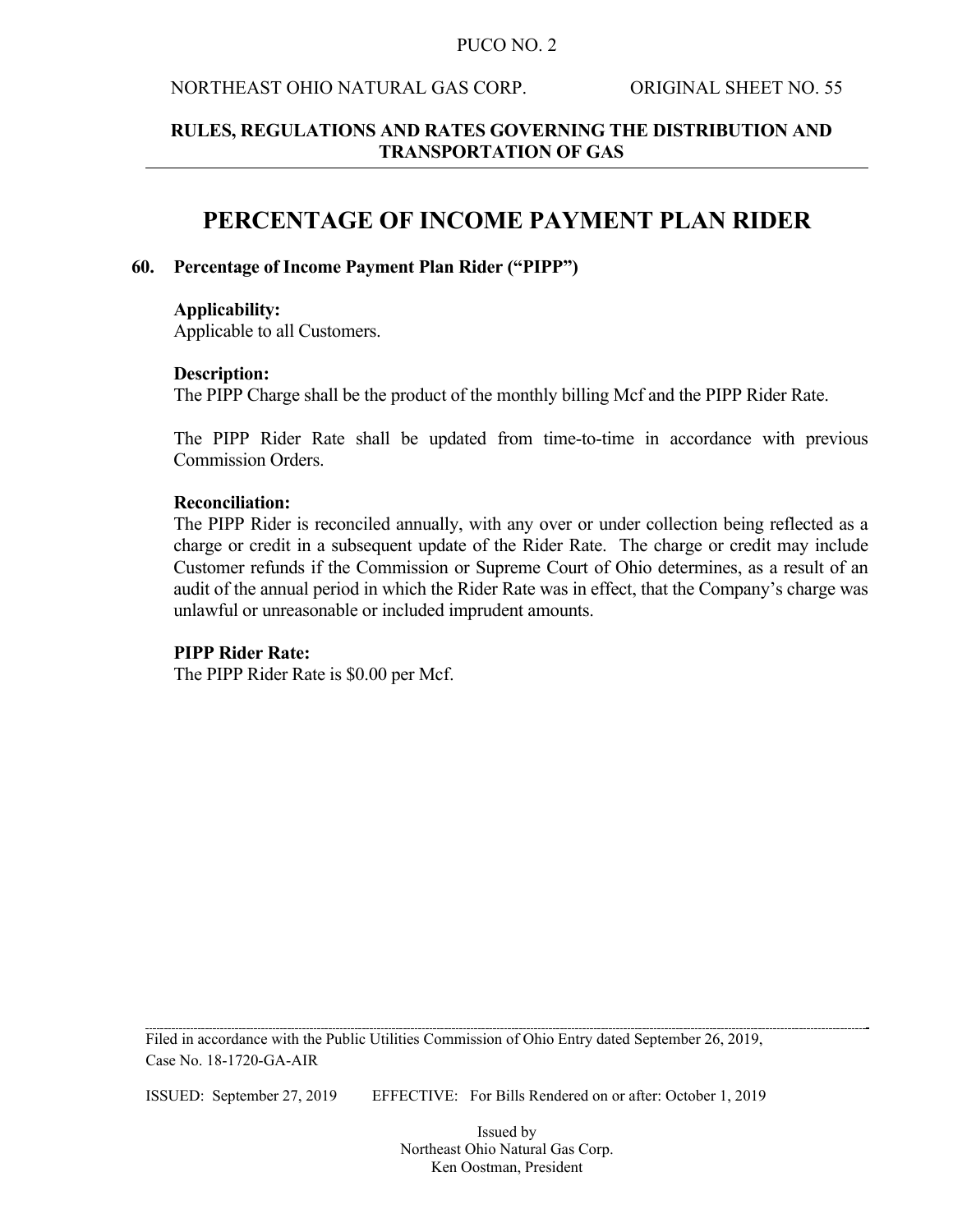# PERCENTAGE OF INCOME PAYMENT PLAN RIDER

## 60. Percentage of Income Payment Plan Rider ("PIPP")

**Applicability:**
Applicable to all Customers.

**Description:**
The PIPP Charge shall be the product of the monthly billing Mcf and the PIPP Rider Rate.

The PIPP Rider Rate shall be updated from time-to-time in accordance with previous Commission Orders.

**Reconciliation:**
The PIPP Rider is reconciled annually, with any over or under collection being reflected as a charge or credit in a subsequent update of the Rider Rate. The charge or credit may include Customer refunds if the Commission or Supreme Court of Ohio determines, as a result of an audit of the annual period in which the Rider Rate was in effect, that the Company's charge was unlawful or unreasonable or included imprudent amounts.

**PIPP Rider Rate:**
The PIPP Rider Rate is $0.00 per Mcf.

Filed in accordance with the Public Utilities Commission of Ohio Entry dated September 26, 2019, Case No. 18-1720-GA-AIR

ISSUED: September 27, 2019 EFFECTIVE: For Bills Rendered on or after: October 1, 2019

Issued by
Northeast Ohio Natural Gas Corp.
Ken Oostman, President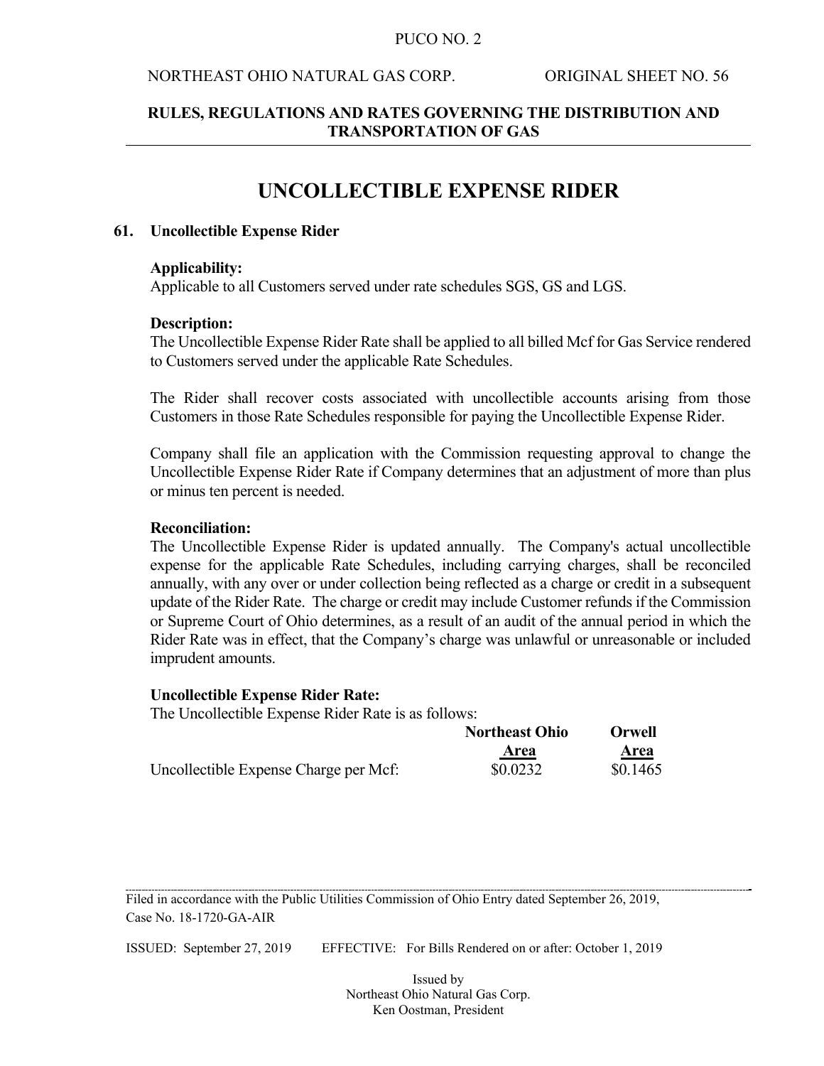# UNCOLLECTIBLE EXPENSE RIDER

## 61. Uncollectible Expense Rider

**Applicability:**
Applicable to all Customers served under rate schedules SGS, GS and LGS.

**Description:**
The Uncollectible Expense Rider Rate shall be applied to all billed Mcf for Gas Service rendered to Customers served under the applicable Rate Schedules.

The Rider shall recover costs associated with uncollectible accounts arising from those Customers in those Rate Schedules responsible for paying the Uncollectible Expense Rider.

Company shall file an application with the Commission requesting approval to change the Uncollectible Expense Rider Rate if Company determines that an adjustment of more than plus or minus ten percent is needed.

**Reconciliation:**
The Uncollectible Expense Rider is updated annually. The Company's actual uncollectible expense for the applicable Rate Schedules, including carrying charges, shall be reconciled annually, with any over or under collection being reflected as a charge or credit in a subsequent update of the Rider Rate. The charge or credit may include Customer refunds if the Commission or Supreme Court of Ohio determines, as a result of an audit of the annual period in which the Rider Rate was in effect, that the Company's charge was unlawful or unreasonable or included imprudent amounts.

**Uncollectible Expense Rider Rate:**
The Uncollectible Expense Rider Rate is as follows:

| | Northeast Ohio Area | Orwell Area |
|---|---|---|
| Uncollectible Expense Charge per Mcf: | $0.0232 | $0.1465 |

Filed in accordance with the Public Utilities Commission of Ohio Entry dated September 26, 2019, Case No. 18-1720-GA-AIR

ISSUED: September 27, 2019 EFFECTIVE: For Bills Rendered on or after: October 1, 2019

Issued by
Northeast Ohio Natural Gas Corp.
Ken Oostman, President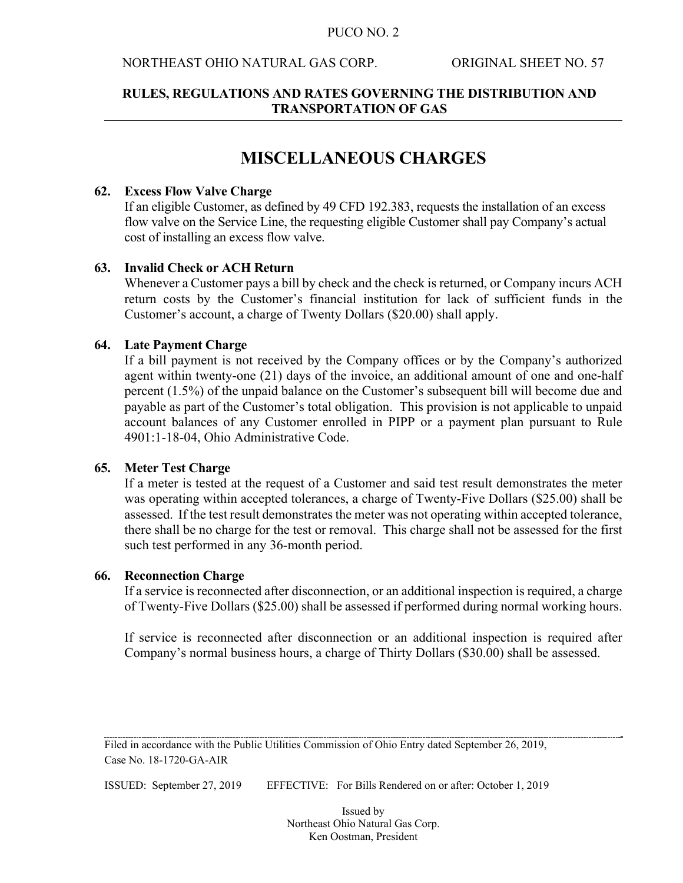# MISCELLANEOUS CHARGES

**62. Excess Flow Valve Charge**

If an eligible Customer, as defined by 49 CFD 192.383, requests the installation of an excess flow valve on the Service Line, the requesting eligible Customer shall pay Company's actual cost of installing an excess flow valve.

**63. Invalid Check or ACH Return**

Whenever a Customer pays a bill by check and the check is returned, or Company incurs ACH return costs by the Customer's financial institution for lack of sufficient funds in the Customer's account, a charge of Twenty Dollars ($20.00) shall apply.

**64. Late Payment Charge**

If a bill payment is not received by the Company offices or by the Company's authorized agent within twenty-one (21) days of the invoice, an additional amount of one and one-half percent (1.5%) of the unpaid balance on the Customer's subsequent bill will become due and payable as part of the Customer's total obligation. This provision is not applicable to unpaid account balances of any Customer enrolled in PIPP or a payment plan pursuant to Rule 4901:1-18-04, Ohio Administrative Code.

**65. Meter Test Charge**

If a meter is tested at the request of a Customer and said test result demonstrates the meter was operating within accepted tolerances, a charge of Twenty-Five Dollars ($25.00) shall be assessed. If the test result demonstrates the meter was not operating within accepted tolerance, there shall be no charge for the test or removal. This charge shall not be assessed for the first such test performed in any 36-month period.

**66. Reconnection Charge**

If a service is reconnected after disconnection, or an additional inspection is required, a charge of Twenty-Five Dollars ($25.00) shall be assessed if performed during normal working hours.

If service is reconnected after disconnection or an additional inspection is required after Company's normal business hours, a charge of Thirty Dollars ($30.00) shall be assessed.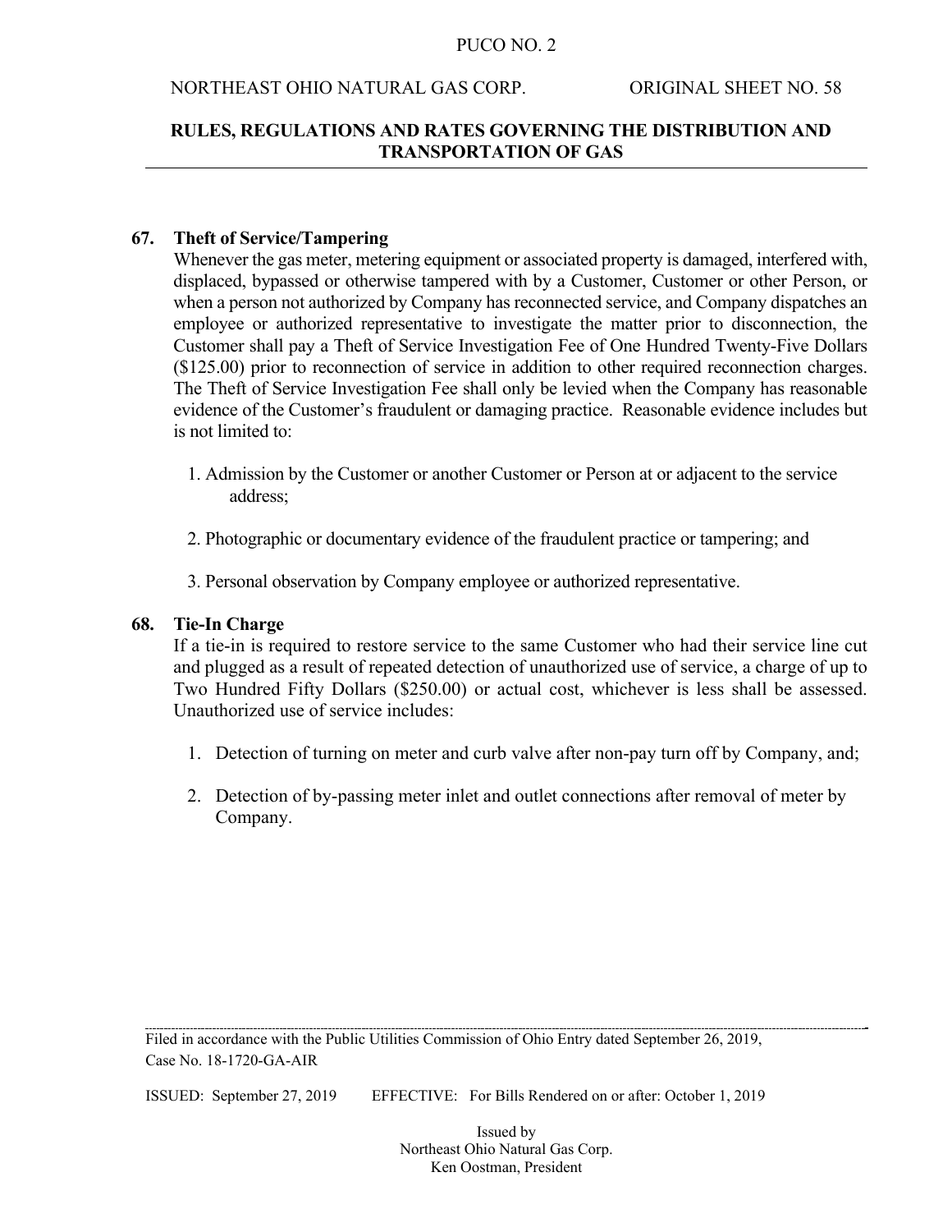## 67. Theft of Service/Tampering

Whenever the gas meter, metering equipment or associated property is damaged, interfered with, displaced, bypassed or otherwise tampered with by a Customer, Customer or other Person, or when a person not authorized by Company has reconnected service, and Company dispatches an employee or authorized representative to investigate the matter prior to disconnection, the Customer shall pay a Theft of Service Investigation Fee of One Hundred Twenty-Five Dollars ($125.00) prior to reconnection of service in addition to other required reconnection charges. The Theft of Service Investigation Fee shall only be levied when the Company has reasonable evidence of the Customer's fraudulent or damaging practice. Reasonable evidence includes but is not limited to:

1. Admission by the Customer or another Customer or Person at or adjacent to the service address;
2. Photographic or documentary evidence of the fraudulent practice or tampering; and
3. Personal observation by Company employee or authorized representative.

## 68. Tie-In Charge

If a tie-in is required to restore service to the same Customer who had their service line cut and plugged as a result of repeated detection of unauthorized use of service, a charge of up to Two Hundred Fifty Dollars ($250.00) or actual cost, whichever is less shall be assessed. Unauthorized use of service includes:

1. Detection of turning on meter and curb valve after non-pay turn off by Company, and;
2. Detection of by-passing meter inlet and outlet connections after removal of meter by Company.

Filed in accordance with the Public Utilities Commission of Ohio Entry dated September 26, 2019, Case No. 18-1720-GA-AIR

ISSUED: September 27, 2019 EFFECTIVE: For Bills Rendered on or after: October 1, 2019

Issued by
Northeast Ohio Natural Gas Corp.
Ken Oostman, President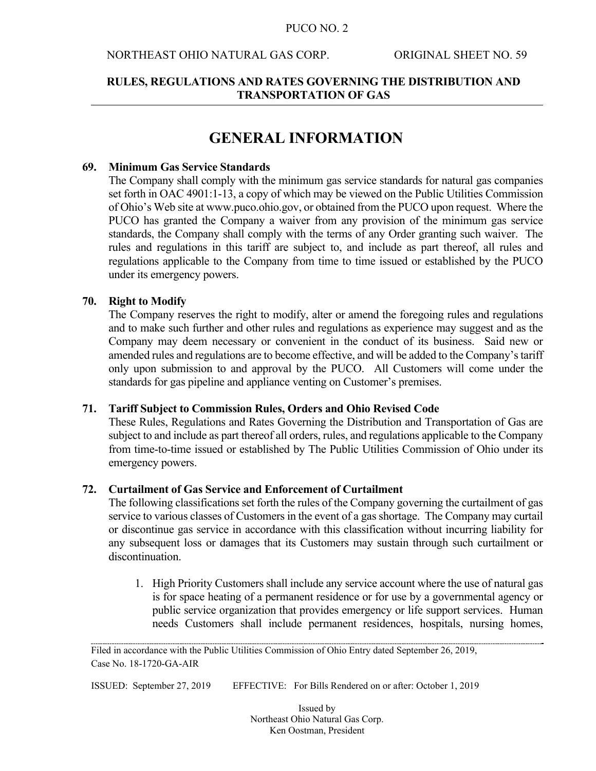# GENERAL INFORMATION

**69. Minimum Gas Service Standards**

The Company shall comply with the minimum gas service standards for natural gas companies set forth in OAC 4901:1-13, a copy of which may be viewed on the Public Utilities Commission of Ohio's Web site at www.puco.ohio.gov, or obtained from the PUCO upon request. Where the PUCO has granted the Company a waiver from any provision of the minimum gas service standards, the Company shall comply with the terms of any Order granting such waiver. The rules and regulations in this tariff are subject to, and include as part thereof, all rules and regulations applicable to the Company from time to time issued or established by the PUCO under its emergency powers.

**70. Right to Modify**

The Company reserves the right to modify, alter or amend the foregoing rules and regulations and to make such further and other rules and regulations as experience may suggest and as the Company may deem necessary or convenient in the conduct of its business. Said new or amended rules and regulations are to become effective, and will be added to the Company's tariff only upon submission to and approval by the PUCO. All Customers will come under the standards for gas pipeline and appliance venting on Customer's premises.

**71. Tariff Subject to Commission Rules, Orders and Ohio Revised Code**

These Rules, Regulations and Rates Governing the Distribution and Transportation of Gas are subject to and include as part thereof all orders, rules, and regulations applicable to the Company from time-to-time issued or established by The Public Utilities Commission of Ohio under its emergency powers.

**72. Curtailment of Gas Service and Enforcement of Curtailment**

The following classifications set forth the rules of the Company governing the curtailment of gas service to various classes of Customers in the event of a gas shortage. The Company may curtail or discontinue gas service in accordance with this classification without incurring liability for any subsequent loss or damages that its Customers may sustain through such curtailment or discontinuation.

1. High Priority Customers shall include any service account where the use of natural gas is for space heating of a permanent residence or for use by a governmental agency or public service organization that provides emergency or life support services. Human needs Customers shall include permanent residences, hospitals, nursing homes,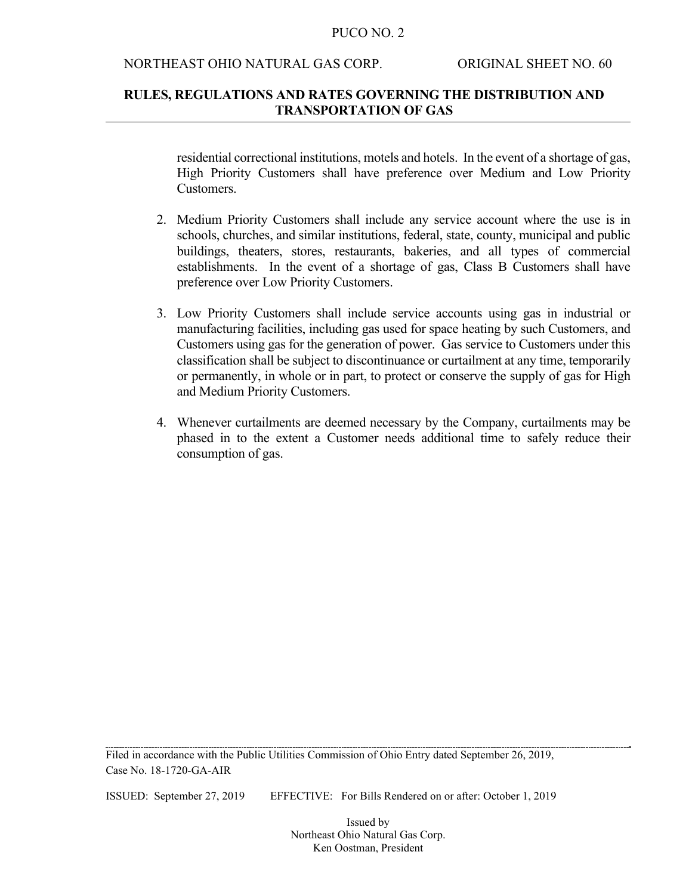residential correctional institutions, motels and hotels. In the event of a shortage of gas, High Priority Customers shall have preference over Medium and Low Priority Customers.

2. Medium Priority Customers shall include any service account where the use is in schools, churches, and similar institutions, federal, state, county, municipal and public buildings, theaters, stores, restaurants, bakeries, and all types of commercial establishments. In the event of a shortage of gas, Class B Customers shall have preference over Low Priority Customers.

3. Low Priority Customers shall include service accounts using gas in industrial or manufacturing facilities, including gas used for space heating by such Customers, and Customers using gas for the generation of power. Gas service to Customers under this classification shall be subject to discontinuance or curtailment at any time, temporarily or permanently, in whole or in part, to protect or conserve the supply of gas for High and Medium Priority Customers.

4. Whenever curtailments are deemed necessary by the Company, curtailments may be phased in to the extent a Customer needs additional time to safely reduce their consumption of gas.

Filed in accordance with the Public Utilities Commission of Ohio Entry dated September 26, 2019, Case No. 18-1720-GA-AIR

ISSUED: September 27, 2019 EFFECTIVE: For Bills Rendered on or after: October 1, 2019

Issued by
Northeast Ohio Natural Gas Corp.
Ken Oostman, President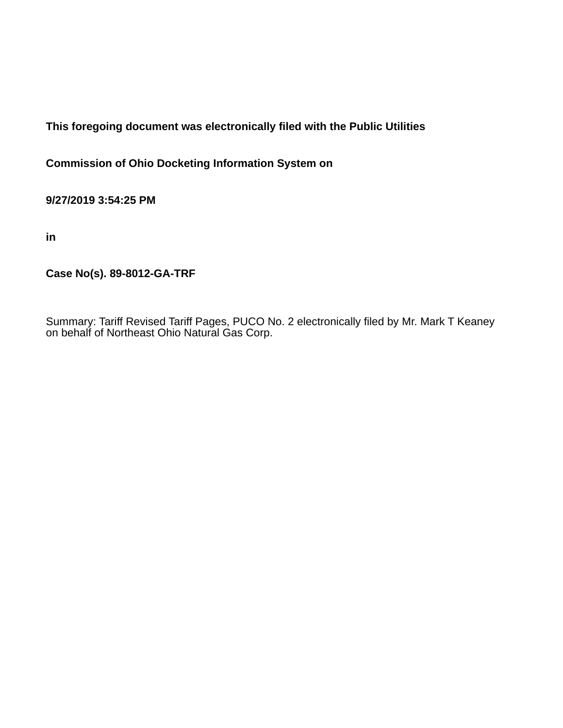**This foregoing document was electronically filed with the Public Utilities**

**Commission of Ohio Docketing Information System on**

**9/27/2019 3:54:25 PM**

**in**

**Case No(s). 89-8012-GA-TRF**

Summary: Tariff Revised Tariff Pages, PUCO No. 2 electronically filed by Mr. Mark T Keaney on behalf of Northeast Ohio Natural Gas Corp.